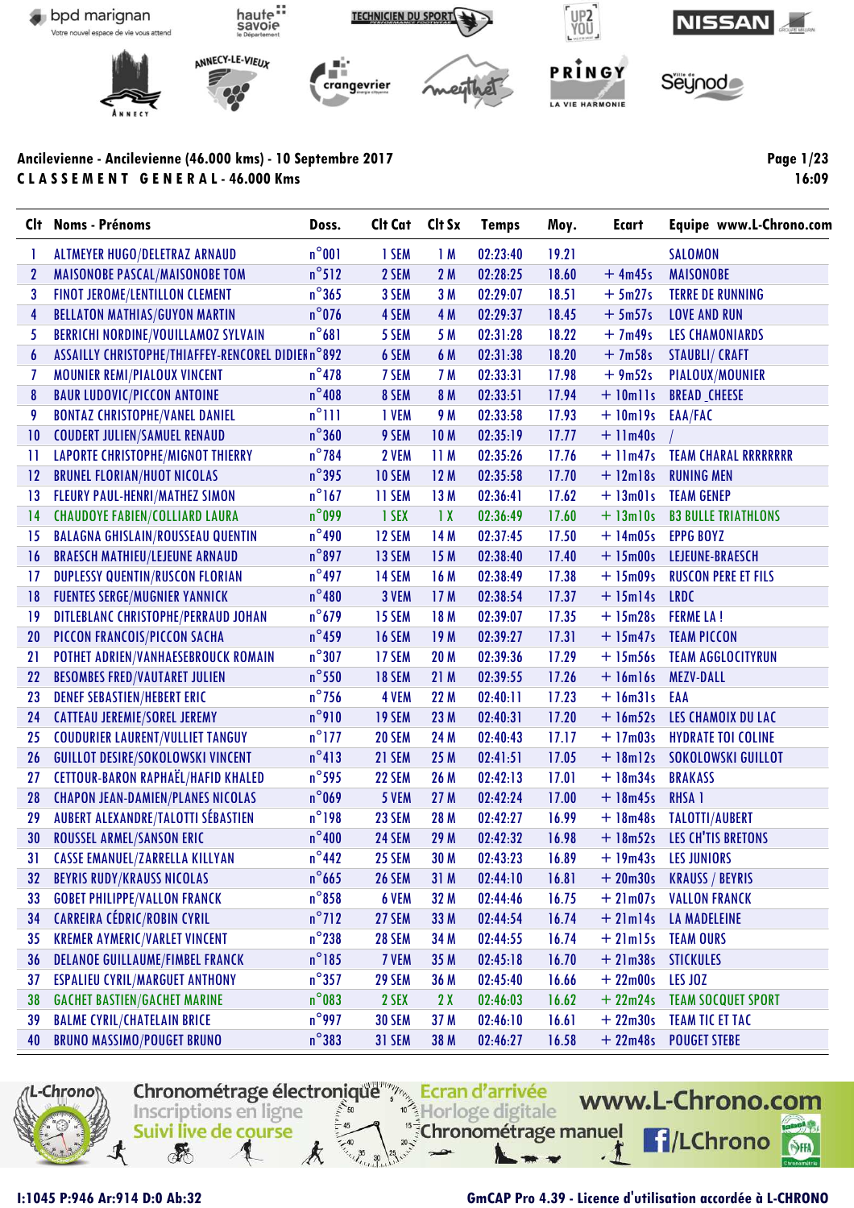Ancilevienne - Ancilevienne (46.000 kms) - 10 Septembre 2017

**C L A S S E M E N T   G E N E R A L - 46.000 Kms**

16:09

| Clt | Noms - Prénoms | Doss. | Clt Cat | Clt Sx | Temps | Moy. | Ecart | Equipe www.L-Chrono.com |
|---|---|---|---|---|---|---|---|---|
| 1 | ALTMEYER HUGO/DELETRAZ ARNAUD | n°001 | 1 SEM | 1 M | 02:23:40 | 19.21 | | SALOMON |
| 2 | MAISONOBE PASCAL/MAISONOBE TOM | n°512 | 2 SEM | 2 M | 02:28:25 | 18.60 | + 4m45s | MAISONOBE |
| 3 | FINOT JEROME/LENTILLON CLEMENT | n°365 | 3 SEM | 3 M | 02:29:07 | 18.51 | + 5m27s | TERRE DE RUNNING |
| 4 | BELLATON MATHIAS/GUYON MARTIN | n°076 | 4 SEM | 4 M | 02:29:37 | 18.45 | + 5m57s | LOVE AND RUN |
| 5 | BERRICHI NORDINE/VOUILLAMOZ SYLVAIN | n°681 | 5 SEM | 5 M | 02:31:28 | 18.22 | + 7m49s | LES CHAMONIARDS |
| 6 | ASSAILLY CHRISTOPHE/THIAFFEY-RENCOREL DIDIER | n°892 | 6 SEM | 6 M | 02:31:38 | 18.20 | + 7m58s | STAUBLI/ CRAFT |
| 7 | MOUNIER REMI/PIALOUX VINCENT | n°478 | 7 SEM | 7 M | 02:33:31 | 17.98 | + 9m52s | PIALOUX/MOUNIER |
| 8 | BAUR LUDOVIC/PICCON ANTOINE | n°408 | 8 SEM | 8 M | 02:33:51 | 17.94 | + 10m11s | BREAD _CHEESE |
| 9 | BONTAZ CHRISTOPHE/VANEL DANIEL | n°111 | 1 VEM | 9 M | 02:33:58 | 17.93 | + 10m19s | EAA/FAC |
| 10 | COUDERT JULIEN/SAMUEL RENAUD | n°360 | 9 SEM | 10 M | 02:35:19 | 17.77 | + 11m40s | / |
| 11 | LAPORTE CHRISTOPHE/MIGNOT THIERRY | n°784 | 2 VEM | 11 M | 02:35:26 | 17.76 | + 11m47s | TEAM CHARAL RRRRRRRR |
| 12 | BRUNEL FLORIAN/HUOT NICOLAS | n°395 | 10 SEM | 12 M | 02:35:58 | 17.70 | + 12m18s | RUNING MEN |
| 13 | FLEURY PAUL-HENRI/MATHEZ SIMON | n°167 | 11 SEM | 13 M | 02:36:41 | 17.62 | + 13m01s | TEAM GENEP |
| 14 | CHAUDOYE FABIEN/COLLIARD LAURA | n°099 | 1 SEX | 1 X | 02:36:49 | 17.60 | + 13m10s | B3 BULLE TRIATHLONS |
| 15 | BALAGNA GHISLAIN/ROUSSEAU QUENTIN | n°490 | 12 SEM | 14 M | 02:37:45 | 17.50 | + 14m05s | EPPG BOYZ |
| 16 | BRAESCH MATHIEU/LEJEUNE ARNAUD | n°897 | 13 SEM | 15 M | 02:38:40 | 17.40 | + 15m00s | LEJEUNE-BRAESCH |
| 17 | DUPLESSY QUENTIN/RUSCON FLORIAN | n°497 | 14 SEM | 16 M | 02:38:49 | 17.38 | + 15m09s | RUSCON PERE ET FILS |
| 18 | FUENTES SERGE/MUGNIER YANNICK | n°480 | 3 VEM | 17 M | 02:38:54 | 17.37 | + 15m14s | LRDC |
| 19 | DITLEBLANC CHRISTOPHE/PERRAUD JOHAN | n°679 | 15 SEM | 18 M | 02:39:07 | 17.35 | + 15m28s | FERME LA ! |
| 20 | PICCON FRANCOIS/PICCON SACHA | n°459 | 16 SEM | 19 M | 02:39:27 | 17.31 | + 15m47s | TEAM PICCON |
| 21 | POTHET ADRIEN/VANHAESEBROUCK ROMAIN | n°307 | 17 SEM | 20 M | 02:39:36 | 17.29 | + 15m56s | TEAM AGGLOCITYRUN |
| 22 | BESOMBES FRED/VAUTARET JULIEN | n°550 | 18 SEM | 21 M | 02:39:55 | 17.26 | + 16m16s | MEZV-DALL |
| 23 | DENEF SEBASTIEN/HEBERT ERIC | n°756 | 4 VEM | 22 M | 02:40:11 | 17.23 | + 16m31s | EAA |
| 24 | CATTEAU JEREMIE/SOREL JEREMY | n°910 | 19 SEM | 23 M | 02:40:31 | 17.20 | + 16m52s | LES CHAMOIX DU LAC |
| 25 | COUDURIER LAURENT/VULLIET TANGUY | n°177 | 20 SEM | 24 M | 02:40:43 | 17.17 | + 17m03s | HYDRATE TOI COLINE |
| 26 | GUILLOT DESIRE/SOKOLOWSKI VINCENT | n°413 | 21 SEM | 25 M | 02:41:51 | 17.05 | + 18m12s | SOKOLOWSKI GUILLOT |
| 27 | CETTOUR-BARON RAPHAËL/HAFID KHALED | n°595 | 22 SEM | 26 M | 02:42:13 | 17.01 | + 18m34s | BRAKASS |
| 28 | CHAPON JEAN-DAMIEN/PLANES NICOLAS | n°069 | 5 VEM | 27 M | 02:42:24 | 17.00 | + 18m45s | RHSA 1 |
| 29 | AUBERT ALEXANDRE/TALOTTI SÉBASTIEN | n°198 | 23 SEM | 28 M | 02:42:27 | 16.99 | + 18m48s | TALOTTI/AUBERT |
| 30 | ROUSSEL ARMEL/SANSON ERIC | n°400 | 24 SEM | 29 M | 02:42:32 | 16.98 | + 18m52s | LES CH'TIS BRETONS |
| 31 | CASSE EMANUEL/ZARRELLA KILLYAN | n°442 | 25 SEM | 30 M | 02:43:23 | 16.89 | + 19m43s | LES JUNIORS |
| 32 | BEYRIS RUDY/KRAUSS NICOLAS | n°665 | 26 SEM | 31 M | 02:44:10 | 16.81 | + 20m30s | KRAUSS / BEYRIS |
| 33 | GOBET PHILIPPE/VALLON FRANCK | n°858 | 6 VEM | 32 M | 02:44:46 | 16.75 | + 21m07s | VALLON FRANCK |
| 34 | CARREIRA CÉDRIC/ROBIN CYRIL | n°712 | 27 SEM | 33 M | 02:44:54 | 16.74 | + 21m14s | LA MADELEINE |
| 35 | KREMER AYMERIC/VARLET VINCENT | n°238 | 28 SEM | 34 M | 02:44:55 | 16.74 | + 21m15s | TEAM OURS |
| 36 | DELANOE GUILLAUME/FIMBEL FRANCK | n°185 | 7 VEM | 35 M | 02:45:18 | 16.70 | + 21m38s | STICKULES |
| 37 | ESPALIEU CYRIL/MARGUET ANTHONY | n°357 | 29 SEM | 36 M | 02:45:40 | 16.66 | + 22m00s | LES JOZ |
| 38 | GACHET BASTIEN/GACHET MARINE | n°083 | 2 SEX | 2 X | 02:46:03 | 16.62 | + 22m24s | TEAM SOCQUET SPORT |
| 39 | BALME CYRIL/CHATELAIN BRICE | n°997 | 30 SEM | 37 M | 02:46:10 | 16.61 | + 22m30s | TEAM TIC ET TAC |
| 40 | BRUNO MASSIMO/POUGET BRUNO | n°383 | 31 SEM | 38 M | 02:46:27 | 16.58 | + 22m48s | POUGET STEBE |

Chronométrage électronique · Inscriptions en ligne · Suivi live de course · Ecran d'arrivée · Horloge digitale · Chronométrage manuel · www.L-Chrono.com · /LChrono

I:1045 P:946 Ar:914 D:0 Ab:32

GmCAP Pro 4.39 - Licence d'utilisation accordée à L-CHRONO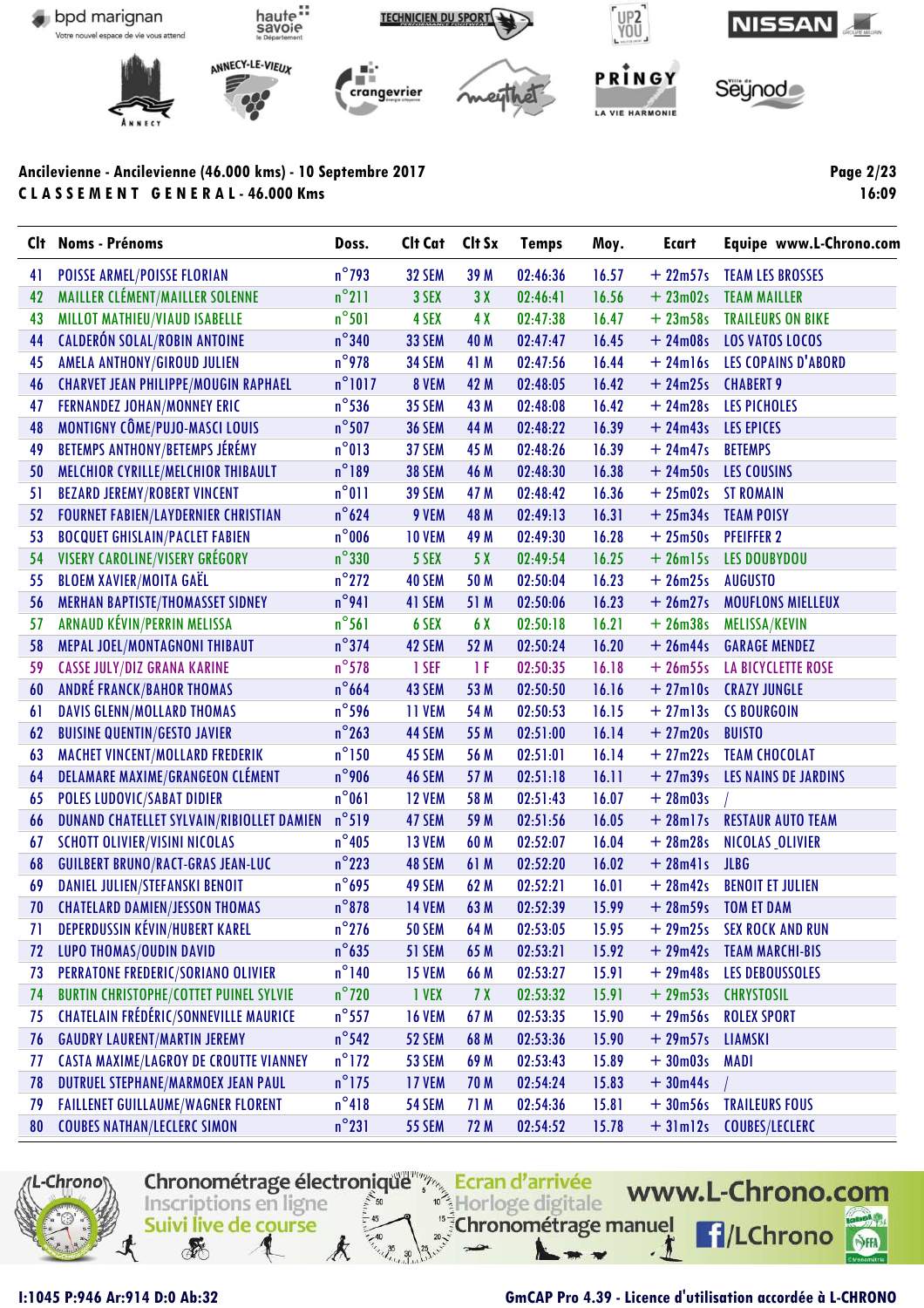Ancilevienne - Ancilevienne (46.000 kms) - 10 Septembre 2017

**C L A S S E M E N T   G E N E R A L - 46.000 Kms**

| Clt | Noms - Prénoms | Doss. | Clt Cat | Clt Sx | Temps | Moy. | Ecart | Equipe www.L-Chrono.com |
|---|---|---|---|---|---|---|---|---|
| 41 | POISSE ARMEL/POISSE FLORIAN | n°793 | 32 SEM | 39 M | 02:46:36 | 16.57 | + 22m57s | TEAM LES BROSSES |
| 42 | MAILLER CLÉMENT/MAILLER SOLENNE | n°211 | 3 SEX | 3 X | 02:46:41 | 16.56 | + 23m02s | TEAM MAILLER |
| 43 | MILLOT MATHIEU/VIAUD ISABELLE | n°501 | 4 SEX | 4 X | 02:47:38 | 16.47 | + 23m58s | TRAILEURS ON BIKE |
| 44 | CALDERÓN SOLAL/ROBIN ANTOINE | n°340 | 33 SEM | 40 M | 02:47:47 | 16.45 | + 24m08s | LOS VATOS LOCOS |
| 45 | AMELA ANTHONY/GIROUD JULIEN | n°978 | 34 SEM | 41 M | 02:47:56 | 16.44 | + 24m16s | LES COPAINS D'ABORD |
| 46 | CHARVET JEAN PHILIPPE/MOUGIN RAPHAEL | n°1017 | 8 VEM | 42 M | 02:48:05 | 16.42 | + 24m25s | CHABERT 9 |
| 47 | FERNANDEZ JOHAN/MONNEY ERIC | n°536 | 35 SEM | 43 M | 02:48:08 | 16.42 | + 24m28s | LES PICHOLES |
| 48 | MONTIGNY CÔME/PUJO-MASCI LOUIS | n°507 | 36 SEM | 44 M | 02:48:22 | 16.39 | + 24m43s | LES EPICES |
| 49 | BETEMPS ANTHONY/BETEMPS JÉRÉMY | n°013 | 37 SEM | 45 M | 02:48:26 | 16.39 | + 24m47s | BETEMPS |
| 50 | MELCHIOR CYRILLE/MELCHIOR THIBAULT | n°189 | 38 SEM | 46 M | 02:48:30 | 16.38 | + 24m50s | LES COUSINS |
| 51 | BEZARD JEREMY/ROBERT VINCENT | n°011 | 39 SEM | 47 M | 02:48:42 | 16.36 | + 25m02s | ST ROMAIN |
| 52 | FOURNET FABIEN/LAYDERNIER CHRISTIAN | n°624 | 9 VEM | 48 M | 02:49:13 | 16.31 | + 25m34s | TEAM POISY |
| 53 | BOCQUET GHISLAIN/PACLET FABIEN | n°006 | 10 VEM | 49 M | 02:49:30 | 16.28 | + 25m50s | PFEIFFER 2 |
| 54 | VISERY CAROLINE/VISERY GRÉGORY | n°330 | 5 SEX | 5 X | 02:49:54 | 16.25 | + 26m15s | LES DOUBYDOU |
| 55 | BLOEM XAVIER/MOITA GAËL | n°272 | 40 SEM | 50 M | 02:50:04 | 16.23 | + 26m25s | AUGUSTO |
| 56 | MERHAN BAPTISTE/THOMASSET SIDNEY | n°941 | 41 SEM | 51 M | 02:50:06 | 16.23 | + 26m27s | MOUFLONS MIELLEUX |
| 57 | ARNAUD KÉVIN/PERRIN MELISSA | n°561 | 6 SEX | 6 X | 02:50:18 | 16.21 | + 26m38s | MELISSA/KEVIN |
| 58 | MEPAL JOEL/MONTAGNONI THIBAUT | n°374 | 42 SEM | 52 M | 02:50:24 | 16.20 | + 26m44s | GARAGE MENDEZ |
| 59 | CASSE JULY/DIZ GRANA KARINE | n°578 | 1 SEF | 1 F | 02:50:35 | 16.18 | + 26m55s | LA BICYCLETTE ROSE |
| 60 | ANDRÉ FRANCK/BAHOR THOMAS | n°664 | 43 SEM | 53 M | 02:50:50 | 16.16 | + 27m10s | CRAZY JUNGLE |
| 61 | DAVIS GLENN/MOLLARD THOMAS | n°596 | 11 VEM | 54 M | 02:50:53 | 16.15 | + 27m13s | CS BOURGOIN |
| 62 | BUISINE QUENTIN/GESTO JAVIER | n°263 | 44 SEM | 55 M | 02:51:00 | 16.14 | + 27m20s | BUISTO |
| 63 | MACHET VINCENT/MOLLARD FREDERIK | n°150 | 45 SEM | 56 M | 02:51:01 | 16.14 | + 27m22s | TEAM CHOCOLAT |
| 64 | DELAMARE MAXIME/GRANGEON CLÉMENT | n°906 | 46 SEM | 57 M | 02:51:18 | 16.11 | + 27m39s | LES NAINS DE JARDINS |
| 65 | POLES LUDOVIC/SABAT DIDIER | n°061 | 12 VEM | 58 M | 02:51:43 | 16.07 | + 28m03s | / |
| 66 | DUNAND CHATELLET SYLVAIN/RIBIOLLET DAMIEN | n°519 | 47 SEM | 59 M | 02:51:56 | 16.05 | + 28m17s | RESTAUR AUTO TEAM |
| 67 | SCHOTT OLIVIER/VISINI NICOLAS | n°405 | 13 VEM | 60 M | 02:52:07 | 16.04 | + 28m28s | NICOLAS_OLIVIER |
| 68 | GUILBERT BRUNO/RACT-GRAS JEAN-LUC | n°223 | 48 SEM | 61 M | 02:52:20 | 16.02 | + 28m41s | JLBG |
| 69 | DANIEL JULIEN/STEFANSKI BENOIT | n°695 | 49 SEM | 62 M | 02:52:21 | 16.01 | + 28m42s | BENOIT ET JULIEN |
| 70 | CHATELARD DAMIEN/JESSON THOMAS | n°878 | 14 VEM | 63 M | 02:52:39 | 15.99 | + 28m59s | TOM ET DAM |
| 71 | DEPERDUSSIN KÉVIN/HUBERT KAREL | n°276 | 50 SEM | 64 M | 02:53:05 | 15.95 | + 29m25s | SEX ROCK AND RUN |
| 72 | LUPO THOMAS/OUDIN DAVID | n°635 | 51 SEM | 65 M | 02:53:21 | 15.92 | + 29m42s | TEAM MARCHI-BIS |
| 73 | PERRATONE FREDERIC/SORIANO OLIVIER | n°140 | 15 VEM | 66 M | 02:53:27 | 15.91 | + 29m48s | LES DEBOUSSOLES |
| 74 | BURTIN CHRISTOPHE/COTTET PUINEL SYLVIE | n°720 | 1 VEX | 7 X | 02:53:32 | 15.91 | + 29m53s | CHRYSTOSIL |
| 75 | CHATELAIN FRÉDÉRIC/SONNEVILLE MAURICE | n°557 | 16 VEM | 67 M | 02:53:35 | 15.90 | + 29m56s | ROLEX SPORT |
| 76 | GAUDRY LAURENT/MARTIN JEREMY | n°542 | 52 SEM | 68 M | 02:53:36 | 15.90 | + 29m57s | LIAMSKI |
| 77 | CASTA MAXIME/LAGROY DE CROUTTE VIANNEY | n°172 | 53 SEM | 69 M | 02:53:43 | 15.89 | + 30m03s | MADI |
| 78 | DUTRUEL STEPHANE/MARMOEX JEAN PAUL | n°175 | 17 VEM | 70 M | 02:54:24 | 15.83 | + 30m44s | / |
| 79 | FAILLENET GUILLAUME/WAGNER FLORENT | n°418 | 54 SEM | 71 M | 02:54:36 | 15.81 | + 30m56s | TRAILEURS FOUS |
| 80 | COUBES NATHAN/LECLERC SIMON | n°231 | 55 SEM | 72 M | 02:54:52 | 15.78 | + 31m12s | COUBES/LECLERC |

I:1045 P:946 Ar:914 D:0 Ab:32

GmCAP Pro 4.39 - Licence d'utilisation accordée à L-CHRONO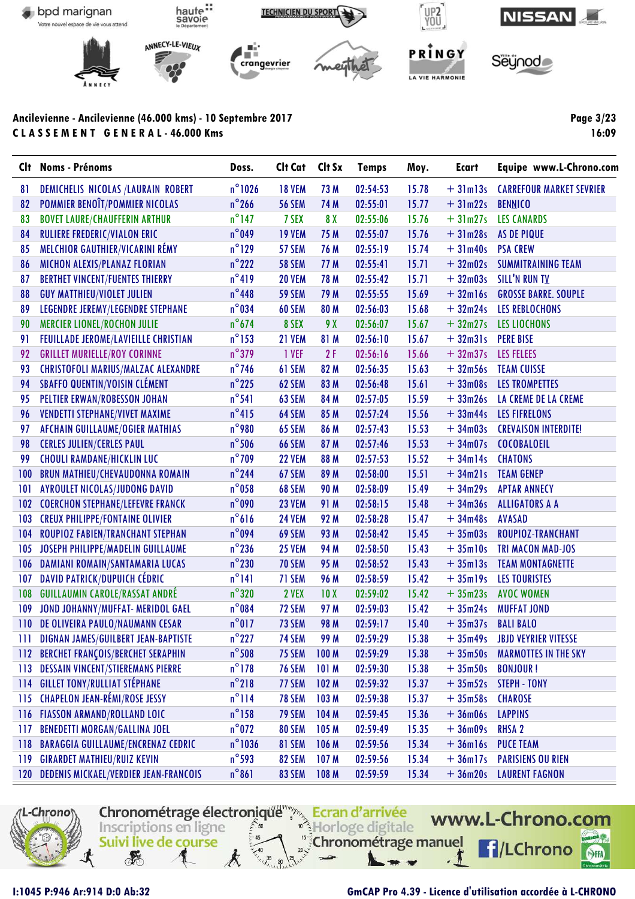Ancilevienne - Ancilevienne (46.000 kms) - 10 Septembre 2017

**C L A S S E M E N T   G E N E R A L - 46.000 Kms**

| Clt | Noms - Prénoms | Doss. | Clt Cat | Clt Sx | Temps | Moy. | Ecart | Equipe www.L-Chrono.com |
|---|---|---|---|---|---|---|---|---|
| 81 | DEMICHELIS NICOLAS /LAURAIN ROBERT | n°1026 | 18 VEM | 73 M | 02:54:53 | 15.78 | + 31m13s | CARREFOUR MARKET SEVRIER |
| 82 | POMMIER BENOÎT/POMMIER NICOLAS | n°266 | 56 SEM | 74 M | 02:55:01 | 15.77 | + 31m22s | BENNICO |
| 83 | BOVET LAURE/CHAUFFERIN ARTHUR | n°147 | 7 SEX | 8 X | 02:55:06 | 15.76 | + 31m27s | LES CANARDS |
| 84 | RULIERE FREDERIC/VIALON ERIC | n°049 | 19 VEM | 75 M | 02:55:07 | 15.76 | + 31m28s | AS DE PIQUE |
| 85 | MELCHIOR GAUTHIER/VICARINI RÉMY | n°129 | 57 SEM | 76 M | 02:55:19 | 15.74 | + 31m40s | PSA CREW |
| 86 | MICHON ALEXIS/PLANAZ FLORIAN | n°222 | 58 SEM | 77 M | 02:55:41 | 15.71 | + 32m02s | SUMMITRAINING TEAM |
| 87 | BERTHET VINCENT/FUENTES THIERRY | n°419 | 20 VEM | 78 M | 02:55:42 | 15.71 | + 32m03s | SILL'N RUN TV |
| 88 | GUY MATTHIEU/VIOLET JULIEN | n°448 | 59 SEM | 79 M | 02:55:55 | 15.69 | + 32m16s | GROSSE BARRE. SOUPLE |
| 89 | LEGENDRE JEREMY/LEGENDRE STEPHANE | n°034 | 60 SEM | 80 M | 02:56:03 | 15.68 | + 32m24s | LES REBLOCHONS |
| 90 | MERCIER LIONEL/ROCHON JULIE | n°674 | 8 SEX | 9 X | 02:56:07 | 15.67 | + 32m27s | LES LIOCHONS |
| 91 | FEUILLADE JEROME/LAVIEILLE CHRISTIAN | n°153 | 21 VEM | 81 M | 02:56:10 | 15.67 | + 32m31s | PERE BISE |
| 92 | GRILLET MURIELLE/ROY CORINNE | n°379 | 1 VEF | 2 F | 02:56:16 | 15.66 | + 32m37s | LES FELEES |
| 93 | CHRISTOFOLI MARIUS/MALZAC ALEXANDRE | n°746 | 61 SEM | 82 M | 02:56:35 | 15.63 | + 32m56s | TEAM CUISSE |
| 94 | SBAFFO QUENTIN/VOISIN CLÉMENT | n°225 | 62 SEM | 83 M | 02:56:48 | 15.61 | + 33m08s | LES TROMPETTES |
| 95 | PELTIER ERWAN/ROBESSON JOHAN | n°541 | 63 SEM | 84 M | 02:57:05 | 15.59 | + 33m26s | LA CREME DE LA CREME |
| 96 | VENDETTI STEPHANE/VIVET MAXIME | n°415 | 64 SEM | 85 M | 02:57:24 | 15.56 | + 33m44s | LES FIFRELONS |
| 97 | AFCHAIN GUILLAUME/OGIER MATHIAS | n°980 | 65 SEM | 86 M | 02:57:43 | 15.53 | + 34m03s | CREVAISON INTERDITE! |
| 98 | CERLES JULIEN/CERLES PAUL | n°506 | 66 SEM | 87 M | 02:57:46 | 15.53 | + 34m07s | COCOBALOEIL |
| 99 | CHOULI RAMDANE/HICKLIN LUC | n°709 | 22 VEM | 88 M | 02:57:53 | 15.52 | + 34m14s | CHATONS |
| 100 | BRUN MATHIEU/CHEVAUDONNA ROMAIN | n°244 | 67 SEM | 89 M | 02:58:00 | 15.51 | + 34m21s | TEAM GENEP |
| 101 | AYROULET NICOLAS/JUDONG DAVID | n°058 | 68 SEM | 90 M | 02:58:09 | 15.49 | + 34m29s | APTAR ANNECY |
| 102 | COERCHON STEPHANE/LEFEVRE FRANCK | n°090 | 23 VEM | 91 M | 02:58:15 | 15.48 | + 34m36s | ALLIGATORS A A |
| 103 | CREUX PHILIPPE/FONTAINE OLIVIER | n°616 | 24 VEM | 92 M | 02:58:28 | 15.47 | + 34m48s | AVASAD |
| 104 | ROUPIOZ FABIEN/TRANCHANT STEPHAN | n°094 | 69 SEM | 93 M | 02:58:42 | 15.45 | + 35m03s | ROUPIOZ-TRANCHANT |
| 105 | JOSEPH PHILIPPE/MADELIN GUILLAUME | n°236 | 25 VEM | 94 M | 02:58:50 | 15.43 | + 35m10s | TRI MACON MAD-JOS |
| 106 | DAMIANI ROMAIN/SANTAMARIA LUCAS | n°230 | 70 SEM | 95 M | 02:58:52 | 15.43 | + 35m13s | TEAM MONTAGNETTE |
| 107 | DAVID PATRICK/DUPUICH CÉDRIC | n°141 | 71 SEM | 96 M | 02:58:59 | 15.42 | + 35m19s | LES TOURISTES |
| 108 | GUILLAUMIN CAROLE/RASSAT ANDRÉ | n°320 | 2 VEX | 10 X | 02:59:02 | 15.42 | + 35m23s | AVOC WOMEN |
| 109 | JOND JOHANNY/MUFFAT- MERIDOL GAEL | n°084 | 72 SEM | 97 M | 02:59:03 | 15.42 | + 35m24s | MUFFAT JOND |
| 110 | DE OLIVEIRA PAULO/NAUMANN CESAR | n°017 | 73 SEM | 98 M | 02:59:17 | 15.40 | + 35m37s | BALI BALO |
| 111 | DIGNAN JAMES/GUILBERT JEAN-BAPTISTE | n°227 | 74 SEM | 99 M | 02:59:29 | 15.38 | + 35m49s | JBJD VEYRIER VITESSE |
| 112 | BERCHET FRANÇOIS/BERCHET SERAPHIN | n°508 | 75 SEM | 100 M | 02:59:29 | 15.38 | + 35m50s | MARMOTTES IN THE SKY |
| 113 | DESSAIN VINCENT/STIEREMANS PIERRE | n°178 | 76 SEM | 101 M | 02:59:30 | 15.38 | + 35m50s | BONJOUR ! |
| 114 | GILLET TONY/RULLIAT STÉPHANE | n°218 | 77 SEM | 102 M | 02:59:32 | 15.37 | + 35m52s | STEPH - TONY |
| 115 | CHAPELON JEAN-RÉMI/ROSE JESSY | n°114 | 78 SEM | 103 M | 02:59:38 | 15.37 | + 35m58s | CHAROSE |
| 116 | FIASSON ARMAND/ROLLAND LOIC | n°158 | 79 SEM | 104 M | 02:59:45 | 15.36 | + 36m06s | LAPPINS |
| 117 | BENEDETTI MORGAN/GALLINA JOEL | n°072 | 80 SEM | 105 M | 02:59:49 | 15.35 | + 36m09s | RHSA 2 |
| 118 | BARAGGIA GUILLAUME/ENCRENAZ CEDRIC | n°1036 | 81 SEM | 106 M | 02:59:56 | 15.34 | + 36m16s | PUCE TEAM |
| 119 | GIRARDET MATHIEU/RUIZ KEVIN | n°593 | 82 SEM | 107 M | 02:59:56 | 15.34 | + 36m17s | PARISIENS OU RIEN |
| 120 | DEDENIS MICKAEL/VERDIER JEAN-FRANCOIS | n°861 | 83 SEM | 108 M | 02:59:59 | 15.34 | + 36m20s | LAURENT FAGNON |

I:1045 P:946 Ar:914 D:0 Ab:32

GmCAP Pro 4.39 - Licence d'utilisation accordée à L-CHRONO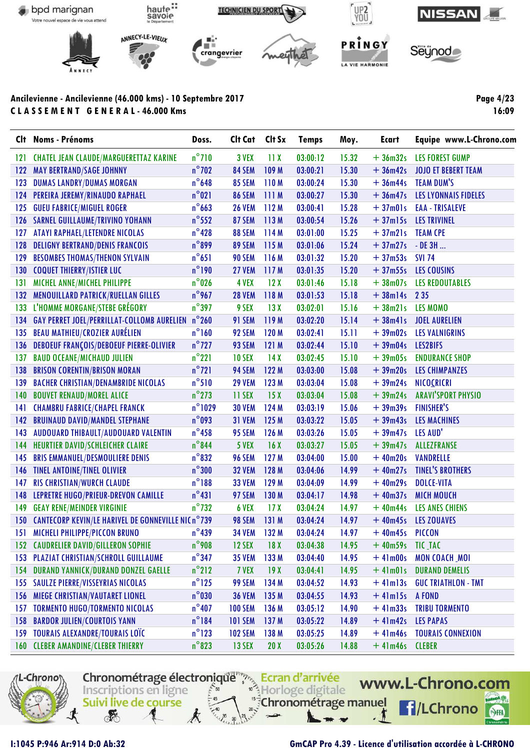Ancilevienne - Ancilevienne (46.000 kms) - 10 Septembre 2017

**C L A S S E M E N T   G E N E R A L - 46.000 Kms**

| Clt | Noms - Prénoms | Doss. | Clt Cat | Clt Sx | Temps | Moy. | Ecart | Equipe www.L-Chrono.com |
|---|---|---|---|---|---|---|---|---|
| 121 | CHATEL JEAN CLAUDE/MARGUERETTAZ KARINE | n°710 | 3 VEX | 11 X | 03:00:12 | 15.32 | + 36m32s | LES FOREST GUMP |
| 122 | MAY BERTRAND/SAGE JOHNNY | n°702 | 84 SEM | 109 M | 03:00:21 | 15.30 | + 36m42s | JOJO ET BEBERT TEAM |
| 123 | DUMAS LANDRY/DUMAS MORGAN | n°648 | 85 SEM | 110 M | 03:00:24 | 15.30 | + 36m44s | TEAM DUM'S |
| 124 | PEREIRA JEREMY/RINAUDO RAPHAEL | n°021 | 86 SEM | 111 M | 03:00:27 | 15.30 | + 36m47s | LES LYONNAIS FIDELES |
| 125 | GUEU FABRICE/MIGUEL ROGER | n°663 | 26 VEM | 112 M | 03:00:41 | 15.28 | + 37m01s | EAA - TRISALEVE |
| 126 | SARNEL GUILLAUME/TRIVINO YOHANN | n°552 | 87 SEM | 113 M | 03:00:54 | 15.26 | + 37m15s | LES TRIVINEL |
| 127 | ATAYI RAPHAEL/LETENDRE NICOLAS | n°428 | 88 SEM | 114 M | 03:01:00 | 15.25 | + 37m21s | TEAM CPE |
| 128 | DELIGNY BERTRAND/DENIS FRANCOIS | n°899 | 89 SEM | 115 M | 03:01:06 | 15.24 | + 37m27s | - DE 3H ... |
| 129 | BESOMBES THOMAS/THENON SYLVAIN | n°651 | 90 SEM | 116 M | 03:01:32 | 15.20 | + 37m53s | SVI 74 |
| 130 | COQUET THIERRY/ISTIER LUC | n°190 | 27 VEM | 117 M | 03:01:35 | 15.20 | + 37m55s | LES COUSINS |
| 131 | MICHEL ANNE/MICHEL PHILIPPE | n°026 | 4 VEX | 12 X | 03:01:46 | 15.18 | + 38m07s | LES REDOUTABLES |
| 132 | MENOUILLARD PATRICK/RUELLAN GILLES | n°967 | 28 VEM | 118 M | 03:01:53 | 15.18 | + 38m14s | 2 35 |
| 133 | L'HOMME MORGANE/STEBE GRÉGORY | n°397 | 9 SEX | 13 X | 03:02:01 | 15.16 | + 38m21s | LES MOMO |
| 134 | GAY PERRET JOEL/PERRILLAT-COLLOMB AURELIEN | n°260 | 91 SEM | 119 M | 03:02:20 | 15.14 | + 38m41s | JOEL AURELIEN |
| 135 | BEAU MATHIEU/CROZIER AURÉLIEN | n°160 | 92 SEM | 120 M | 03:02:41 | 15.11 | + 39m02s | LES VALNIGRINS |
| 136 | DEBOEUF FRANÇOIS/DEBOEUF PIERRE-OLIVIER | n°727 | 93 SEM | 121 M | 03:02:44 | 15.10 | + 39m04s | LES2BIFS |
| 137 | BAUD OCEANE/MICHAUD JULIEN | n°221 | 10 SEX | 14 X | 03:02:45 | 15.10 | + 39m05s | ENDURANCE SHOP |
| 138 | BRISON CORENTIN/BRISON MORAN | n°721 | 94 SEM | 122 M | 03:03:00 | 15.08 | + 39m20s | LES CHIMPANZES |
| 139 | BACHER CHRISTIAN/DENAMBRIDE NICOLAS | n°510 | 29 VEM | 123 M | 03:03:04 | 15.08 | + 39m24s | NICOCRICRI |
| 140 | BOUVET RENAUD/MOREL ALICE | n°273 | 11 SEX | 15 X | 03:03:04 | 15.08 | + 39m24s | ARAVI'SPORT PHYSIO |
| 141 | CHAMBRU FABRICE/CHAPEL FRANCK | n°1029 | 30 VEM | 124 M | 03:03:19 | 15.06 | + 39m39s | FINISHER'S |
| 142 | BRUINAUD DAVID/MANDEL STEPHANE | n°093 | 31 VEM | 125 M | 03:03:22 | 15.05 | + 39m43s | LES MACHINES |
| 143 | AUDOUARD THIBAULT/AUDOUARD VALENTIN | n°458 | 95 SEM | 126 M | 03:03:26 | 15.05 | + 39m47s | LES AUD' |
| 144 | HEURTIER DAVID/SCHLEICHER CLAIRE | n°844 | 5 VEX | 16 X | 03:03:27 | 15.05 | + 39m47s | ALLEZFRANSE |
| 145 | BRIS EMMANUEL/DESMOULIERE DENIS | n°832 | 96 SEM | 127 M | 03:04:00 | 15.00 | + 40m20s | VANDRELLE |
| 146 | TINEL ANTOINE/TINEL OLIVIER | n°300 | 32 VEM | 128 M | 03:04:06 | 14.99 | + 40m27s | TINEL'S BROTHERS |
| 147 | RIS CHRISTIAN/WURCH CLAUDE | n°188 | 33 VEM | 129 M | 03:04:09 | 14.99 | + 40m29s | DOLCE-VITA |
| 148 | LEPRETRE HUGO/PRIEUR-DREVON CAMILLE | n°431 | 97 SEM | 130 M | 03:04:17 | 14.98 | + 40m37s | MICH MOUCH |
| 149 | GEAY RENE/MEINDER VIRGINIE | n°732 | 6 VEX | 17 X | 03:04:24 | 14.97 | + 40m44s | LES ANES CHIENS |
| 150 | CANTECORP KEVIN/LE HARIVEL DE GONNEVILLE NIC | n°739 | 98 SEM | 131 M | 03:04:24 | 14.97 | + 40m45s | LES ZOUAVES |
| 151 | MICHELI PHILIPPE/PICCON BRUNO | n°439 | 34 VEM | 132 M | 03:04:24 | 14.97 | + 40m45s | PICCON |
| 152 | CAUDRELIER DAVID/GILLERON SOPHIE | n°908 | 12 SEX | 18 X | 03:04:38 | 14.95 | + 40m59s | TIC_TAC |
| 153 | PLAZIAT CHRISTIAN/SCHROLL GUILLAUME | n°347 | 35 VEM | 133 M | 03:04:40 | 14.95 | + 41m00s | MON COACH_MOI |
| 154 | DURAND YANNICK/DURAND DONZEL GAELLE | n°212 | 7 VEX | 19 X | 03:04:41 | 14.95 | + 41m01s | DURAND DEMELIS |
| 155 | SAULZE PIERRE/VISSEYRIAS NICOLAS | n°125 | 99 SEM | 134 M | 03:04:52 | 14.93 | + 41m13s | GUC TRIATHLON - TMT |
| 156 | MIEGE CHRISTIAN/VAUTARET LIONEL | n°030 | 36 VEM | 135 M | 03:04:55 | 14.93 | + 41m15s | A FOND |
| 157 | TORMENTO HUGO/TORMENTO NICOLAS | n°407 | 100 SEM | 136 M | 03:05:12 | 14.90 | + 41m33s | TRIBU TORMENTO |
| 158 | BARDOR JULIEN/COURTOIS YANN | n°184 | 101 SEM | 137 M | 03:05:22 | 14.89 | + 41m42s | LES PAPAS |
| 159 | TOURAIS ALEXANDRE/TOURAIS LOÏC | n°123 | 102 SEM | 138 M | 03:05:25 | 14.89 | + 41m46s | TOURAIS CONNEXION |
| 160 | CLEBER AMANDINE/CLEBER THIERRY | n°823 | 13 SEX | 20 X | 03:05:26 | 14.88 | + 41m46s | CLEBER |

I:1045 P:946 Ar:914 D:0 Ab:32

GmCAP Pro 4.39 - Licence d'utilisation accordée à L-CHRONO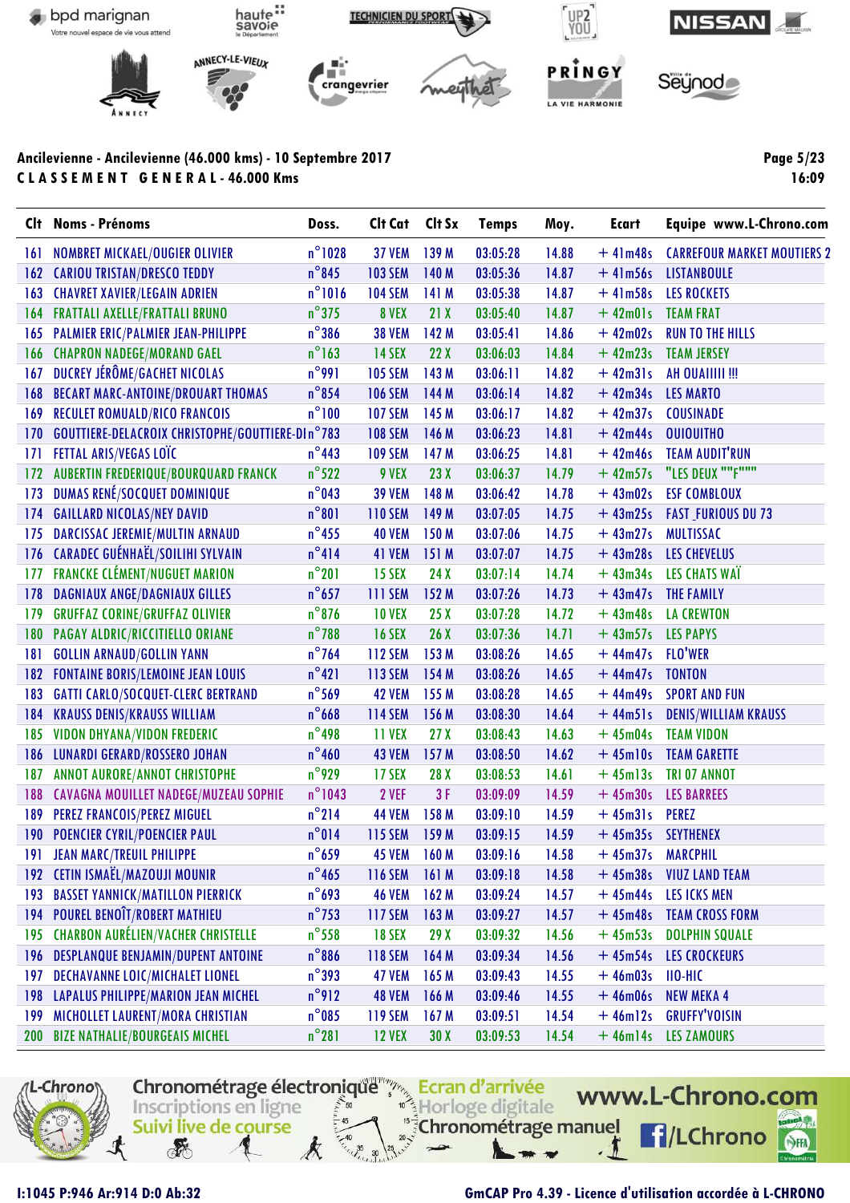Ancilevienne - Ancilevienne (46.000 kms) - 10 Septembre 2017

C L A S S E M E N T   G E N E R A L - 46.000 Kms

16:09

| Clt | Noms - Prénoms | Doss. | Clt Cat | Clt Sx | Temps | Moy. | Ecart | Equipe www.L-Chrono.com |
|---|---|---|---|---|---|---|---|---|
| 161 | NOMBRET MICKAEL/OUGIER OLIVIER | n°1028 | 37 VEM | 139 M | 03:05:28 | 14.88 | + 41m48s | CARREFOUR MARKET MOUTIERS 2 |
| 162 | CARIOU TRISTAN/DRESCO TEDDY | n°845 | 103 SEM | 140 M | 03:05:36 | 14.87 | + 41m56s | LISTANBOULE |
| 163 | CHAVRET XAVIER/LEGAIN ADRIEN | n°1016 | 104 SEM | 141 M | 03:05:38 | 14.87 | + 41m58s | LES ROCKETS |
| 164 | FRATTALI AXELLE/FRATTALI BRUNO | n°375 | 8 VEX | 21 X | 03:05:40 | 14.87 | + 42m01s | TEAM FRAT |
| 165 | PALMIER ERIC/PALMIER JEAN-PHILIPPE | n°386 | 38 VEM | 142 M | 03:05:41 | 14.86 | + 42m02s | RUN TO THE HILLS |
| 166 | CHAPRON NADEGE/MORAND GAEL | n°163 | 14 SEX | 22 X | 03:06:03 | 14.84 | + 42m23s | TEAM JERSEY |
| 167 | DUCREY JÉRÔME/GACHET NICOLAS | n°991 | 105 SEM | 143 M | 03:06:11 | 14.82 | + 42m31s | AH OUAIIIII !!! |
| 168 | BECART MARC-ANTOINE/DROUART THOMAS | n°854 | 106 SEM | 144 M | 03:06:14 | 14.82 | + 42m34s | LES MARTO |
| 169 | RECULET ROMUALD/RICO FRANCOIS | n°100 | 107 SEM | 145 M | 03:06:17 | 14.82 | + 42m37s | COUSINADE |
| 170 | GOUTTIERE-DELACROIX CHRISTOPHE/GOUTTIERE-DI | n°783 | 108 SEM | 146 M | 03:06:23 | 14.81 | + 42m44s | OUIOUITHO |
| 171 | FETTAL ARIS/VEGAS LOÏC | n°443 | 109 SEM | 147 M | 03:06:25 | 14.81 | + 42m46s | TEAM AUDIT'RUN |
| 172 | AUBERTIN FREDERIQUE/BOURQUARD FRANCK | n°522 | 9 VEX | 23 X | 03:06:37 | 14.79 | + 42m57s | "LES DEUX ""F""" |
| 173 | DUMAS RENÉ/SOCQUET DOMINIQUE | n°043 | 39 VEM | 148 M | 03:06:42 | 14.78 | + 43m02s | ESF COMBLOUX |
| 174 | GAILLARD NICOLAS/NEY DAVID | n°801 | 110 SEM | 149 M | 03:07:05 | 14.75 | + 43m25s | FAST_FURIOUS DU 73 |
| 175 | DARCISSAC JEREMIE/MULTIN ARNAUD | n°455 | 40 VEM | 150 M | 03:07:06 | 14.75 | + 43m27s | MULTISSAC |
| 176 | CARADEC GUÉNHAËL/SOILIHI SYLVAIN | n°414 | 41 VEM | 151 M | 03:07:07 | 14.75 | + 43m28s | LES CHEVELUS |
| 177 | FRANCKE CLÉMENT/NUGUET MARION | n°201 | 15 SEX | 24 X | 03:07:14 | 14.74 | + 43m34s | LES CHATS WAÏ |
| 178 | DAGNIAUX ANGE/DAGNIAUX GILLES | n°657 | 111 SEM | 152 M | 03:07:26 | 14.73 | + 43m47s | THE FAMILY |
| 179 | GRUFFAZ CORINE/GRUFFAZ OLIVIER | n°876 | 10 VEX | 25 X | 03:07:28 | 14.72 | + 43m48s | LA CREWTON |
| 180 | PAGAY ALDRIC/RICCITIELLO ORIANE | n°788 | 16 SEX | 26 X | 03:07:36 | 14.71 | + 43m57s | LES PAPYS |
| 181 | GOLLIN ARNAUD/GOLLIN YANN | n°764 | 112 SEM | 153 M | 03:08:26 | 14.65 | + 44m47s | FLO'WER |
| 182 | FONTAINE BORIS/LEMOINE JEAN LOUIS | n°421 | 113 SEM | 154 M | 03:08:26 | 14.65 | + 44m47s | TONTON |
| 183 | GATTI CARLO/SOCQUET-CLERC BERTRAND | n°569 | 42 VEM | 155 M | 03:08:28 | 14.65 | + 44m49s | SPORT AND FUN |
| 184 | KRAUSS DENIS/KRAUSS WILLIAM | n°668 | 114 SEM | 156 M | 03:08:30 | 14.64 | + 44m51s | DENIS/WILLIAM KRAUSS |
| 185 | VIDON DHYANA/VIDON FREDERIC | n°498 | 11 VEX | 27 X | 03:08:43 | 14.63 | + 45m04s | TEAM VIDON |
| 186 | LUNARDI GERARD/ROSSERO JOHAN | n°460 | 43 VEM | 157 M | 03:08:50 | 14.62 | + 45m10s | TEAM GARETTE |
| 187 | ANNOT AURORE/ANNOT CHRISTOPHE | n°929 | 17 SEX | 28 X | 03:08:53 | 14.61 | + 45m13s | TRI 07 ANNOT |
| 188 | CAVAGNA MOUILLET NADEGE/MUZEAU SOPHIE | n°1043 | 2 VEF | 3 F | 03:09:09 | 14.59 | + 45m30s | LES BARREES |
| 189 | PEREZ FRANCOIS/PEREZ MIGUEL | n°214 | 44 VEM | 158 M | 03:09:10 | 14.59 | + 45m31s | PEREZ |
| 190 | POENCIER CYRIL/POENCIER PAUL | n°014 | 115 SEM | 159 M | 03:09:15 | 14.59 | + 45m35s | SEYTHENEX |
| 191 | JEAN MARC/TREUIL PHILIPPE | n°659 | 45 VEM | 160 M | 03:09:16 | 14.58 | + 45m37s | MARCPHIL |
| 192 | CETIN ISMAËL/MAZOUJI MOUNIR | n°465 | 116 SEM | 161 M | 03:09:18 | 14.58 | + 45m38s | VIUZ LAND TEAM |
| 193 | BASSET YANNICK/MATILLON PIERRICK | n°693 | 46 VEM | 162 M | 03:09:24 | 14.57 | + 45m44s | LES ICKS MEN |
| 194 | POUREL BENOÎT/ROBERT MATHIEU | n°753 | 117 SEM | 163 M | 03:09:27 | 14.57 | + 45m48s | TEAM CROSS FORM |
| 195 | CHARBON AURÉLIEN/VACHER CHRISTELLE | n°558 | 18 SEX | 29 X | 03:09:32 | 14.56 | + 45m53s | DOLPHIN SQUALE |
| 196 | DESPLANQUE BENJAMIN/DUPENT ANTOINE | n°886 | 118 SEM | 164 M | 03:09:34 | 14.56 | + 45m54s | LES CROCKEURS |
| 197 | DECHAVANNE LOIC/MICHALET LIONEL | n°393 | 47 VEM | 165 M | 03:09:43 | 14.55 | + 46m03s | IIO-HIC |
| 198 | LAPALUS PHILIPPE/MARION JEAN MICHEL | n°912 | 48 VEM | 166 M | 03:09:46 | 14.55 | + 46m06s | NEW MEKA 4 |
| 199 | MICHOLLET LAURENT/MORA CHRISTIAN | n°085 | 119 SEM | 167 M | 03:09:51 | 14.54 | + 46m12s | GRUFFY'VOISIN |
| 200 | BIZE NATHALIE/BOURGEAIS MICHEL | n°281 | 12 VEX | 30 X | 03:09:53 | 14.54 | + 46m14s | LES ZAMOURS |

I:1045 P:946 Ar:914 D:0 Ab:32

GmCAP Pro 4.39 - Licence d'utilisation accordée à L-CHRONO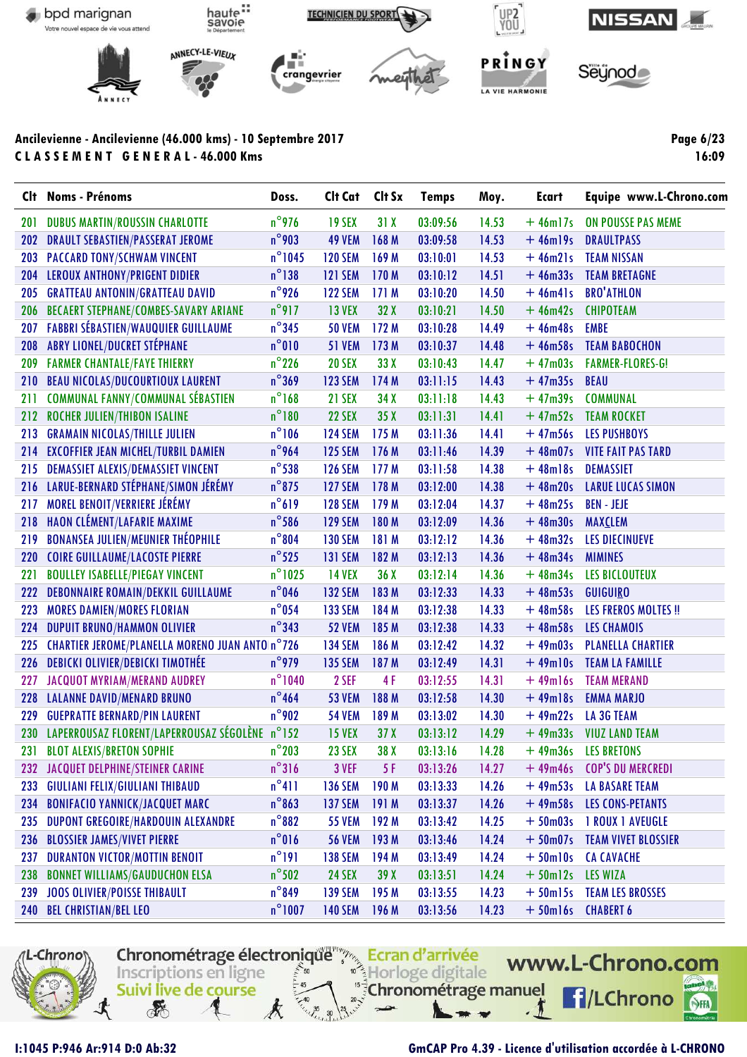Ancilevienne - Ancilevienne (46.000 kms) - 10 Septembre 2017

**CLASSEMENT GENERAL - 46.000 Kms**

| Clt | Noms - Prénoms | Doss. | Clt Cat | Clt Sx | Temps | Moy. | Ecart | Equipe www.L-Chrono.com |
|---|---|---|---|---|---|---|---|---|
| 201 | DUBUS MARTIN/ROUSSIN CHARLOTTE | n°976 | 19 SEX | 31 X | 03:09:56 | 14.53 | + 46m17s | ON POUSSE PAS MEME |
| 202 | DRAULT SEBASTIEN/PASSERAT JEROME | n°903 | 49 VEM | 168 M | 03:09:58 | 14.53 | + 46m19s | DRAULTPASS |
| 203 | PACCARD TONY/SCHWAM VINCENT | n°1045 | 120 SEM | 169 M | 03:10:01 | 14.53 | + 46m21s | TEAM NISSAN |
| 204 | LEROUX ANTHONY/PRIGENT DIDIER | n°138 | 121 SEM | 170 M | 03:10:12 | 14.51 | + 46m33s | TEAM BRETAGNE |
| 205 | GRATTEAU ANTONIN/GRATTEAU DAVID | n°926 | 122 SEM | 171 M | 03:10:20 | 14.50 | + 46m41s | BRO'ATHLON |
| 206 | BECAERT STEPHANE/COMBES-SAVARY ARIANE | n°917 | 13 VEX | 32 X | 03:10:21 | 14.50 | + 46m42s | CHIPOTEAM |
| 207 | FABBRI SÉBASTIEN/WAUQUIER GUILLAUME | n°345 | 50 VEM | 172 M | 03:10:28 | 14.49 | + 46m48s | EMBE |
| 208 | ABRY LIONEL/DUCRET STÉPHANE | n°010 | 51 VEM | 173 M | 03:10:37 | 14.48 | + 46m58s | TEAM BABOCHON |
| 209 | FARMER CHANTALE/FAYE THIERRY | n°226 | 20 SEX | 33 X | 03:10:43 | 14.47 | + 47m03s | FARMER-FLORES-G! |
| 210 | BEAU NICOLAS/DUCOURTIOUX LAURENT | n°369 | 123 SEM | 174 M | 03:11:15 | 14.43 | + 47m35s | BEAU |
| 211 | COMMUNAL FANNY/COMMUNAL SÉBASTIEN | n°168 | 21 SEX | 34 X | 03:11:18 | 14.43 | + 47m39s | COMMUNAL |
| 212 | ROCHER JULIEN/THIBON ISALINE | n°180 | 22 SEX | 35 X | 03:11:31 | 14.41 | + 47m52s | TEAM ROCKET |
| 213 | GRAMAIN NICOLAS/THILLE JULIEN | n°106 | 124 SEM | 175 M | 03:11:36 | 14.41 | + 47m56s | LES PUSHBOYS |
| 214 | EXCOFFIER JEAN MICHEL/TURBIL DAMIEN | n°964 | 125 SEM | 176 M | 03:11:46 | 14.39 | + 48m07s | VITE FAIT PAS TARD |
| 215 | DEMASSIET ALEXIS/DEMASSIET VINCENT | n°538 | 126 SEM | 177 M | 03:11:58 | 14.38 | + 48m18s | DEMASSIET |
| 216 | LARUE-BERNARD STÉPHANE/SIMON JÉRÉMY | n°875 | 127 SEM | 178 M | 03:12:00 | 14.38 | + 48m20s | LARUE LUCAS SIMON |
| 217 | MOREL BENOIT/VERRIERE JÉRÉMY | n°619 | 128 SEM | 179 M | 03:12:04 | 14.37 | + 48m25s | BEN - JEJE |
| 218 | HAON CLÉMENT/LAFARIE MAXIME | n°586 | 129 SEM | 180 M | 03:12:09 | 14.36 | + 48m30s | MAXCLEM |
| 219 | BONANSEA JULIEN/MEUNIER THÉOPHILE | n°804 | 130 SEM | 181 M | 03:12:12 | 14.36 | + 48m32s | LES DIECINUEVE |
| 220 | COIRE GUILLAUME/LACOSTE PIERRE | n°525 | 131 SEM | 182 M | 03:12:13 | 14.36 | + 48m34s | MIMINES |
| 221 | BOULLEY ISABELLE/PIEGAY VINCENT | n°1025 | 14 VEX | 36 X | 03:12:14 | 14.36 | + 48m34s | LES BICLOUTEUX |
| 222 | DEBONNAIRE ROMAIN/DEKKIL GUILLAUME | n°046 | 132 SEM | 183 M | 03:12:33 | 14.33 | + 48m53s | GUIGUIRO |
| 223 | MORES DAMIEN/MORES FLORIAN | n°054 | 133 SEM | 184 M | 03:12:38 | 14.33 | + 48m58s | LES FREROS MOLTES !! |
| 224 | DUPUIT BRUNO/HAMMON OLIVIER | n°343 | 52 VEM | 185 M | 03:12:38 | 14.33 | + 48m58s | LES CHAMOIS |
| 225 | CHARTIER JEROME/PLANELLA MORENO JUAN ANTO | n°726 | 134 SEM | 186 M | 03:12:42 | 14.32 | + 49m03s | PLANELLA CHARTIER |
| 226 | DEBICKI OLIVIER/DEBICKI TIMOTHÉE | n°979 | 135 SEM | 187 M | 03:12:49 | 14.31 | + 49m10s | TEAM LA FAMILLE |
| 227 | JACQUOT MYRIAM/MERAND AUDREY | n°1040 | 2 SEF | 4 F | 03:12:55 | 14.31 | + 49m16s | TEAM MERAND |
| 228 | LALANNE DAVID/MENARD BRUNO | n°464 | 53 VEM | 188 M | 03:12:58 | 14.30 | + 49m18s | EMMA MARJO |
| 229 | GUEPRATTE BERNARD/PIN LAURENT | n°902 | 54 VEM | 189 M | 03:13:02 | 14.30 | + 49m22s | LA 3G TEAM |
| 230 | LAPERROUSAZ FLORENT/LAPERROUSAZ SÉGOLÈNE | n°152 | 15 VEX | 37 X | 03:13:12 | 14.29 | + 49m33s | VIUZ LAND TEAM |
| 231 | BLOT ALEXIS/BRETON SOPHIE | n°203 | 23 SEX | 38 X | 03:13:16 | 14.28 | + 49m36s | LES BRETONS |
| 232 | JACQUET DELPHINE/STEINER CARINE | n°316 | 3 VEF | 5 F | 03:13:26 | 14.27 | + 49m46s | COP'S DU MERCREDI |
| 233 | GIULIANI FELIX/GIULIANI THIBAUD | n°411 | 136 SEM | 190 M | 03:13:33 | 14.26 | + 49m53s | LA BASARE TEAM |
| 234 | BONIFACIO YANNICK/JACQUET MARC | n°863 | 137 SEM | 191 M | 03:13:37 | 14.26 | + 49m58s | LES CONS-PETANTS |
| 235 | DUPONT GREGOIRE/HARDOUIN ALEXANDRE | n°882 | 55 VEM | 192 M | 03:13:42 | 14.25 | + 50m03s | 1 ROUX 1 AVEUGLE |
| 236 | BLOSSIER JAMES/VIVET PIERRE | n°016 | 56 VEM | 193 M | 03:13:46 | 14.24 | + 50m07s | TEAM VIVET BLOSSIER |
| 237 | DURANTON VICTOR/MOTTIN BENOIT | n°191 | 138 SEM | 194 M | 03:13:49 | 14.24 | + 50m10s | CA CAVACHE |
| 238 | BONNET WILLIAMS/GAUDUCHON ELSA | n°502 | 24 SEX | 39 X | 03:13:51 | 14.24 | + 50m12s | LES WIZA |
| 239 | JOOS OLIVIER/POISSE THIBAULT | n°849 | 139 SEM | 195 M | 03:13:55 | 14.23 | + 50m15s | TEAM LES BROSSES |
| 240 | BEL CHRISTIAN/BEL LEO | n°1007 | 140 SEM | 196 M | 03:13:56 | 14.23 | + 50m16s | CHABERT 6 |

I:1045 P:946 Ar:914 D:0 Ab:32

GmCAP Pro 4.39 - Licence d'utilisation accordée à L-CHRONO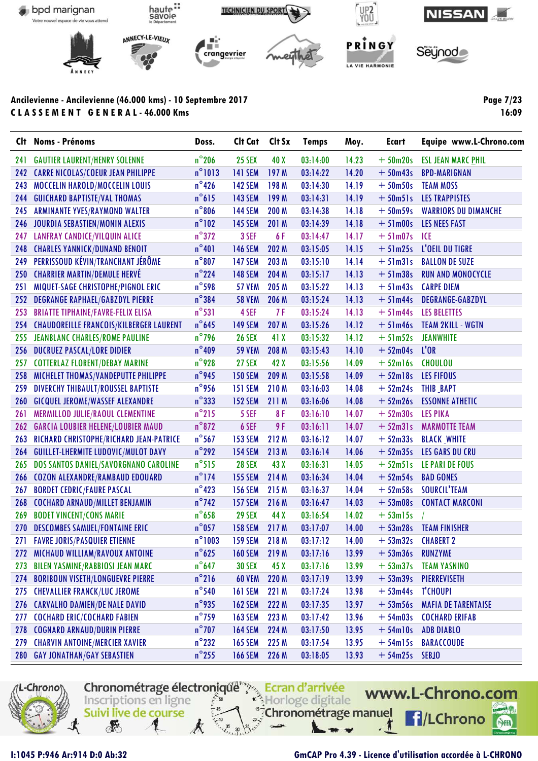**Ancilevienne - Ancilevienne (46.000 kms) - 10 Septembre 2017**

**C L A S S E M E N T   G E N E R A L - 46.000 Kms**

| Clt | Noms - Prénoms | Doss. | Clt Cat | Clt Sx | Temps | Moy. | Ecart | Equipe www.L-Chrono.com |
|---|---|---|---|---|---|---|---|---|
| 241 | GAUTIER LAURENT/HENRY SOLENNE | n°206 | 25 SEX | 40 X | 03:14:00 | 14.23 | + 50m20s | ESL JEAN MARC PHIL |
| 242 | CARRE NICOLAS/COEUR JEAN PHILIPPE | n°1013 | 141 SEM | 197 M | 03:14:22 | 14.20 | + 50m43s | BPD-MARIGNAN |
| 243 | MOCCELIN HAROLD/MOCCELIN LOUIS | n°426 | 142 SEM | 198 M | 03:14:30 | 14.19 | + 50m50s | TEAM MOSS |
| 244 | GUICHARD BAPTISTE/VAL THOMAS | n°615 | 143 SEM | 199 M | 03:14:31 | 14.19 | + 50m51s | LES TRAPPISTES |
| 245 | ARMINANTE YVES/RAYMOND WALTER | n°806 | 144 SEM | 200 M | 03:14:38 | 14.18 | + 50m59s | WARRIORS DU DIMANCHE |
| 246 | JOURDIA SEBASTIEN/MONIN ALEXIS | n°102 | 145 SEM | 201 M | 03:14:39 | 14.18 | + 51m00s | LES NEES FAST |
| 247 | LANFRAY CANDICE/VILQUIN ALICE | n°372 | 3 SEF | 6 F | 03:14:47 | 14.17 | + 51m07s | ICE |
| 248 | CHARLES YANNICK/DUNAND BENOIT | n°401 | 146 SEM | 202 M | 03:15:05 | 14.15 | + 51m25s | L'OEIL DU TIGRE |
| 249 | PERRISSOUD KÉVIN/TRANCHANT JÉRÔME | n°807 | 147 SEM | 203 M | 03:15:10 | 14.14 | + 51m31s | BALLON DE SUZE |
| 250 | CHARRIER MARTIN/DEMULE HERVÉ | n°224 | 148 SEM | 204 M | 03:15:17 | 14.13 | + 51m38s | RUN AND MONOCYCLE |
| 251 | MIQUET-SAGE CHRISTOPHE/PIGNOL ERIC | n°598 | 57 VEM | 205 M | 03:15:22 | 14.13 | + 51m43s | CARPE DIEM |
| 252 | DEGRANGE RAPHAEL/GABZDYL PIERRE | n°384 | 58 VEM | 206 M | 03:15:24 | 14.13 | + 51m44s | DEGRANGE-GABZDYL |
| 253 | BRIATTE TIPHAINE/FAVRE-FELIX ELISA | n°531 | 4 SEF | 7 F | 03:15:24 | 14.13 | + 51m44s | LES BELETTES |
| 254 | CHAUDOREILLE FRANCOIS/KILBERGER LAURENT | n°645 | 149 SEM | 207 M | 03:15:26 | 14.12 | + 51m46s | TEAM 2KILL - WGTN |
| 255 | JEANBLANC CHARLES/ROME PAULINE | n°796 | 26 SEX | 41 X | 03:15:32 | 14.12 | + 51m52s | JEANWHITE |
| 256 | DUCRUEZ PASCAL/LORE DIDIER | n°409 | 59 VEM | 208 M | 03:15:43 | 14.10 | + 52m04s | L'OR |
| 257 | COTTERLAZ FLORENT/DEBAY MARINE | n°928 | 27 SEX | 42 X | 03:15:56 | 14.09 | + 52m16s | CHOULOU |
| 258 | MICHELET THOMAS/VANDEPUTTE PHILIPPE | n°945 | 150 SEM | 209 M | 03:15:58 | 14.09 | + 52m18s | LES FIFOUS |
| 259 | DIVERCHY THIBAULT/ROUSSEL BAPTISTE | n°956 | 151 SEM | 210 M | 03:16:03 | 14.08 | + 52m24s | THIB _BAPT |
| 260 | GICQUEL JEROME/WASSEF ALEXANDRE | n°333 | 152 SEM | 211 M | 03:16:06 | 14.08 | + 52m26s | ESSONNE ATHETIC |
| 261 | MERMILLOD JULIE/RAOUL CLEMENTINE | n°215 | 5 SEF | 8 F | 03:16:10 | 14.07 | + 52m30s | LES PIKA |
| 262 | GARCIA LOUBIER HELENE/LOUBIER MAUD | n°872 | 6 SEF | 9 F | 03:16:11 | 14.07 | + 52m31s | MARMOTTE TEAM |
| 263 | RICHARD CHRISTOPHE/RICHARD JEAN-PATRICE | n°567 | 153 SEM | 212 M | 03:16:12 | 14.07 | + 52m33s | BLACK _WHITE |
| 264 | GUILLET-LHERMITE LUDOVIC/MULOT DAVY | n°292 | 154 SEM | 213 M | 03:16:14 | 14.06 | + 52m35s | LES GARS DU CRU |
| 265 | DOS SANTOS DANIEL/SAVORGNANO CAROLINE | n°515 | 28 SEX | 43 X | 03:16:31 | 14.05 | + 52m51s | LE PARI DE FOUS |
| 266 | COZON ALEXANDRE/RAMBAUD EDOUARD | n°174 | 155 SEM | 214 M | 03:16:34 | 14.04 | + 52m54s | BAD GONES |
| 267 | BORDET CEDRIC/FAURE PASCAL | n°423 | 156 SEM | 215 M | 03:16:37 | 14.04 | + 52m58s | SOURCIL'TEAM |
| 268 | COCHARD ARNAUD/MILLET BENJAMIN | n°742 | 157 SEM | 216 M | 03:16:47 | 14.03 | + 53m08s | CONTACT MARCONI |
| 269 | BODET VINCENT/CONS MARIE | n°658 | 29 SEX | 44 X | 03:16:54 | 14.02 | + 53m15s | / |
| 270 | DESCOMBES SAMUEL/FONTAINE ERIC | n°057 | 158 SEM | 217 M | 03:17:07 | 14.00 | + 53m28s | TEAM FINISHER |
| 271 | FAVRE JORIS/PASQUIER ETIENNE | n°1003 | 159 SEM | 218 M | 03:17:12 | 14.00 | + 53m32s | CHABERT 2 |
| 272 | MICHAUD WILLIAM/RAVOUX ANTOINE | n°625 | 160 SEM | 219 M | 03:17:16 | 13.99 | + 53m36s | RUNZYME |
| 273 | BILEN YASMINE/RABBIOSI JEAN MARC | n°647 | 30 SEX | 45 X | 03:17:16 | 13.99 | + 53m37s | TEAM YASNINO |
| 274 | BORIBOUN VISETH/LONGUEVRE PIERRE | n°216 | 60 VEM | 220 M | 03:17:19 | 13.99 | + 53m39s | PIERREVISETH |
| 275 | CHEVALLIER FRANCK/LUC JEROME | n°540 | 161 SEM | 221 M | 03:17:24 | 13.98 | + 53m44s | T'CHOUPI |
| 276 | CARVALHO DAMIEN/DE NALE DAVID | n°935 | 162 SEM | 222 M | 03:17:35 | 13.97 | + 53m56s | MAFIA DE TARENTAISE |
| 277 | COCHARD ERIC/COCHARD FABIEN | n°759 | 163 SEM | 223 M | 03:17:42 | 13.96 | + 54m03s | COCHARD ERIFAB |
| 278 | COGNARD ARNAUD/DURIN PIERRE | n°707 | 164 SEM | 224 M | 03:17:50 | 13.95 | + 54m10s | ADB DIABLO |
| 279 | CHARVIN ANTOINE/MERCIER XAVIER | n°232 | 165 SEM | 225 M | 03:17:54 | 13.95 | + 54m15s | BARACCOUDE |
| 280 | GAY JONATHAN/GAY SEBASTIEN | n°255 | 166 SEM | 226 M | 03:18:05 | 13.93 | + 54m25s | SEBJO |

I:1045 P:946 Ar:914 D:0 Ab:32

GmCAP Pro 4.39 - Licence d'utilisation accordée à L-CHRONO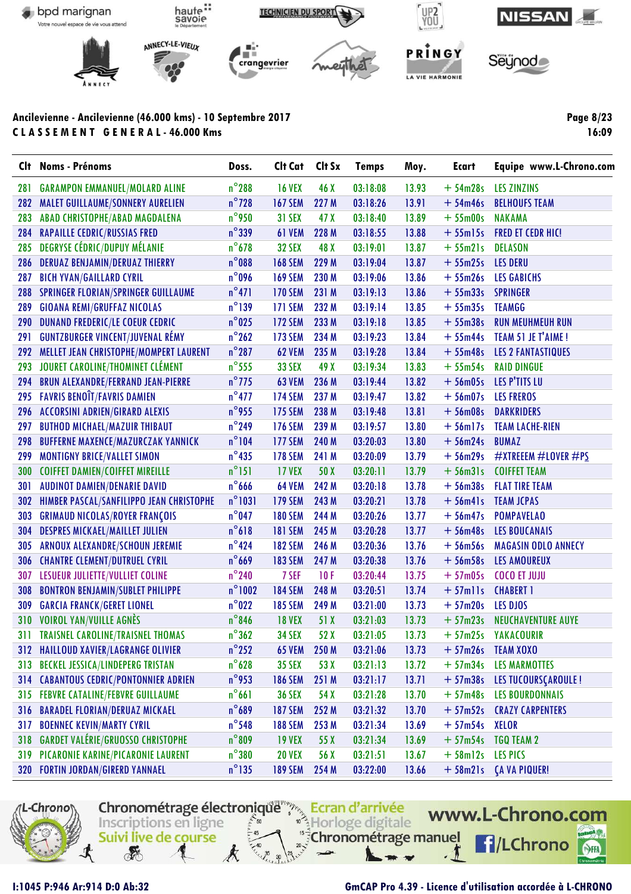Ancilevienne - Ancilevienne (46.000 kms) - 10 Septembre 2017

**C L A S S E M E N T   G E N E R A L - 46.000 Kms**

16:09

| Clt | Noms - Prénoms | Doss. | Clt Cat | Clt Sx | Temps | Moy. | Ecart | Equipe www.L-Chrono.com |
|---|---|---|---|---|---|---|---|---|
| 281 | GARAMPON EMMANUEL/MOLARD ALINE | n°288 | 16 VEX | 46 X | 03:18:08 | 13.93 | + 54m28s | LES ZINZINS |
| 282 | MALET GUILLAUME/SONNERY AURELIEN | n°728 | 167 SEM | 227 M | 03:18:26 | 13.91 | + 54m46s | BELHOUFS TEAM |
| 283 | ABAD CHRISTOPHE/ABAD MAGDALENA | n°950 | 31 SEX | 47 X | 03:18:40 | 13.89 | + 55m00s | NAKAMA |
| 284 | RAPAILLE CEDRIC/RUSSIAS FRED | n°339 | 61 VEM | 228 M | 03:18:55 | 13.88 | + 55m15s | FRED ET CEDR HIC! |
| 285 | DEGRYSE CÉDRIC/DUPUY MÉLANIE | n°678 | 32 SEX | 48 X | 03:19:01 | 13.87 | + 55m21s | DELASON |
| 286 | DERUAZ BENJAMIN/DERUAZ THIERRY | n°088 | 168 SEM | 229 M | 03:19:04 | 13.87 | + 55m25s | LES DERU |
| 287 | BICH YVAN/GAILLARD CYRIL | n°096 | 169 SEM | 230 M | 03:19:06 | 13.86 | + 55m26s | LES GABICHS |
| 288 | SPRINGER FLORIAN/SPRINGER GUILLAUME | n°471 | 170 SEM | 231 M | 03:19:13 | 13.86 | + 55m33s | SPRINGER |
| 289 | GIOANA REMI/GRUFFAZ NICOLAS | n°139 | 171 SEM | 232 M | 03:19:14 | 13.85 | + 55m35s | TEAMGG |
| 290 | DUNAND FREDERIC/LE COEUR CEDRIC | n°025 | 172 SEM | 233 M | 03:19:18 | 13.85 | + 55m38s | RUN MEUHMEUH RUN |
| 291 | GUNTZBURGER VINCENT/JUVENAL RÉMY | n°262 | 173 SEM | 234 M | 03:19:23 | 13.84 | + 55m44s | TEAM 51 JE T'AIME ! |
| 292 | MELLET JEAN CHRISTOPHE/MOMPERT LAURENT | n°287 | 62 VEM | 235 M | 03:19:28 | 13.84 | + 55m48s | LES 2 FANTASTIQUES |
| 293 | JOURET CAROLINE/THOMINET CLÉMENT | n°555 | 33 SEX | 49 X | 03:19:34 | 13.83 | + 55m54s | RAID DINGUE |
| 294 | BRUN ALEXANDRE/FERRAND JEAN-PIERRE | n°775 | 63 VEM | 236 M | 03:19:44 | 13.82 | + 56m05s | LES P'TITS LU |
| 295 | FAVRIS BENOÎT/FAVRIS DAMIEN | n°477 | 174 SEM | 237 M | 03:19:47 | 13.82 | + 56m07s | LES FREROS |
| 296 | ACCORSINI ADRIEN/GIRARD ALEXIS | n°955 | 175 SEM | 238 M | 03:19:48 | 13.81 | + 56m08s | DARKRIDERS |
| 297 | BUTHOD MICHAEL/MAZUIR THIBAUT | n°249 | 176 SEM | 239 M | 03:19:57 | 13.80 | + 56m17s | TEAM LACHE-RIEN |
| 298 | BUFFERNE MAXENCE/MAZURCZAK YANNICK | n°104 | 177 SEM | 240 M | 03:20:03 | 13.80 | + 56m24s | BUMAZ |
| 299 | MONTIGNY BRICE/VALLET SIMON | n°435 | 178 SEM | 241 M | 03:20:09 | 13.79 | + 56m29s | #XTREEEM #LOVER #PS |
| 300 | COIFFET DAMIEN/COIFFET MIREILLE | n°151 | 17 VEX | 50 X | 03:20:11 | 13.79 | + 56m31s | COIFFET TEAM |
| 301 | AUDINOT DAMIEN/DENARIE DAVID | n°666 | 64 VEM | 242 M | 03:20:18 | 13.78 | + 56m38s | FLAT TIRE TEAM |
| 302 | HIMBER PASCAL/SANFILIPPO JEAN CHRISTOPHE | n°1031 | 179 SEM | 243 M | 03:20:21 | 13.78 | + 56m41s | TEAM JCPAS |
| 303 | GRIMAUD NICOLAS/ROYER FRANÇOIS | n°047 | 180 SEM | 244 M | 03:20:26 | 13.77 | + 56m47s | POMPAVELAO |
| 304 | DESPRES MICKAEL/MAILLET JULIEN | n°618 | 181 SEM | 245 M | 03:20:28 | 13.77 | + 56m48s | LES BOUCANAIS |
| 305 | ARNOUX ALEXANDRE/SCHOUN JEREMIE | n°424 | 182 SEM | 246 M | 03:20:36 | 13.76 | + 56m56s | MAGASIN ODLO ANNECY |
| 306 | CHANTRE CLEMENT/DUTRUEL CYRIL | n°669 | 183 SEM | 247 M | 03:20:38 | 13.76 | + 56m58s | LES AMOUREUX |
| 307 | LESUEUR JULIETTE/VULLIET COLINE | n°240 | 7 SEF | 10 F | 03:20:44 | 13.75 | + 57m05s | COCO ET JUJU |
| 308 | BONTRON BENJAMIN/SUBLET PHILIPPE | n°1002 | 184 SEM | 248 M | 03:20:51 | 13.74 | + 57m11s | CHABERT 1 |
| 309 | GARCIA FRANCK/GERET LIONEL | n°022 | 185 SEM | 249 M | 03:21:00 | 13.73 | + 57m20s | LES DJOS |
| 310 | VOIROL YAN/VUILLE AGNÈS | n°846 | 18 VEX | 51 X | 03:21:03 | 13.73 | + 57m23s | NEUCHAVENTURE AUYE |
| 311 | TRAISNEL CAROLINE/TRAISNEL THOMAS | n°362 | 34 SEX | 52 X | 03:21:05 | 13.73 | + 57m25s | YAKACOURIR |
| 312 | HAILLOUD XAVIER/LAGRANGE OLIVIER | n°252 | 65 VEM | 250 M | 03:21:06 | 13.73 | + 57m26s | TEAM XOXO |
| 313 | BECKEL JESSICA/LINDEPERG TRISTAN | n°628 | 35 SEX | 53 X | 03:21:13 | 13.72 | + 57m34s | LES MARMOTTES |
| 314 | CABANTOUS CEDRIC/PONTONNIER ADRIEN | n°953 | 186 SEM | 251 M | 03:21:17 | 13.71 | + 57m38s | LES TUCOURSÇAROULE ! |
| 315 | FEBVRE CATALINE/FEBVRE GUILLAUME | n°661 | 36 SEX | 54 X | 03:21:28 | 13.70 | + 57m48s | LES BOURDONNAIS |
| 316 | BARADEL FLORIAN/DERUAZ MICKAEL | n°689 | 187 SEM | 252 M | 03:21:32 | 13.70 | + 57m52s | CRAZY CARPENTERS |
| 317 | BOENNEC KEVIN/MARTY CYRIL | n°548 | 188 SEM | 253 M | 03:21:34 | 13.69 | + 57m54s | XELOR |
| 318 | GARDET VALÉRIE/GRUOSSO CHRISTOPHE | n°809 | 19 VEX | 55 X | 03:21:34 | 13.69 | + 57m54s | TGQ TEAM 2 |
| 319 | PICARONIE KARINE/PICARONIE LAURENT | n°380 | 20 VEX | 56 X | 03:21:51 | 13.67 | + 58m12s | LES PICS |
| 320 | FORTIN JORDAN/GIRERD YANNAEL | n°135 | 189 SEM | 254 M | 03:22:00 | 13.66 | + 58m21s | ÇA VA PIQUER! |

I:1045 P:946 Ar:914 D:0 Ab:32

GmCAP Pro 4.39 - Licence d'utilisation accordée à L-CHRONO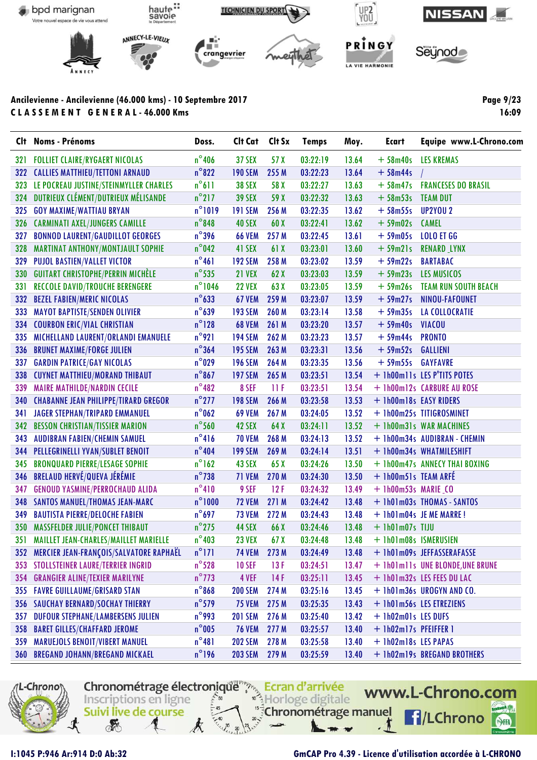Ancilevienne - Ancilevienne (46.000 kms) - 10 Septembre 2017

**C L A S S E M E N T   G E N E R A L - 46.000 Kms**

| Clt | Noms - Prénoms | Doss. | Clt Cat | Clt Sx | Temps | Moy. | Ecart | Equipe www.L-Chrono.com |
|---|---|---|---|---|---|---|---|---|
| 321 | FOLLIET CLAIRE/RYGAERT NICOLAS | n°406 | 37 SEX | 57 X | 03:22:19 | 13.64 | + 58m40s | LES KREMAS |
| 322 | CALLIES MATTHIEU/TETTONI ARNAUD | n°822 | 190 SEM | 255 M | 03:22:23 | 13.64 | + 58m44s | / |
| 323 | LE POCREAU JUSTINE/STEINMYLLER CHARLES | n°611 | 38 SEX | 58 X | 03:22:27 | 13.63 | + 58m47s | FRANCESES DO BRASIL |
| 324 | DUTRIEUX CLÉMENT/DUTRIEUX MÉLISANDE | n°217 | 39 SEX | 59 X | 03:22:32 | 13.63 | + 58m53s | TEAM DUT |
| 325 | GOY MAXIME/WATTIAU BRYAN | n°1019 | 191 SEM | 256 M | 03:22:35 | 13.62 | + 58m55s | UP2YOU 2 |
| 326 | CARMINATI AXEL/JUNGERS CAMILLE | n°848 | 40 SEX | 60 X | 03:22:41 | 13.62 | + 59m02s | CAMEL |
| 327 | BONNOD LAURENT/GAUDILLOT GEORGES | n°396 | 66 VEM | 257 M | 03:22:45 | 13.61 | + 59m05s | LOLO ET GG |
| 328 | MARTINAT ANTHONY/MONTJAULT SOPHIE | n°042 | 41 SEX | 61 X | 03:23:01 | 13.60 | + 59m21s | RENARD _LYNX |
| 329 | PUJOL BASTIEN/VALLET VICTOR | n°461 | 192 SEM | 258 M | 03:23:02 | 13.59 | + 59m22s | BARTABAC |
| 330 | GUITART CHRISTOPHE/PERRIN MICHÈLE | n°535 | 21 VEX | 62 X | 03:23:03 | 13.59 | + 59m23s | LES MUSICOS |
| 331 | RECCOLE DAVID/TROUCHE BERENGERE | n°1046 | 22 VEX | 63 X | 03:23:05 | 13.59 | + 59m26s | TEAM RUN SOUTH BEACH |
| 332 | BEZEL FABIEN/MERIC NICOLAS | n°633 | 67 VEM | 259 M | 03:23:07 | 13.59 | + 59m27s | NINOU-FAFOUNET |
| 333 | MAYOT BAPTISTE/SENDEN OLIVIER | n°639 | 193 SEM | 260 M | 03:23:14 | 13.58 | + 59m35s | LA COLLOCRATIE |
| 334 | COURBON ERIC/VIAL CHRISTIAN | n°128 | 68 VEM | 261 M | 03:23:20 | 13.57 | + 59m40s | VIACOU |
| 335 | MICHELLAND LAURENT/ORLANDI EMANUELE | n°921 | 194 SEM | 262 M | 03:23:23 | 13.57 | + 59m44s | PRONTO |
| 336 | BRUNET MAXIME/FORGE JULIEN | n°364 | 195 SEM | 263 M | 03:23:31 | 13.56 | + 59m52s | GALLIENI |
| 337 | GARDIN PATRICE/GAY NICOLAS | n°029 | 196 SEM | 264 M | 03:23:35 | 13.56 | + 59m55s | GAYFAVRE |
| 338 | CUYNET MATTHIEU/MORAND THIBAUT | n°867 | 197 SEM | 265 M | 03:23:51 | 13.54 | + 1h00m11s | LES P'TITS POTES |
| 339 | MAIRE MATHILDE/NARDIN CECILE | n°482 | 8 SEF | 11 F | 03:23:51 | 13.54 | + 1h00m12s | CARBURE AU ROSE |
| 340 | CHABANNE JEAN PHILIPPE/TIRARD GREGOR | n°277 | 198 SEM | 266 M | 03:23:58 | 13.53 | + 1h00m18s | EASY RIDERS |
| 341 | JAGER STEPHAN/TRIPARD EMMANUEL | n°062 | 69 VEM | 267 M | 03:24:05 | 13.52 | + 1h00m25s | TITIGROSMINET |
| 342 | BESSON CHRISTIAN/TISSIER MARION | n°560 | 42 SEX | 64 X | 03:24:11 | 13.52 | + 1h00m31s | WAR MACHINES |
| 343 | AUDIBRAN FABIEN/CHEMIN SAMUEL | n°416 | 70 VEM | 268 M | 03:24:13 | 13.52 | + 1h00m34s | AUDIBRAN - CHEMIN |
| 344 | PELLEGRINELLI YVAN/SUBLET BENOIT | n°404 | 199 SEM | 269 M | 03:24:14 | 13.51 | + 1h00m34s | WHATMILESHIFT |
| 345 | BRONQUARD PIERRE/LESAGE SOPHIE | n°162 | 43 SEX | 65 X | 03:24:26 | 13.50 | + 1h00m47s | ANNECY THAI BOXING |
| 346 | BRELAUD HERVÉ/QUEVA JÉRÉMIE | n°738 | 71 VEM | 270 M | 03:24:30 | 13.50 | + 1h00m51s | TEAM ARFÉ |
| 347 | GENOUD YASMINE/PERROCHAUD ALIDA | n°410 | 9 SEF | 12 F | 03:24:32 | 13.49 | + 1h00m53s | MARIE _CO |
| 348 | SANTOS MANUEL/THOMAS JEAN-MARC | n°1000 | 72 VEM | 271 M | 03:24:42 | 13.48 | + 1h01m03s | THOMAS - SANTOS |
| 349 | BAUTISTA PIERRE/DELOCHE FABIEN | n°697 | 73 VEM | 272 M | 03:24:43 | 13.48 | + 1h01m04s | JE ME MARRE ! |
| 350 | MASSFELDER JULIE/PONCET THIBAUT | n°275 | 44 SEX | 66 X | 03:24:46 | 13.48 | + 1h01m07s | TIJU |
| 351 | MAILLET JEAN-CHARLES/MAILLET MARIELLE | n°403 | 23 VEX | 67 X | 03:24:48 | 13.48 | + 1h01m08s | ISMERUSIEN |
| 352 | MERCIER JEAN-FRANÇOIS/SALVATORE RAPHAËL | n°171 | 74 VEM | 273 M | 03:24:49 | 13.48 | + 1h01m09s | JEFFASSERAFASSE |
| 353 | STOLLSTEINER LAURE/TERRIER INGRID | n°528 | 10 SEF | 13 F | 03:24:51 | 13.47 | + 1h01m11s | UNE BLONDE,UNE BRUNE |
| 354 | GRANGIER ALINE/TEXIER MARILYNE | n°773 | 4 VEF | 14 F | 03:25:11 | 13.45 | + 1h01m32s | LES FEES DU LAC |
| 355 | FAVRE GUILLAUME/GRISARD STAN | n°868 | 200 SEM | 274 M | 03:25:16 | 13.45 | + 1h01m36s | UROGYN AND CO. |
| 356 | SAUCHAY BERNARD/SOCHAY THIERRY | n°579 | 75 VEM | 275 M | 03:25:35 | 13.43 | + 1h01m56s | LES ETREZIENS |
| 357 | DUFOUR STEPHANE/LAMBERSENS JULIEN | n°993 | 201 SEM | 276 M | 03:25:40 | 13.42 | + 1h02m01s | LES DUFS |
| 358 | BARET GILLES/CHAFFARD JEROME | n°005 | 76 VEM | 277 M | 03:25:57 | 13.40 | + 1h02m17s | PFEIFFER 1 |
| 359 | MARUEJOLS BENOIT/VIBERT MANUEL | n°481 | 202 SEM | 278 M | 03:25:58 | 13.40 | + 1h02m18s | LES PAPAS |
| 360 | BREGAND JOHANN/BREGAND MICKAEL | n°196 | 203 SEM | 279 M | 03:25:59 | 13.40 | + 1h02m19s | BREGAND BROTHERS |

I:1045 P:946 Ar:914 D:0 Ab:32

GmCAP Pro 4.39 - Licence d'utilisation accordée à L-CHRONO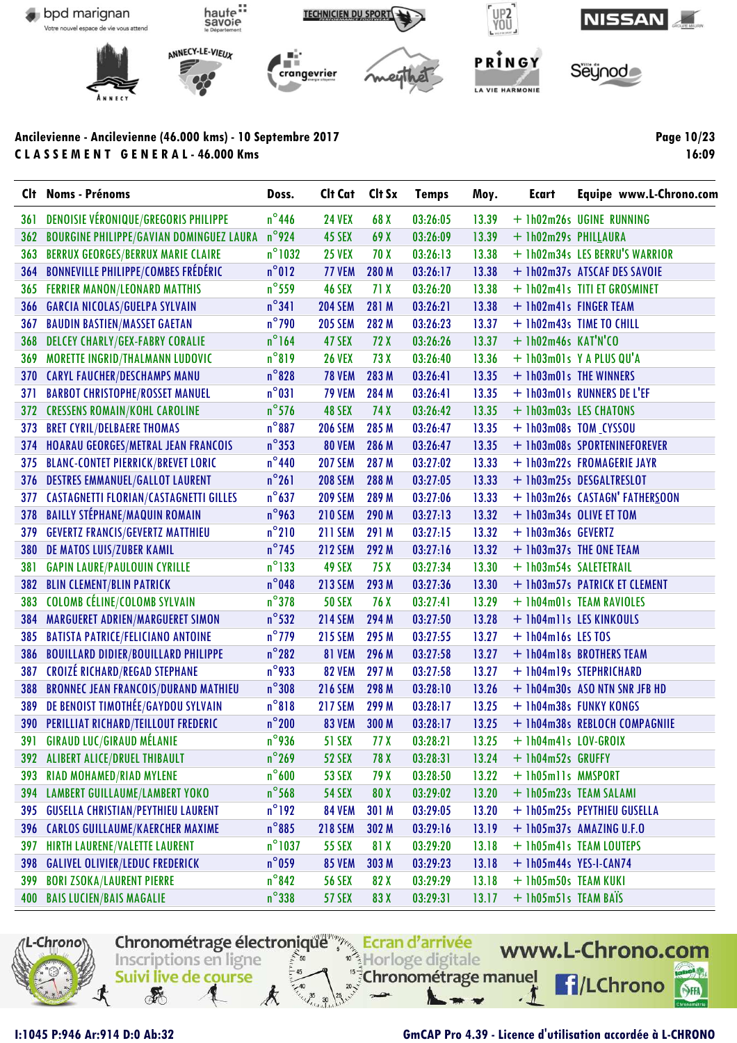Ancilevienne - Ancilevienne (46.000 kms) - 10 Septembre 2017

**CLASSEMENT GENERAL - 46.000 Kms**

16:09

| Clt | Noms - Prénoms | Doss. | Clt Cat | Clt Sx | Temps | Moy. | Ecart | Equipe www.L-Chrono.com |
|---|---|---|---|---|---|---|---|---|
| 361 | DENOISIE VÉRONIQUE/GREGORIS PHILIPPE | n°446 | 24 VEX | 68 X | 03:26:05 | 13.39 | + 1h02m26s | UGINE RUNNING |
| 362 | BOURGINE PHILIPPE/GAVIAN DOMINGUEZ LAURA | n°924 | 45 SEX | 69 X | 03:26:09 | 13.39 | + 1h02m29s | PHILLAURA |
| 363 | BERRUX GEORGES/BERRUX MARIE CLAIRE | n°1032 | 25 VEX | 70 X | 03:26:13 | 13.38 | + 1h02m34s | LES BERRU'S WARRIOR |
| 364 | BONNEVILLE PHILIPPE/COMBES FRÉDÉRIC | n°012 | 77 VEM | 280 M | 03:26:17 | 13.38 | + 1h02m37s | ATSCAF DES SAVOIE |
| 365 | FERRIER MANON/LEONARD MATTHIS | n°559 | 46 SEX | 71 X | 03:26:20 | 13.38 | + 1h02m41s | TITI ET GROSMINET |
| 366 | GARCIA NICOLAS/GUELPA SYLVAIN | n°341 | 204 SEM | 281 M | 03:26:21 | 13.38 | + 1h02m41s | FINGER TEAM |
| 367 | BAUDIN BASTIEN/MASSET GAETAN | n°790 | 205 SEM | 282 M | 03:26:23 | 13.37 | + 1h02m43s | TIME TO CHILL |
| 368 | DELCEY CHARLY/GEX-FABRY CORALIE | n°164 | 47 SEX | 72 X | 03:26:26 | 13.37 | + 1h02m46s | KAT'N'CO |
| 369 | MORETTE INGRID/THALMANN LUDOVIC | n°819 | 26 VEX | 73 X | 03:26:40 | 13.36 | + 1h03m01s | Y A PLUS QU'A |
| 370 | CARYL FAUCHER/DESCHAMPS MANU | n°828 | 78 VEM | 283 M | 03:26:41 | 13.35 | + 1h03m01s | THE WINNERS |
| 371 | BARBOT CHRISTOPHE/ROSSET MANUEL | n°031 | 79 VEM | 284 M | 03:26:41 | 13.35 | + 1h03m01s | RUNNERS DE L'EF |
| 372 | CRESSENS ROMAIN/KOHL CAROLINE | n°576 | 48 SEX | 74 X | 03:26:42 | 13.35 | + 1h03m03s | LES CHATONS |
| 373 | BRET CYRIL/DELBAERE THOMAS | n°887 | 206 SEM | 285 M | 03:26:47 | 13.35 | + 1h03m08s | TOM_CYSSOU |
| 374 | HOARAU GEORGES/METRAL JEAN FRANCOIS | n°353 | 80 VEM | 286 M | 03:26:47 | 13.35 | + 1h03m08s | SPORTENINEFOREVER |
| 375 | BLANC-CONTET PIERRICK/BREVET LORIC | n°440 | 207 SEM | 287 M | 03:27:02 | 13.33 | + 1h03m22s | FROMAGERIE JAYR |
| 376 | DESTRES EMMANUEL/GALLOT LAURENT | n°261 | 208 SEM | 288 M | 03:27:05 | 13.33 | + 1h03m25s | DESGALTRESLOT |
| 377 | CASTAGNETTI FLORIAN/CASTAGNETTI GILLES | n°637 | 209 SEM | 289 M | 03:27:06 | 13.33 | + 1h03m26s | CASTAGN' FATHERSOON |
| 378 | BAILLY STÉPHANE/MAQUIN ROMAIN | n°963 | 210 SEM | 290 M | 03:27:13 | 13.32 | + 1h03m34s | OLIVE ET TOM |
| 379 | GEVERTZ FRANCIS/GEVERTZ MATTHIEU | n°210 | 211 SEM | 291 M | 03:27:15 | 13.32 | + 1h03m36s | GEVERTZ |
| 380 | DE MATOS LUIS/ZUBER KAMIL | n°745 | 212 SEM | 292 M | 03:27:16 | 13.32 | + 1h03m37s | THE ONE TEAM |
| 381 | GAPIN LAURE/PAULOUIN CYRILLE | n°133 | 49 SEX | 75 X | 03:27:34 | 13.30 | + 1h03m54s | SALETETRAIL |
| 382 | BLIN CLEMENT/BLIN PATRICK | n°048 | 213 SEM | 293 M | 03:27:36 | 13.30 | + 1h03m57s | PATRICK ET CLEMENT |
| 383 | COLOMB CÉLINE/COLOMB SYLVAIN | n°378 | 50 SEX | 76 X | 03:27:41 | 13.29 | + 1h04m01s | TEAM RAVIOLES |
| 384 | MARGUERET ADRIEN/MARGUERET SIMON | n°532 | 214 SEM | 294 M | 03:27:50 | 13.28 | + 1h04m11s | LES KINKOULS |
| 385 | BATISTA PATRICE/FELICIANO ANTOINE | n°779 | 215 SEM | 295 M | 03:27:55 | 13.27 | + 1h04m16s | LES TOS |
| 386 | BOUILLARD DIDIER/BOUILLARD PHILIPPE | n°282 | 81 VEM | 296 M | 03:27:58 | 13.27 | + 1h04m18s | BROTHERS TEAM |
| 387 | CROIZÉ RICHARD/REGAD STEPHANE | n°933 | 82 VEM | 297 M | 03:27:58 | 13.27 | + 1h04m19s | STEPHRICHARD |
| 388 | BRONNEC JEAN FRANCOIS/DURAND MATHIEU | n°308 | 216 SEM | 298 M | 03:28:10 | 13.26 | + 1h04m30s | ASO NTN SNR JFB HD |
| 389 | DE BENOIST TIMOTHÉE/GAYDOU SYLVAIN | n°818 | 217 SEM | 299 M | 03:28:17 | 13.25 | + 1h04m38s | FUNKY KONGS |
| 390 | PERILLIAT RICHARD/TEILLOUT FREDERIC | n°200 | 83 VEM | 300 M | 03:28:17 | 13.25 | + 1h04m38s | REBLOCH COMPAGNIIE |
| 391 | GIRAUD LUC/GIRAUD MÉLANIE | n°936 | 51 SEX | 77 X | 03:28:21 | 13.25 | + 1h04m41s | LOV-GROIX |
| 392 | ALIBERT ALICE/DRUEL THIBAULT | n°269 | 52 SEX | 78 X | 03:28:31 | 13.24 | + 1h04m52s | GRUFFY |
| 393 | RIAD MOHAMED/RIAD MYLENE | n°600 | 53 SEX | 79 X | 03:28:50 | 13.22 | + 1h05m11s | MMSPORT |
| 394 | LAMBERT GUILLAUME/LAMBERT YOKO | n°568 | 54 SEX | 80 X | 03:29:02 | 13.20 | + 1h05m23s | TEAM SALAMI |
| 395 | GUSELLA CHRISTIAN/PEYTHIEU LAURENT | n°192 | 84 VEM | 301 M | 03:29:05 | 13.20 | + 1h05m25s | PEYTHIEU GUSELLA |
| 396 | CARLOS GUILLAUME/KAERCHER MAXIME | n°885 | 218 SEM | 302 M | 03:29:16 | 13.19 | + 1h05m37s | AMAZING U.F.O |
| 397 | HIRTH LAURENE/VALETTE LAURENT | n°1037 | 55 SEX | 81 X | 03:29:20 | 13.18 | + 1h05m41s | TEAM LOUTEPS |
| 398 | GALIVEL OLIVIER/LEDUC FREDERICK | n°059 | 85 VEM | 303 M | 03:29:23 | 13.18 | + 1h05m44s | YES-I-CAN74 |
| 399 | BORI ZSOKA/LAURENT PIERRE | n°842 | 56 SEX | 82 X | 03:29:29 | 13.18 | + 1h05m50s | TEAM KUKI |
| 400 | BAIS LUCIEN/BAIS MAGALIE | n°338 | 57 SEX | 83 X | 03:29:31 | 13.17 | + 1h05m51s | TEAM BAÏS |

I:1045 P:946 Ar:914 D:0 Ab:32

GmCAP Pro 4.39 - Licence d'utilisation accordée à L-CHRONO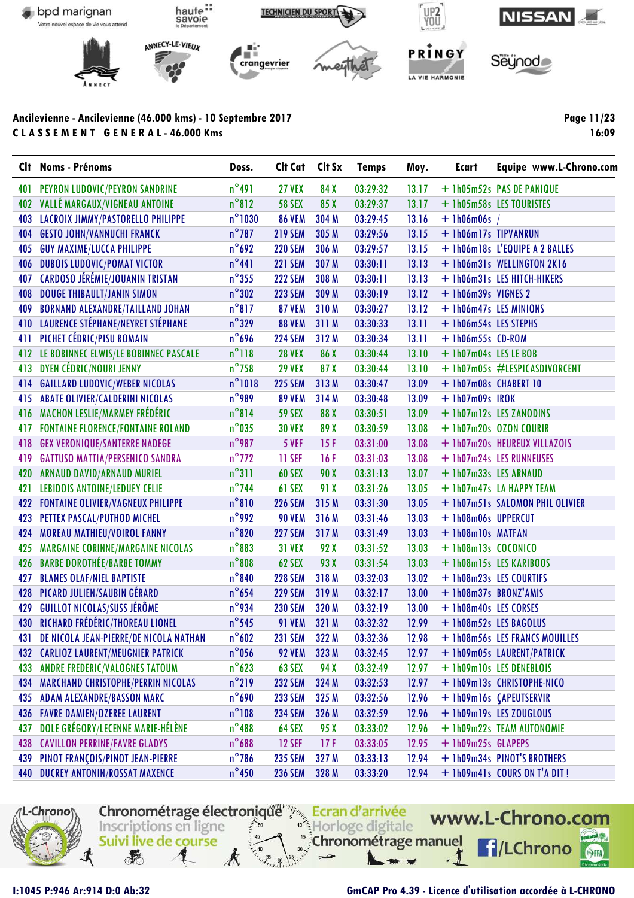Ancilevienne - Ancilevienne (46.000 kms) - 10 Septembre 2017

**C L A S S E M E N T   G E N E R A L - 46.000 Kms**

| Clt | Noms - Prénoms | Doss. | Clt Cat | Clt Sx | Temps | Moy. | Ecart | Equipe www.L-Chrono.com |
|---|---|---|---|---|---|---|---|---|
| 401 | PEYRON LUDOVIC/PEYRON SANDRINE | n°491 | 27 VEX | 84 X | 03:29:32 | 13.17 | + 1h05m52s | PAS DE PANIQUE |
| 402 | VALLÉ MARGAUX/VIGNEAU ANTOINE | n°812 | 58 SEX | 85 X | 03:29:37 | 13.17 | + 1h05m58s | LES TOURISTES |
| 403 | LACROIX JIMMY/PASTORELLO PHILIPPE | n°1030 | 86 VEM | 304 M | 03:29:45 | 13.16 | + 1h06m06s | / |
| 404 | GESTO JOHN/VANNUCHI FRANCK | n°787 | 219 SEM | 305 M | 03:29:56 | 13.15 | + 1h06m17s | TIPVANRUN |
| 405 | GUY MAXIME/LUCCA PHILIPPE | n°692 | 220 SEM | 306 M | 03:29:57 | 13.15 | + 1h06m18s | L'EQUIPE A 2 BALLES |
| 406 | DUBOIS LUDOVIC/POMAT VICTOR | n°441 | 221 SEM | 307 M | 03:30:11 | 13.13 | + 1h06m31s | WELLINGTON 2K16 |
| 407 | CARDOSO JÉRÉMIE/JOUANIN TRISTAN | n°355 | 222 SEM | 308 M | 03:30:11 | 13.13 | + 1h06m31s | LES HITCH-HIKERS |
| 408 | DOUGE THIBAULT/JANIN SIMON | n°302 | 223 SEM | 309 M | 03:30:19 | 13.12 | + 1h06m39s | VIGNES 2 |
| 409 | BORNAND ALEXANDRE/TAILLAND JOHAN | n°817 | 87 VEM | 310 M | 03:30:27 | 13.12 | + 1h06m47s | LES MINIONS |
| 410 | LAURENCE STÉPHANE/NEYRET STÉPHANE | n°329 | 88 VEM | 311 M | 03:30:33 | 13.11 | + 1h06m54s | LES STEPHS |
| 411 | PICHET CÉDRIC/PISU ROMAIN | n°696 | 224 SEM | 312 M | 03:30:34 | 13.11 | + 1h06m55s | CD-ROM |
| 412 | LE BOBINNEC ELWIS/LE BOBINNEC PASCALE | n°118 | 28 VEX | 86 X | 03:30:44 | 13.10 | + 1h07m04s | LES LE BOB |
| 413 | DYEN CÉDRIC/NOURI JENNY | n°758 | 29 VEX | 87 X | 03:30:44 | 13.10 | + 1h07m05s | #LESPICASDIVORCENT |
| 414 | GAILLARD LUDOVIC/WEBER NICOLAS | n°1018 | 225 SEM | 313 M | 03:30:47 | 13.09 | + 1h07m08s | CHABERT 10 |
| 415 | ABATE OLIVIER/CALDERINI NICOLAS | n°989 | 89 VEM | 314 M | 03:30:48 | 13.09 | + 1h07m09s | IROK |
| 416 | MACHON LESLIE/MARMEY FRÉDÉRIC | n°814 | 59 SEX | 88 X | 03:30:51 | 13.09 | + 1h07m12s | LES ZANODINS |
| 417 | FONTAINE FLORENCE/FONTAINE ROLAND | n°035 | 30 VEX | 89 X | 03:30:59 | 13.08 | + 1h07m20s | OZON COURIR |
| 418 | GEX VERONIQUE/SANTERRE NADEGE | n°987 | 5 VEF | 15 F | 03:31:00 | 13.08 | + 1h07m20s | HEUREUX VILLAZOIS |
| 419 | GATTUSO MATTIA/PERSENICO SANDRA | n°772 | 11 SEF | 16 F | 03:31:03 | 13.08 | + 1h07m24s | LES RUNNEUSES |
| 420 | ARNAUD DAVID/ARNAUD MURIEL | n°311 | 60 SEX | 90 X | 03:31:13 | 13.07 | + 1h07m33s | LES ARNAUD |
| 421 | LEBIDOIS ANTOINE/LEDUEY CELIE | n°744 | 61 SEX | 91 X | 03:31:26 | 13.05 | + 1h07m47s | LA HAPPY TEAM |
| 422 | FONTAINE OLIVIER/VAGNEUX PHILIPPE | n°810 | 226 SEM | 315 M | 03:31:30 | 13.05 | + 1h07m51s | SALOMON PHIL OLIVIER |
| 423 | PETTEX PASCAL/PUTHOD MICHEL | n°992 | 90 VEM | 316 M | 03:31:46 | 13.03 | + 1h08m06s | UPPERCUT |
| 424 | MOREAU MATHIEU/VOIROL FANNY | n°820 | 227 SEM | 317 M | 03:31:49 | 13.03 | + 1h08m10s | MATEAN |
| 425 | MARGAINE CORINNE/MARGAINE NICOLAS | n°883 | 31 VEX | 92 X | 03:31:52 | 13.03 | + 1h08m13s | COCONICO |
| 426 | BARBE DOROTHÉE/BARBE TOMMY | n°808 | 62 SEX | 93 X | 03:31:54 | 13.03 | + 1h08m15s | LES KARIBOOS |
| 427 | BLANES OLAF/NIEL BAPTISTE | n°840 | 228 SEM | 318 M | 03:32:03 | 13.02 | + 1h08m23s | LES COURTIFS |
| 428 | PICARD JULIEN/SAUBIN GÉRARD | n°654 | 229 SEM | 319 M | 03:32:17 | 13.00 | + 1h08m37s | BRONZ'AMIS |
| 429 | GUILLOT NICOLAS/SUSS JÉRÔME | n°934 | 230 SEM | 320 M | 03:32:19 | 13.00 | + 1h08m40s | LES CORSES |
| 430 | RICHARD FRÉDÉRIC/THOREAU LIONEL | n°545 | 91 VEM | 321 M | 03:32:32 | 12.99 | + 1h08m52s | LES BAGOLUS |
| 431 | DE NICOLA JEAN-PIERRE/DE NICOLA NATHAN | n°602 | 231 SEM | 322 M | 03:32:36 | 12.98 | + 1h08m56s | LES FRANCS MOUILLES |
| 432 | CARLIOZ LAURENT/MEUGNIER PATRICK | n°056 | 92 VEM | 323 M | 03:32:45 | 12.97 | + 1h09m05s | LAURENT/PATRICK |
| 433 | ANDRE FREDERIC/VALOGNES TATOUM | n°623 | 63 SEX | 94 X | 03:32:49 | 12.97 | + 1h09m10s | LES DENEBLOIS |
| 434 | MARCHAND CHRISTOPHE/PERRIN NICOLAS | n°219 | 232 SEM | 324 M | 03:32:53 | 12.97 | + 1h09m13s | CHRISTOPHE-NICO |
| 435 | ADAM ALEXANDRE/BASSON MARC | n°690 | 233 SEM | 325 M | 03:32:56 | 12.96 | + 1h09m16s | ÇAPEUTSERVIR |
| 436 | FAVRE DAMIEN/OZEREE LAURENT | n°108 | 234 SEM | 326 M | 03:32:59 | 12.96 | + 1h09m19s | LES ZOUGLOUS |
| 437 | DOLE GRÉGORY/LECENNE MARIE-HÉLÈNE | n°488 | 64 SEX | 95 X | 03:33:02 | 12.96 | + 1h09m22s | TEAM AUTONOMIE |
| 438 | CAVILLON PERRINE/FAVRE GLADYS | n°688 | 12 SEF | 17 F | 03:33:05 | 12.95 | + 1h09m25s | GLAPEPS |
| 439 | PINOT FRANÇOIS/PINOT JEAN-PIERRE | n°786 | 235 SEM | 327 M | 03:33:13 | 12.94 | + 1h09m34s | PINOT'S BROTHERS |
| 440 | DUCREY ANTONIN/ROSSAT MAXENCE | n°450 | 236 SEM | 328 M | 03:33:20 | 12.94 | + 1h09m41s | COURS ON T'A DIT ! |

I:1045 P:946 Ar:914 D:0 Ab:32

GmCAP Pro 4.39 - Licence d'utilisation accordée à L-CHRONO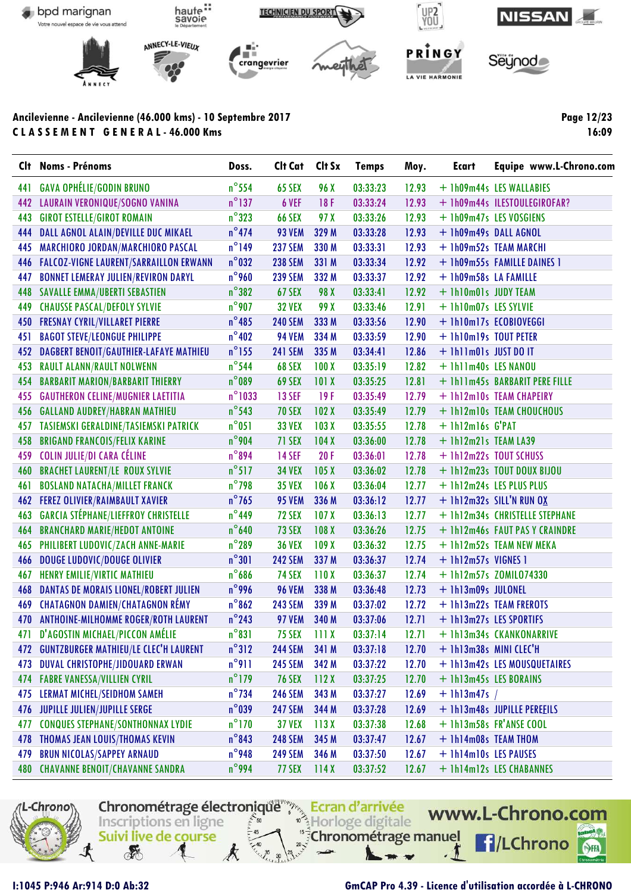**Ancilevienne - Ancilevienne (46.000 kms) - 10 Septembre 2017**

**C L A S S E M E N T   G E N E R A L - 46.000 Kms**

| Clt | Noms - Prénoms | Doss. | Clt Cat | Clt Sx | Temps | Moy. | Ecart | Equipe www.L-Chrono.com |
|---|---|---|---|---|---|---|---|---|
| 441 | GAVA OPHÉLIE/GODIN BRUNO | n°554 | 65 SEX | 96 X | 03:33:23 | 12.93 | + 1h09m44s | LES WALLABIES |
| 442 | LAURAIN VERONIQUE/SOGNO VANINA | n°137 | 6 VEF | 18 F | 03:33:24 | 12.93 | + 1h09m44s | ILESTOULEGIROFAR? |
| 443 | GIROT ESTELLE/GIROT ROMAIN | n°323 | 66 SEX | 97 X | 03:33:26 | 12.93 | + 1h09m47s | LES VOSGIENS |
| 444 | DALL AGNOL ALAIN/DEVILLE DUC MIKAEL | n°474 | 93 VEM | 329 M | 03:33:28 | 12.93 | + 1h09m49s | DALL AGNOL |
| 445 | MARCHIORO JORDAN/MARCHIORO PASCAL | n°149 | 237 SEM | 330 M | 03:33:31 | 12.93 | + 1h09m52s | TEAM MARCHI |
| 446 | FALCOZ-VIGNE LAURENT/SARRAILLON ERWANN | n°032 | 238 SEM | 331 M | 03:33:34 | 12.92 | + 1h09m55s | FAMILLE DAINES 1 |
| 447 | BONNET LEMERAY JULIEN/REVIRON DARYL | n°960 | 239 SEM | 332 M | 03:33:37 | 12.92 | + 1h09m58s | LA FAMILLE |
| 448 | SAVALLE EMMA/UBERTI SEBASTIEN | n°382 | 67 SEX | 98 X | 03:33:41 | 12.92 | + 1h10m01s | JUDY TEAM |
| 449 | CHAUSSE PASCAL/DEFOLY SYLVIE | n°907 | 32 VEX | 99 X | 03:33:46 | 12.91 | + 1h10m07s | LES SYLVIE |
| 450 | FRESNAY CYRIL/VILLARET PIERRE | n°485 | 240 SEM | 333 M | 03:33:56 | 12.90 | + 1h10m17s | ECOBIOVEGGI |
| 451 | BAGOT STEVE/LEONGUE PHILIPPE | n°402 | 94 VEM | 334 M | 03:33:59 | 12.90 | + 1h10m19s | TOUT PETER |
| 452 | DAGBERT BENOIT/GAUTHIER-LAFAYE MATHIEU | n°155 | 241 SEM | 335 M | 03:34:41 | 12.86 | + 1h11m01s | JUST DO IT |
| 453 | RAULT ALANN/RAULT NOLWENN | n°544 | 68 SEX | 100 X | 03:35:19 | 12.82 | + 1h11m40s | LES NANOU |
| 454 | BARBARIT MARION/BARBARIT THIERRY | n°089 | 69 SEX | 101 X | 03:35:25 | 12.81 | + 1h11m45s | BARBARIT PERE FILLE |
| 455 | GAUTHERON CELINE/MUGNIER LAETITIA | n°1033 | 13 SEF | 19 F | 03:35:49 | 12.79 | + 1h12m10s | TEAM CHAPEIRY |
| 456 | GALLAND AUDREY/HABRAN MATHIEU | n°543 | 70 SEX | 102 X | 03:35:49 | 12.79 | + 1h12m10s | TEAM CHOUCHOUS |
| 457 | TASIEMSKI GERALDINE/TASIEMSKI PATRICK | n°051 | 33 VEX | 103 X | 03:35:55 | 12.78 | + 1h12m16s | G'PAT |
| 458 | BRIGAND FRANCOIS/FELIX KARINE | n°904 | 71 SEX | 104 X | 03:36:00 | 12.78 | + 1h12m21s | TEAM LA39 |
| 459 | COLIN JULIE/DI CARA CÉLINE | n°894 | 14 SEF | 20 F | 03:36:01 | 12.78 | + 1h12m22s | TOUT SCHUSS |
| 460 | BRACHET LAURENT/LE ROUX SYLVIE | n°517 | 34 VEX | 105 X | 03:36:02 | 12.78 | + 1h12m23s | TOUT DOUX BIJOU |
| 461 | BOSLAND NATACHA/MILLET FRANCK | n°798 | 35 VEX | 106 X | 03:36:04 | 12.77 | + 1h12m24s | LES PLUS PLUS |
| 462 | FEREZ OLIVIER/RAIMBAULT XAVIER | n°765 | 95 VEM | 336 M | 03:36:12 | 12.77 | + 1h12m32s | SILL'N RUN OX |
| 463 | GARCIA STÉPHANE/LIEFFROY CHRISTELLE | n°449 | 72 SEX | 107 X | 03:36:13 | 12.77 | + 1h12m34s | CHRISTELLE STEPHANE |
| 464 | BRANCHARD MARIE/HEDOT ANTOINE | n°640 | 73 SEX | 108 X | 03:36:26 | 12.75 | + 1h12m46s | FAUT PAS Y CRAINDRE |
| 465 | PHILIBERT LUDOVIC/ZACH ANNE-MARIE | n°289 | 36 VEX | 109 X | 03:36:32 | 12.75 | + 1h12m52s | TEAM NEW MEKA |
| 466 | DOUGE LUDOVIC/DOUGE OLIVIER | n°301 | 242 SEM | 337 M | 03:36:37 | 12.74 | + 1h12m57s | VIGNES 1 |
| 467 | HENRY EMILIE/VIRTIC MATHIEU | n°686 | 74 SEX | 110 X | 03:36:37 | 12.74 | + 1h12m57s | ZOMILO74330 |
| 468 | DANTAS DE MORAIS LIONEL/ROBERT JULIEN | n°996 | 96 VEM | 338 M | 03:36:48 | 12.73 | + 1h13m09s | JULONEL |
| 469 | CHATAGNON DAMIEN/CHATAGNON RÉMY | n°862 | 243 SEM | 339 M | 03:37:02 | 12.72 | + 1h13m22s | TEAM FREROTS |
| 470 | ANTHOINE-MILHOMME ROGER/ROTH LAURENT | n°243 | 97 VEM | 340 M | 03:37:06 | 12.71 | + 1h13m27s | LES SPORTIFS |
| 471 | D'AGOSTIN MICHAEL/PICCON AMÉLIE | n°831 | 75 SEX | 111 X | 03:37:14 | 12.71 | + 1h13m34s | CKANKONARRIVE |
| 472 | GUNTZBURGER MATHIEU/LE CLEC'H LAURENT | n°312 | 244 SEM | 341 M | 03:37:18 | 12.70 | + 1h13m38s | MINI CLEC'H |
| 473 | DUVAL CHRISTOPHE/JIDOUARD ERWAN | n°911 | 245 SEM | 342 M | 03:37:22 | 12.70 | + 1h13m42s | LES MOUSQUETAIRES |
| 474 | FABRE VANESSA/VILLIEN CYRIL | n°179 | 76 SEX | 112 X | 03:37:25 | 12.70 | + 1h13m45s | LES BORAINS |
| 475 | LERMAT MICHEL/SEIDHOM SAMEH | n°734 | 246 SEM | 343 M | 03:37:27 | 12.69 | + 1h13m47s | / |
| 476 | JUPILLE JULIEN/JUPILLE SERGE | n°039 | 247 SEM | 344 M | 03:37:28 | 12.69 | + 1h13m48s | JUPILLE PEREFILS |
| 477 | CONQUES STEPHANE/SONTHONNAX LYDIE | n°170 | 37 VEX | 113 X | 03:37:38 | 12.68 | + 1h13m58s | FR'ANSE COOL |
| 478 | THOMAS JEAN LOUIS/THOMAS KEVIN | n°843 | 248 SEM | 345 M | 03:37:47 | 12.67 | + 1h14m08s | TEAM THOM |
| 479 | BRUN NICOLAS/SAPPEY ARNAUD | n°948 | 249 SEM | 346 M | 03:37:50 | 12.67 | + 1h14m10s | LES PAUSES |
| 480 | CHAVANNE BENOIT/CHAVANNE SANDRA | n°994 | 77 SEX | 114 X | 03:37:52 | 12.67 | + 1h14m12s | LES CHABANNES |

I:1045 P:946 Ar:914 D:0 Ab:32

GmCAP Pro 4.39 - Licence d'utilisation accordée à L-CHRONO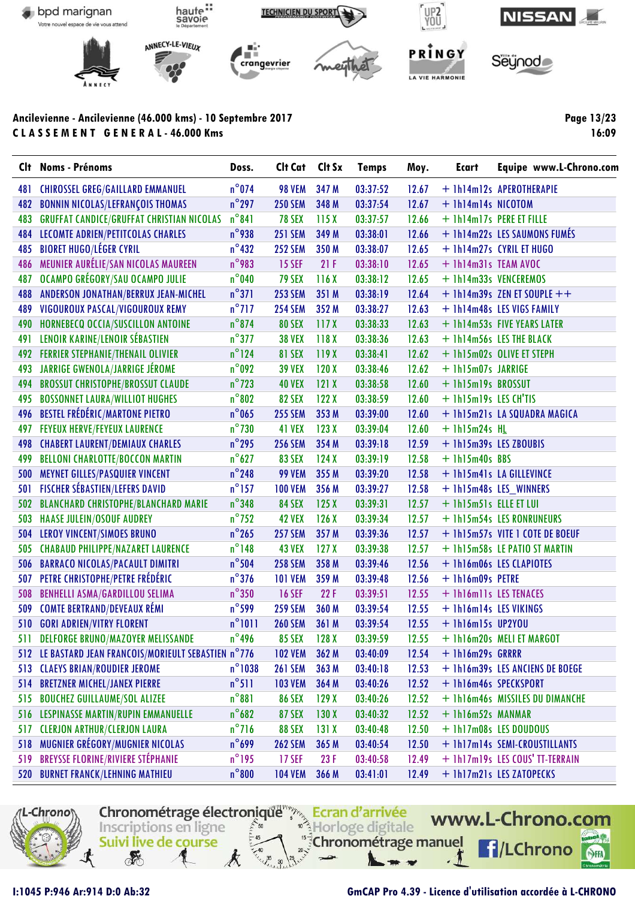**Ancilevienne - Ancilevienne (46.000 kms) - 10 Septembre 2017**

**C L A S S E M E N T   G E N E R A L - 46.000 Kms**

**Page 13/23**
**16:09**

| Clt | Noms - Prénoms | Doss. | Clt Cat | Clt Sx | Temps | Moy. | Ecart | Equipe www.L-Chrono.com |
|---|---|---|---|---|---|---|---|---|
| 481 | CHIROSSEL GREG/GAILLARD EMMANUEL | n°074 | 98 VEM | 347 M | 03:37:52 | 12.67 | + 1h14m12s | APEROTHERAPIE |
| 482 | BONNIN NICOLAS/LEFRANÇOIS THOMAS | n°297 | 250 SEM | 348 M | 03:37:54 | 12.67 | + 1h14m14s | NICOTOM |
| 483 | GRUFFAT CANDICE/GRUFFAT CHRISTIAN NICOLAS | n°841 | 78 SEX | 115 X | 03:37:57 | 12.66 | + 1h14m17s | PERE ET FILLE |
| 484 | LECOMTE ADRIEN/PETITCOLAS CHARLES | n°938 | 251 SEM | 349 M | 03:38:01 | 12.66 | + 1h14m22s | LES SAUMONS FUMÉS |
| 485 | BIORET HUGO/LÉGER CYRIL | n°432 | 252 SEM | 350 M | 03:38:07 | 12.65 | + 1h14m27s | CYRIL ET HUGO |
| 486 | MEUNIER AURÉLIE/SAN NICOLAS MAUREEN | n°983 | 15 SEF | 21 F | 03:38:10 | 12.65 | + 1h14m31s | TEAM AVOC |
| 487 | OCAMPO GRÉGORY/SAU OCAMPO JULIE | n°040 | 79 SEX | 116 X | 03:38:12 | 12.65 | + 1h14m33s | VENCEREMOS |
| 488 | ANDERSON JONATHAN/BERRUX JEAN-MICHEL | n°371 | 253 SEM | 351 M | 03:38:19 | 12.64 | + 1h14m39s | ZEN ET SOUPLE ++ |
| 489 | VIGOUROUX PASCAL/VIGOUROUX REMY | n°717 | 254 SEM | 352 M | 03:38:27 | 12.63 | + 1h14m48s | LES VIGS FAMILY |
| 490 | HORNEBECQ OCCIA/SUSCILLON ANTOINE | n°874 | 80 SEX | 117 X | 03:38:33 | 12.63 | + 1h14m53s | FIVE YEARS LATER |
| 491 | LENOIR KARINE/LENOIR SÉBASTIEN | n°377 | 38 VEX | 118 X | 03:38:36 | 12.63 | + 1h14m56s | LES THE BLACK |
| 492 | FERRIER STEPHANIE/THENAIL OLIVIER | n°124 | 81 SEX | 119 X | 03:38:41 | 12.62 | + 1h15m02s | OLIVE ET STEPH |
| 493 | JARRIGE GWENOLA/JARRIGE JÉROME | n°092 | 39 VEX | 120 X | 03:38:46 | 12.62 | + 1h15m07s | JARRIGE |
| 494 | BROSSUT CHRISTOPHE/BROSSUT CLAUDE | n°723 | 40 VEX | 121 X | 03:38:58 | 12.60 | + 1h15m19s | BROSSUT |
| 495 | BOSSONNET LAURA/WILLIOT HUGHES | n°802 | 82 SEX | 122 X | 03:38:59 | 12.60 | + 1h15m19s | LES CH'TIS |
| 496 | BESTEL FRÉDÉRIC/MARTONE PIETRO | n°065 | 255 SEM | 353 M | 03:39:00 | 12.60 | + 1h15m21s | LA SQUADRA MAGICA |
| 497 | FEYEUX HERVE/FEYEUX LAURENCE | n°730 | 41 VEX | 123 X | 03:39:04 | 12.60 | + 1h15m24s | HL |
| 498 | CHABERT LAURENT/DEMIAUX CHARLES | n°295 | 256 SEM | 354 M | 03:39:18 | 12.59 | + 1h15m39s | LES ZBOUBIS |
| 499 | BELLONI CHARLOTTE/BOCCON MARTIN | n°627 | 83 SEX | 124 X | 03:39:19 | 12.58 | + 1h15m40s | BBS |
| 500 | MEYNET GILLES/PASQUIER VINCENT | n°248 | 99 VEM | 355 M | 03:39:20 | 12.58 | + 1h15m41s | LA GILLEVINCE |
| 501 | FISCHER SÉBASTIEN/LEFERS DAVID | n°157 | 100 VEM | 356 M | 03:39:27 | 12.58 | + 1h15m48s | LES_WINNERS |
| 502 | BLANCHARD CHRISTOPHE/BLANCHARD MARIE | n°348 | 84 SEX | 125 X | 03:39:31 | 12.57 | + 1h15m51s | ELLE ET LUI |
| 503 | HAASE JULEIN/OSOUF AUDREY | n°752 | 42 VEX | 126 X | 03:39:34 | 12.57 | + 1h15m54s | LES RONRUNEURS |
| 504 | LEROY VINCENT/SIMOES BRUNO | n°265 | 257 SEM | 357 M | 03:39:36 | 12.57 | + 1h15m57s | VITE 1 COTE DE BOEUF |
| 505 | CHABAUD PHILIPPE/NAZARET LAURENCE | n°148 | 43 VEX | 127 X | 03:39:38 | 12.57 | + 1h15m58s | LE PATIO ST MARTIN |
| 506 | BARRACO NICOLAS/PACAULT DIMITRI | n°504 | 258 SEM | 358 M | 03:39:46 | 12.56 | + 1h16m06s | LES CLAPIOTES |
| 507 | PETRE CHRISTOPHE/PETRE FRÉDÉRIC | n°376 | 101 VEM | 359 M | 03:39:48 | 12.56 | + 1h16m09s | PETRE |
| 508 | BENHELLI ASMA/GARDILLOU SELIMA | n°350 | 16 SEF | 22 F | 03:39:51 | 12.55 | + 1h16m11s | LES TENACES |
| 509 | COMTE BERTRAND/DEVEAUX RÉMI | n°599 | 259 SEM | 360 M | 03:39:54 | 12.55 | + 1h16m14s | LES VIKINGS |
| 510 | GORI ADRIEN/VITRY FLORENT | n°1011 | 260 SEM | 361 M | 03:39:54 | 12.55 | + 1h16m15s | UP2YOU |
| 511 | DELFORGE BRUNO/MAZOYER MELISSANDE | n°496 | 85 SEX | 128 X | 03:39:59 | 12.55 | + 1h16m20s | MELI ET MARGOT |
| 512 | LE BASTARD JEAN FRANCOIS/MORIEULT SEBASTIEN | n°776 | 102 VEM | 362 M | 03:40:09 | 12.54 | + 1h16m29s | GRRRR |
| 513 | CLAEYS BRIAN/ROUDIER JEROME | n°1038 | 261 SEM | 363 M | 03:40:18 | 12.53 | + 1h16m39s | LES ANCIENS DE BOEGE |
| 514 | BRETZNER MICHEL/JANEX PIERRE | n°511 | 103 VEM | 364 M | 03:40:26 | 12.52 | + 1h16m46s | SPECKSPORT |
| 515 | BOUCHEZ GUILLAUME/SOL ALIZEE | n°881 | 86 SEX | 129 X | 03:40:26 | 12.52 | + 1h16m46s | MISSILES DU DIMANCHE |
| 516 | LESPINASSE MARTIN/RUPIN EMMANUELLE | n°682 | 87 SEX | 130 X | 03:40:32 | 12.52 | + 1h16m52s | MANMAR |
| 517 | CLERJON ARTHUR/CLERJON LAURA | n°716 | 88 SEX | 131 X | 03:40:48 | 12.50 | + 1h17m08s | LES DOUDOUS |
| 518 | MUGNIER GRÉGORY/MUGNIER NICOLAS | n°699 | 262 SEM | 365 M | 03:40:54 | 12.50 | + 1h17m14s | SEMI-CROUSTILLANTS |
| 519 | BREYSSE FLORINE/RIVIERE STÉPHANIE | n°195 | 17 SEF | 23 F | 03:40:58 | 12.49 | + 1h17m19s | LES COUS' TT-TERRAIN |
| 520 | BURNET FRANCK/LEHNING MATHIEU | n°800 | 104 VEM | 366 M | 03:41:01 | 12.49 | + 1h17m21s | LES ZATOPECKS |

I:1045 P:946 Ar:914 D:0 Ab:32

GmCAP Pro 4.39 - Licence d'utilisation accordée à L-CHRONO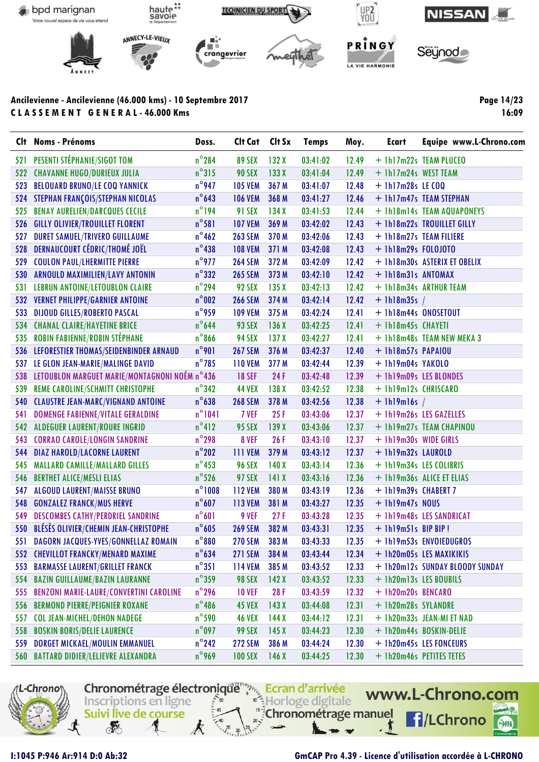## Ancilevienne - Ancilevienne (46.000 kms) - 10 Septembre 2017

**CLASSEMENT GENERAL - 46.000 Kms**

16:09

| Clt | Noms - Prénoms | Doss. | Clt Cat | Clt Sx | Temps | Moy. | Ecart | Equipe www.L-Chrono.com |
|---|---|---|---|---|---|---|---|---|
| 521 | PESENTI STÉPHANIE/SIGOT TOM | n°284 | 89 SEX | 132 X | 03:41:02 | 12.49 | + 1h17m22s | TEAM PLUCEO |
| 522 | CHAVANNE HUGO/DURIEUX JULIA | n°315 | 90 SEX | 133 X | 03:41:04 | 12.49 | + 1h17m24s | WEST TEAM |
| 523 | BELOUARD BRUNO/LE COQ YANNICK | n°947 | 105 VEM | 367 M | 03:41:07 | 12.48 | + 1h17m28s | LE COQ |
| 524 | STEPHAN FRANÇOIS/STEPHAN NICOLAS | n°643 | 106 VEM | 368 M | 03:41:27 | 12.46 | + 1h17m47s | TEAM STEPHAN |
| 525 | BENAY AURELIEN/DARCQUES CECILE | n°194 | 91 SEX | 134 X | 03:41:53 | 12.44 | + 1h18m14s | TEAM AQUAPONEYS |
| 526 | GILLY OLIVIER/TROUILLET FLORENT | n°581 | 107 VEM | 369 M | 03:42:02 | 12.43 | + 1h18m22s | TROUILLET GILLY |
| 527 | DURET SAMUEL/TRIVERO GUILLAUME | n°462 | 263 SEM | 370 M | 03:42:06 | 12.43 | + 1h18m27s | TEAM FILIERE |
| 528 | DERNAUCOURT CÉDRIC/THOMÉ JOËL | n°438 | 108 VEM | 371 M | 03:42:08 | 12.43 | + 1h18m29s | FOLOJOTO |
| 529 | COULON PAUL/LHERMITTE PIERRE | n°977 | 264 SEM | 372 M | 03:42:09 | 12.42 | + 1h18m30s | ASTERIX ET OBELIX |
| 530 | ARNOULD MAXIMILIEN/LAVY ANTONIN | n°332 | 265 SEM | 373 M | 03:42:10 | 12.42 | + 1h18m31s | ANTOMAX |
| 531 | LEBRUN ANTOINE/LETOUBLON CLAIRE | n°294 | 92 SEX | 135 X | 03:42:13 | 12.42 | + 1h18m34s | ARTHUR TEAM |
| 532 | VERNET PHILIPPE/GARNIER ANTOINE | n°002 | 266 SEM | 374 M | 03:42:14 | 12.42 | + 1h18m35s | / |
| 533 | DIJOUD GILLES/ROBERTO PASCAL | n°959 | 109 VEM | 375 M | 03:42:24 | 12.41 | + 1h18m44s | ONOSETOUT |
| 534 | CHANAL CLAIRE/HAYETINE BRICE | n°644 | 93 SEX | 136 X | 03:42:25 | 12.41 | + 1h18m45s | CHAYETI |
| 535 | ROBIN FABIENNE/ROBIN STÉPHANE | n°866 | 94 SEX | 137 X | 03:42:27 | 12.41 | + 1h18m48s | TEAM NEW MEKA 3 |
| 536 | LEFORESTIER THOMAS/SEIDENBINDER ARNAUD | n°901 | 267 SEM | 376 M | 03:42:37 | 12.40 | + 1h18m57s | PAPAIOU |
| 537 | LE GLON JEAN-MARIE/MALINGE DAVID | n°785 | 110 VEM | 377 M | 03:42:44 | 12.39 | + 1h19m04s | YAKOLO |
| 538 | LETOUBLON MARGUET MARIE/MONTAGNONI NOÉM | n°436 | 18 SEF | 24 F | 03:42:48 | 12.39 | + 1h19m09s | LES BLONDES |
| 539 | REME CAROLINE/SCHMITT CHRISTOPHE | n°342 | 44 VEX | 138 X | 03:42:52 | 12.38 | + 1h19m12s | CHRISCARO |
| 540 | CLAUSTRE JEAN-MARC/VIGNAND ANTOINE | n°638 | 268 SEM | 378 M | 03:42:56 | 12.38 | + 1h19m16s | / |
| 541 | DOMENGE FABIENNE/VITALE GERALDINE | n°1041 | 7 VEF | 25 F | 03:43:06 | 12.37 | + 1h19m26s | LES GAZELLES |
| 542 | ALDEGUER LAURENT/ROURE INGRID | n°412 | 95 SEX | 139 X | 03:43:06 | 12.37 | + 1h19m27s | TEAM CHAPINOU |
| 543 | CORRAO CAROLE/LONGIN SANDRINE | n°298 | 8 VEF | 26 F | 03:43:10 | 12.37 | + 1h19m30s | WIDE GIRLS |
| 544 | DIAZ HAROLD/LACORNE LAURENT | n°202 | 111 VEM | 379 M | 03:43:12 | 12.37 | + 1h19m32s | LAUROLD |
| 545 | MALLARD CAMILLE/MALLARD GILLES | n°453 | 96 SEX | 140 X | 03:43:14 | 12.36 | + 1h19m34s | LES COLIBRIS |
| 546 | BERTHET ALICE/MESLI ELIAS | n°526 | 97 SEX | 141 X | 03:43:16 | 12.36 | + 1h19m36s | ALICE ET ELIAS |
| 547 | ALGOUD LAURENT/MAISSE BRUNO | n°1008 | 112 VEM | 380 M | 03:43:19 | 12.36 | + 1h19m39s | CHABERT 7 |
| 548 | GONZALEZ FRANCK/MUS HERVE | n°607 | 113 VEM | 381 M | 03:43:27 | 12.35 | + 1h19m47s | NOUS |
| 549 | DESCOMBES CATHY/PERDRIEL SANDRINE | n°601 | 9 VEF | 27 F | 03:43:28 | 12.35 | + 1h19m48s | LES SANDRICAT |
| 550 | BLÉSÈS OLIVIER/CHEMIN JEAN-CHRISTOPHE | n°605 | 269 SEM | 382 M | 03:43:31 | 12.35 | + 1h19m51s | BIP BIP ! |
| 551 | DAGORN JACQUES-YVES/GONNELLAZ ROMAIN | n°880 | 270 SEM | 383 M | 03:43:33 | 12.35 | + 1h19m53s | ENVOIEDUGROS |
| 552 | CHEVILLOT FRANCKY/MENARD MAXIME | n°634 | 271 SEM | 384 M | 03:43:44 | 12.34 | + 1h20m05s | LES MAXIKIKIS |
| 553 | BARMASSE LAURENT/GRILLET FRANCK | n°351 | 114 VEM | 385 M | 03:43:52 | 12.33 | + 1h20m12s | SUNDAY BLOODY SUNDAY |
| 554 | BAZIN GUILLAUME/BAZIN LAURANNE | n°359 | 98 SEX | 142 X | 03:43:52 | 12.33 | + 1h20m13s | LES BOUBILS |
| 555 | BENZONI MARIE-LAURE/CONVERTINI CAROLINE | n°296 | 10 VEF | 28 F | 03:43:59 | 12.32 | + 1h20m20s | BENCARO |
| 556 | BERMOND PIERRE/PEIGNIER ROXANE | n°486 | 45 VEX | 143 X | 03:44:08 | 12.31 | + 1h20m28s | SYLANDRE |
| 557 | COL JEAN-MICHEL/DEHON NADEGE | n°590 | 46 VEX | 144 X | 03:44:12 | 12.31 | + 1h20m33s | JEAN-MI ET NAD |
| 558 | BOSKIN BORIS/DELIE LAURENCE | n°097 | 99 SEX | 145 X | 03:44:23 | 12.30 | + 1h20m44s | BOSKIN-DELIE |
| 559 | DORGET MICKAEL/MOULIN EMMANUEL | n°242 | 272 SEM | 386 M | 03:44:24 | 12.30 | + 1h20m45s | LES FONCEURS |
| 560 | BATTARD DIDIER/LELIEVRE ALEXANDRA | n°969 | 100 SEX | 146 X | 03:44:25 | 12.30 | + 1h20m46s | PETITES TETES |

I:1045 P:946 Ar:914 D:0 Ab:32

GmCAP Pro 4.39 - Licence d'utilisation accordée à L-CHRONO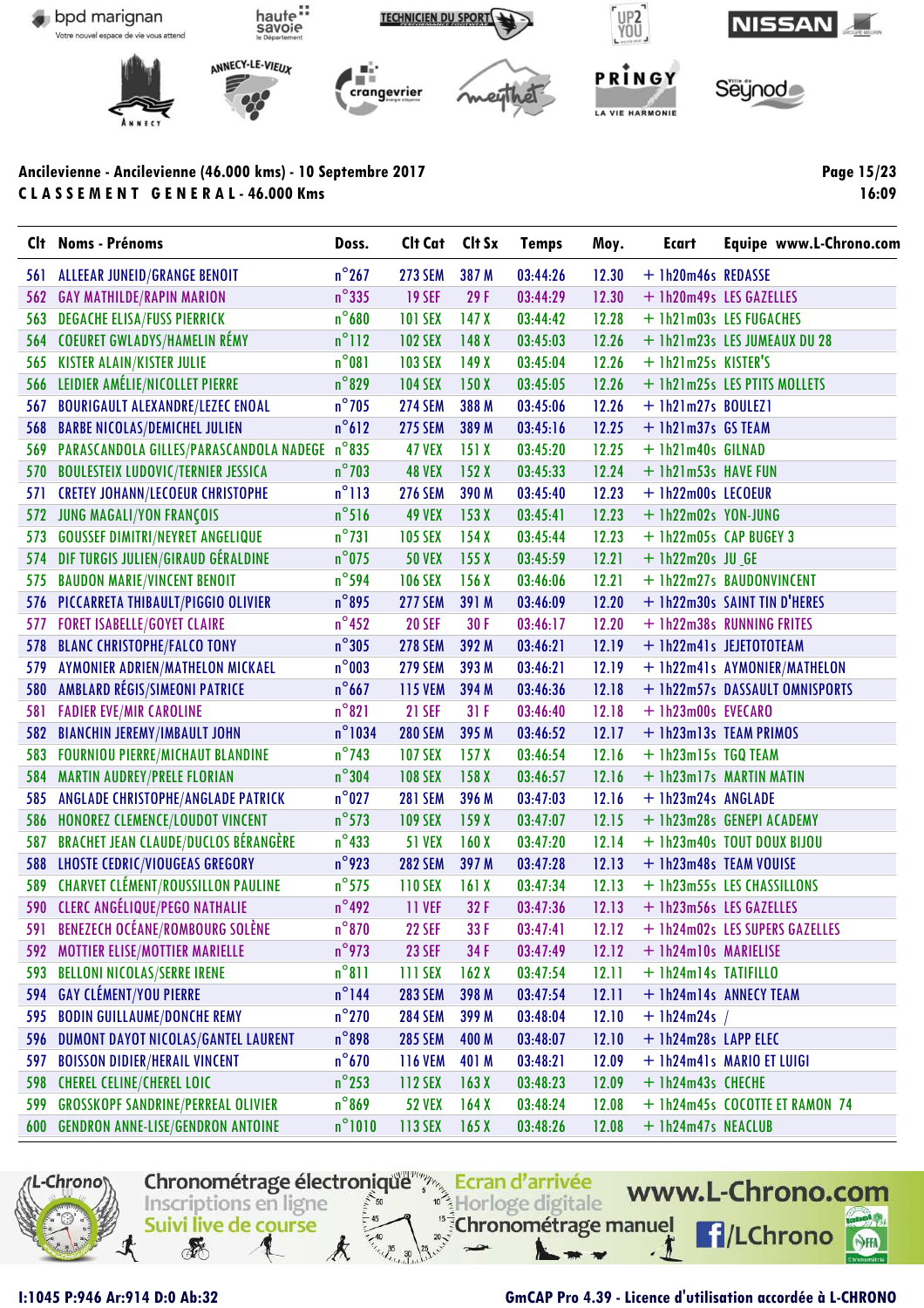Ancilevienne - Ancilevienne (46.000 kms) - 10 Septembre 2017

**C L A S S E M E N T   G E N E R A L - 46.000 Kms**

16:09

| Clt | Noms - Prénoms | Doss. | Clt Cat | Clt Sx | Temps | Moy. | Ecart | Equipe www.L-Chrono.com |
|---|---|---|---|---|---|---|---|---|
| 561 | ALLEEAR JUNEID/GRANGE BENOIT | n°267 | 273 SEM | 387 M | 03:44:26 | 12.30 | + 1h20m46s | REDASSE |
| 562 | GAY MATHILDE/RAPIN MARION | n°335 | 19 SEF | 29 F | 03:44:29 | 12.30 | + 1h20m49s | LES GAZELLES |
| 563 | DEGACHE ELISA/FUSS PIERRICK | n°680 | 101 SEX | 147 X | 03:44:42 | 12.28 | + 1h21m03s | LES FUGACHES |
| 564 | COEURET GWLADYS/HAMELIN RÉMY | n°112 | 102 SEX | 148 X | 03:45:03 | 12.26 | + 1h21m23s | LES JUMEAUX DU 28 |
| 565 | KISTER ALAIN/KISTER JULIE | n°081 | 103 SEX | 149 X | 03:45:04 | 12.26 | + 1h21m25s | KISTER'S |
| 566 | LEIDIER AMÉLIE/NICOLLET PIERRE | n°829 | 104 SEX | 150 X | 03:45:05 | 12.26 | + 1h21m25s | LES PTITS MOLLETS |
| 567 | BOURIGAULT ALEXANDRE/LEZEC ENOAL | n°705 | 274 SEM | 388 M | 03:45:06 | 12.26 | + 1h21m27s | BOULEZ1 |
| 568 | BARBE NICOLAS/DEMICHEL JULIEN | n°612 | 275 SEM | 389 M | 03:45:16 | 12.25 | + 1h21m37s | GS TEAM |
| 569 | PARASCANDOLA GILLES/PARASCANDOLA NADEGE | n°835 | 47 VEX | 151 X | 03:45:20 | 12.25 | + 1h21m40s | GILNAD |
| 570 | BOULESTEIX LUDOVIC/TERNIER JESSICA | n°703 | 48 VEX | 152 X | 03:45:33 | 12.24 | + 1h21m53s | HAVE FUN |
| 571 | CRETEY JOHANN/LECOEUR CHRISTOPHE | n°113 | 276 SEM | 390 M | 03:45:40 | 12.23 | + 1h22m00s | LECOEUR |
| 572 | JUNG MAGALI/YON FRANÇOIS | n°516 | 49 VEX | 153 X | 03:45:41 | 12.23 | + 1h22m02s | YON-JUNG |
| 573 | GOUSSEF DIMITRI/NEYRET ANGELIQUE | n°731 | 105 SEX | 154 X | 03:45:44 | 12.23 | + 1h22m05s | CAP BUGEY 3 |
| 574 | DIF TURGIS JULIEN/GIRAUD GÉRALDINE | n°075 | 50 VEX | 155 X | 03:45:59 | 12.21 | + 1h22m20s | JU_GE |
| 575 | BAUDON MARIE/VINCENT BENOIT | n°594 | 106 SEX | 156 X | 03:46:06 | 12.21 | + 1h22m27s | BAUDONVINCENT |
| 576 | PICCARRETA THIBAULT/PIGGIO OLIVIER | n°895 | 277 SEM | 391 M | 03:46:09 | 12.20 | + 1h22m30s | SAINT TIN D'HERES |
| 577 | FORET ISABELLE/GOYET CLAIRE | n°452 | 20 SEF | 30 F | 03:46:17 | 12.20 | + 1h22m38s | RUNNING FRITES |
| 578 | BLANC CHRISTOPHE/FALCO TONY | n°305 | 278 SEM | 392 M | 03:46:21 | 12.19 | + 1h22m41s | JEJETOTOTEAM |
| 579 | AYMONIER ADRIEN/MATHELON MICKAEL | n°003 | 279 SEM | 393 M | 03:46:21 | 12.19 | + 1h22m41s | AYMONIER/MATHELON |
| 580 | AMBLARD RÉGIS/SIMEONI PATRICE | n°667 | 115 VEM | 394 M | 03:46:36 | 12.18 | + 1h22m57s | DASSAULT OMNISPORTS |
| 581 | FADIER EVE/MIR CAROLINE | n°821 | 21 SEF | 31 F | 03:46:40 | 12.18 | + 1h23m00s | EVECARO |
| 582 | BIANCHIN JEREMY/IMBAULT JOHN | n°1034 | 280 SEM | 395 M | 03:46:52 | 12.17 | + 1h23m13s | TEAM PRIMOS |
| 583 | FOURNIOU PIERRE/MICHAUT BLANDINE | n°743 | 107 SEX | 157 X | 03:46:54 | 12.16 | + 1h23m15s | TGQ TEAM |
| 584 | MARTIN AUDREY/PRELE FLORIAN | n°304 | 108 SEX | 158 X | 03:46:57 | 12.16 | + 1h23m17s | MARTIN MATIN |
| 585 | ANGLADE CHRISTOPHE/ANGLADE PATRICK | n°027 | 281 SEM | 396 M | 03:47:03 | 12.16 | + 1h23m24s | ANGLADE |
| 586 | HONOREZ CLEMENCE/LOUDOT VINCENT | n°573 | 109 SEX | 159 X | 03:47:07 | 12.15 | + 1h23m28s | GENEPI ACADEMY |
| 587 | BRACHET JEAN CLAUDE/DUCLOS BÉRANGÈRE | n°433 | 51 VEX | 160 X | 03:47:20 | 12.14 | + 1h23m40s | TOUT DOUX BIJOU |
| 588 | LHOSTE CEDRIC/VIOUGEAS GREGORY | n°923 | 282 SEM | 397 M | 03:47:28 | 12.13 | + 1h23m48s | TEAM VOUISE |
| 589 | CHARVET CLÉMENT/ROUSSILLON PAULINE | n°575 | 110 SEX | 161 X | 03:47:34 | 12.13 | + 1h23m55s | LES CHASSILLONS |
| 590 | CLERC ANGÉLIQUE/PEGO NATHALIE | n°492 | 11 VEF | 32 F | 03:47:36 | 12.13 | + 1h23m56s | LES GAZELLES |
| 591 | BENEZECH OCÉANE/ROMBOURG SOLÈNE | n°870 | 22 SEF | 33 F | 03:47:41 | 12.12 | + 1h24m02s | LES SUPERS GAZELLES |
| 592 | MOTTIER ELISE/MOTTIER MARIELLE | n°973 | 23 SEF | 34 F | 03:47:49 | 12.12 | + 1h24m10s | MARIELISE |
| 593 | BELLONI NICOLAS/SERRE IRENE | n°811 | 111 SEX | 162 X | 03:47:54 | 12.11 | + 1h24m14s | TATIFILLO |
| 594 | GAY CLÉMENT/YOU PIERRE | n°144 | 283 SEM | 398 M | 03:47:54 | 12.11 | + 1h24m14s | ANNECY TEAM |
| 595 | BODIN GUILLAUME/DONCHE REMY | n°270 | 284 SEM | 399 M | 03:48:04 | 12.10 | + 1h24m24s | / |
| 596 | DUMONT DAYOT NICOLAS/GANTEL LAURENT | n°898 | 285 SEM | 400 M | 03:48:07 | 12.10 | + 1h24m28s | LAPP ELEC |
| 597 | BOISSON DIDIER/HERAIL VINCENT | n°670 | 116 VEM | 401 M | 03:48:21 | 12.09 | + 1h24m41s | MARIO ET LUIGI |
| 598 | CHEREL CELINE/CHEREL LOIC | n°253 | 112 SEX | 163 X | 03:48:23 | 12.09 | + 1h24m43s | CHECHE |
| 599 | GROSSKOPF SANDRINE/PERREAL OLIVIER | n°869 | 52 VEX | 164 X | 03:48:24 | 12.08 | + 1h24m45s | COCOTTE ET RAMON 74 |
| 600 | GENDRON ANNE-LISE/GENDRON ANTOINE | n°1010 | 113 SEX | 165 X | 03:48:26 | 12.08 | + 1h24m47s | NEACLUB |

I:1045 P:946 Ar:914 D:0 Ab:32

GmCAP Pro 4.39 - Licence d'utilisation accordée à L-CHRONO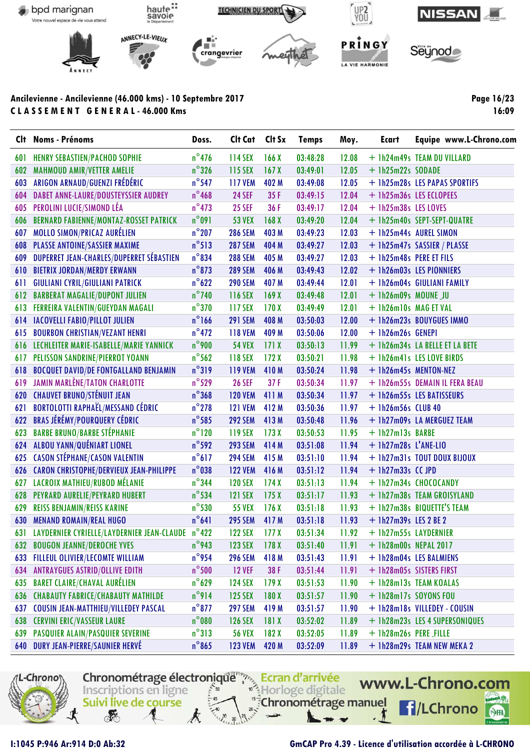Ancilevienne - Ancilevienne (46.000 kms) - 10 Septembre 2017

**C L A S S E M E N T   G E N E R A L - 46.000 Kms**

| Clt | Noms - Prénoms | Doss. | Clt Cat | Clt Sx | Temps | Moy. | Ecart | Equipe www.L-Chrono.com |
|---|---|---|---|---|---|---|---|---|
| 601 | HENRY SEBASTIEN/PACHOD SOPHIE | n°476 | 114 SEX | 166 X | 03:48:28 | 12.08 | + 1h24m49s | TEAM DU VILLARD |
| 602 | MAHMOUD AMIR/VETTER AMELIE | n°326 | 115 SEX | 167 X | 03:49:01 | 12.05 | + 1h25m22s | SODADE |
| 603 | ARIGON ARNAUD/GUENZI FRÉDÉRIC | n°547 | 117 VEM | 402 M | 03:49:08 | 12.05 | + 1h25m28s | LES PAPAS SPORTIFS |
| 604 | DABET ANNE-LAURE/DOUSTEYSSIER AUDREY | n°468 | 24 SEF | 35 F | 03:49:15 | 12.04 | + 1h25m36s | LES ECLOPEES |
| 605 | PEROLINI LUCIE/SIMOND LÉA | n°473 | 25 SEF | 36 F | 03:49:17 | 12.04 | + 1h25m38s | LES LOVES |
| 606 | BERNARD FABIENNE/MONTAZ-ROSSET PATRICK | n°091 | 53 VEX | 168 X | 03:49:20 | 12.04 | + 1h25m40s | SEPT-SEPT-QUATRE |
| 607 | MOLLO SIMON/PRICAZ AURÉLIEN | n°207 | 286 SEM | 403 M | 03:49:23 | 12.03 | + 1h25m44s | AUREL SIMON |
| 608 | PLASSE ANTOINE/SASSIER MAXIME | n°513 | 287 SEM | 404 M | 03:49:27 | 12.03 | + 1h25m47s | SASSIER / PLASSE |
| 609 | DUPERRET JEAN-CHARLES/DUPERRET SÉBASTIEN | n°834 | 288 SEM | 405 M | 03:49:27 | 12.03 | + 1h25m48s | PERE ET FILS |
| 610 | BIETRIX JORDAN/MERDY ERWANN | n°873 | 289 SEM | 406 M | 03:49:43 | 12.02 | + 1h26m03s | LES PIONNIERS |
| 611 | GIULIANI CYRIL/GIULIANI PATRICK | n°622 | 290 SEM | 407 M | 03:49:44 | 12.01 | + 1h26m04s | GIULIANI FAMILY |
| 612 | BARBERAT MAGALIE/DUPONT JULIEN | n°740 | 116 SEX | 169 X | 03:49:48 | 12.01 | + 1h26m09s | MOUNE _JU |
| 613 | FERREIRA VALENTIN/GUEYDAN MAGALI | n°370 | 117 SEX | 170 X | 03:49:49 | 12.01 | + 1h26m10s | MAG ET VAL |
| 614 | IACOVELLI FABIO/PILLOT JULIEN | n°166 | 291 SEM | 408 M | 03:50:03 | 12.00 | + 1h26m23s | BOUYGUES IMMO |
| 615 | BOURBON CHRISTIAN/VEZANT HENRI | n°472 | 118 VEM | 409 M | 03:50:06 | 12.00 | + 1h26m26s | GENEPI |
| 616 | LECHLEITER MARIE-ISABELLE/MARIE YANNICK | n°900 | 54 VEX | 171 X | 03:50:13 | 11.99 | + 1h26m34s | LA BELLE ET LA BETE |
| 617 | PELISSON SANDRINE/PIERROT YOANN | n°562 | 118 SEX | 172 X | 03:50:21 | 11.98 | + 1h26m41s | LES LOVE BIRDS |
| 618 | BOCQUET DAVID/DE FONTGALLAND BENJAMIN | n°319 | 119 VEM | 410 M | 03:50:24 | 11.98 | + 1h26m45s | MENTON-NEZ |
| 619 | JAMIN MARLÈNE/TATON CHARLOTTE | n°529 | 26 SEF | 37 F | 03:50:34 | 11.97 | + 1h26m55s | DEMAIN IL FERA BEAU |
| 620 | CHAUVET BRUNO/STÉNUIT JEAN | n°368 | 120 VEM | 411 M | 03:50:34 | 11.97 | + 1h26m55s | LES BATISSEURS |
| 621 | BORTOLOTTI RAPHAËL/MESSAND CÉDRIC | n°278 | 121 VEM | 412 M | 03:50:36 | 11.97 | + 1h26m56s | CLUB 40 |
| 622 | BRAS JÉRÉMY/POURQUERY CÉDRIC | n°585 | 292 SEM | 413 M | 03:50:48 | 11.96 | + 1h27m09s | LA MERGUEZ TEAM |
| 623 | BARBE BRUNO/BARBE STÉPHANIE | n°120 | 119 SEX | 173 X | 03:50:53 | 11.95 | + 1h27m13s | BARBE |
| 624 | ALBOU YANN/QUÉNIART LIONEL | n°592 | 293 SEM | 414 M | 03:51:08 | 11.94 | + 1h27m28s | L'ANE-LIO |
| 625 | CASON STÉPHANE/CASON VALENTIN | n°617 | 294 SEM | 415 M | 03:51:10 | 11.94 | + 1h27m31s | TOUT DOUX BIJOUX |
| 626 | CARON CHRISTOPHE/DERVIEUX JEAN-PHILIPPE | n°038 | 122 VEM | 416 M | 03:51:12 | 11.94 | + 1h27m33s | CC JPD |
| 627 | LACROIX MATHIEU/RUBOD MÉLANIE | n°344 | 120 SEX | 174 X | 03:51:13 | 11.94 | + 1h27m34s | CHOCOCANDY |
| 628 | PEYRARD AURELIE/PEYRARD HUBERT | n°534 | 121 SEX | 175 X | 03:51:17 | 11.93 | + 1h27m38s | TEAM GROISYLAND |
| 629 | REISS BENJAMIN/REISS KARINE | n°530 | 55 VEX | 176 X | 03:51:18 | 11.93 | + 1h27m38s | BIQUETTE'S TEAM |
| 630 | MENAND ROMAIN/REAL HUGO | n°641 | 295 SEM | 417 M | 03:51:18 | 11.93 | + 1h27m39s | LES 2 BE 2 |
| 631 | LAYDERNIER CYRIELLE/LAYDERNIER JEAN-CLAUDE | n°422 | 122 SEX | 177 X | 03:51:34 | 11.92 | + 1h27m55s | LAYDERNIER |
| 632 | BOUGON JEANNE/DEROCHE YVES | n°943 | 123 SEX | 178 X | 03:51:40 | 11.91 | + 1h28m00s | NEPAL 2017 |
| 633 | FILLEUL OLIVIER/LECOMTE WILLIAM | n°954 | 296 SEM | 418 M | 03:51:43 | 11.91 | + 1h28m04s | LES BALMIENS |
| 634 | ANTRAYGUES ASTRID/OLLIVE EDITH | n°500 | 12 VEF | 38 F | 03:51:44 | 11.91 | + 1h28m05s | SISTERS FIRST |
| 635 | BARET CLAIRE/CHAVAL AURÉLIEN | n°629 | 124 SEX | 179 X | 03:51:53 | 11.90 | + 1h28m13s | TEAM KOALAS |
| 636 | CHABAUTY FABRICE/CHABAUTY MATHILDE | n°914 | 125 SEX | 180 X | 03:51:57 | 11.90 | + 1h28m17s | SOYONS FOU |
| 637 | COUSIN JEAN-MATTHIEU/VILLEDEY PASCAL | n°877 | 297 SEM | 419 M | 03:51:57 | 11.90 | + 1h28m18s | VILLEDEY - COUSIN |
| 638 | CERVINI ERIC/VASSEUR LAURE | n°080 | 126 SEX | 181 X | 03:52:02 | 11.89 | + 1h28m23s | LES 4 SUPERSONIQUES |
| 639 | PASQUIER ALAIN/PASQUIER SEVERINE | n°313 | 56 VEX | 182 X | 03:52:05 | 11.89 | + 1h28m26s | PERE_FILLE |
| 640 | DURY JEAN-PIERRE/SAUNIER HERVÉ | n°865 | 123 VEM | 420 M | 03:52:09 | 11.89 | + 1h28m29s | TEAM NEW MEKA 2 |

I:1045 P:946 Ar:914 D:0 Ab:32

GmCAP Pro 4.39 - Licence d'utilisation accordée à L-CHRONO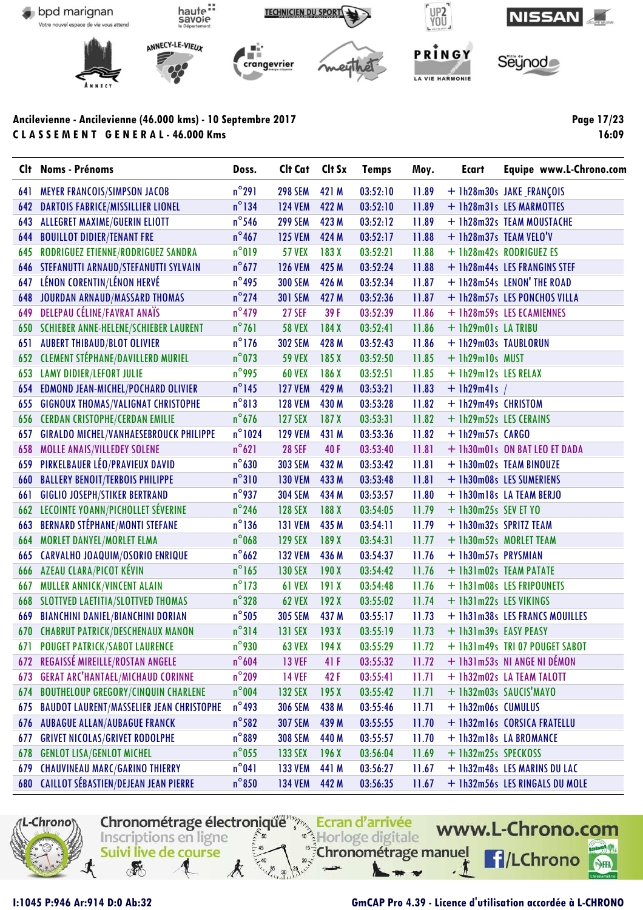Ancilevienne - Ancilevienne (46.000 kms) - 10 Septembre 2017

**C L A S S E M E N T   G E N E R A L - 46.000 Kms**

| Clt | Noms - Prénoms | Doss. | Clt Cat | Clt Sx | Temps | Moy. | Ecart | Equipe www.L-Chrono.com |
|---|---|---|---|---|---|---|---|---|
| 641 | MEYER FRANCOIS/SIMPSON JACOB | n°291 | 298 SEM | 421 M | 03:52:10 | 11.89 | + 1h28m30s | JAKE_FRANÇOIS |
| 642 | DARTOIS FABRICE/MISSILLIER LIONEL | n°134 | 124 VEM | 422 M | 03:52:10 | 11.89 | + 1h28m31s | LES MARMOTTES |
| 643 | ALLEGRET MAXIME/GUERIN ELIOTT | n°546 | 299 SEM | 423 M | 03:52:12 | 11.89 | + 1h28m32s | TEAM MOUSTACHE |
| 644 | BOUILLOT DIDIER/TENANT FRE | n°467 | 125 VEM | 424 M | 03:52:17 | 11.88 | + 1h28m37s | TEAM VELO'V |
| 645 | RODRIGUEZ ETIENNE/RODRIGUEZ SANDRA | n°019 | 57 VEX | 183 X | 03:52:21 | 11.88 | + 1h28m42s | RODRIGUEZ ES |
| 646 | STEFANUTTI ARNAUD/STEFANUTTI SYLVAIN | n°677 | 126 VEM | 425 M | 03:52:24 | 11.88 | + 1h28m44s | LES FRANGINS STEF |
| 647 | LÉNON CORENTIN/LÉNON HERVÉ | n°495 | 300 SEM | 426 M | 03:52:34 | 11.87 | + 1h28m54s | LENON' THE ROAD |
| 648 | JOURDAN ARNAUD/MASSARD THOMAS | n°274 | 301 SEM | 427 M | 03:52:36 | 11.87 | + 1h28m57s | LES PONCHOS VILLA |
| 649 | DELEPAU CÉLINE/FAVRAT ANAÏS | n°479 | 27 SEF | 39 F | 03:52:39 | 11.86 | + 1h28m59s | LES ECAMIENNES |
| 650 | SCHIEBER ANNE-HELENE/SCHIEBER LAURENT | n°761 | 58 VEX | 184 X | 03:52:41 | 11.86 | + 1h29m01s | LA TRIBU |
| 651 | AUBERT THIBAUD/BLOT OLIVIER | n°176 | 302 SEM | 428 M | 03:52:43 | 11.86 | + 1h29m03s | TAUBLORUN |
| 652 | CLEMENT STÉPHANE/DAVILLERD MURIEL | n°073 | 59 VEX | 185 X | 03:52:50 | 11.85 | + 1h29m10s | MUST |
| 653 | LAMY DIDIER/LEFORT JULIE | n°995 | 60 VEX | 186 X | 03:52:51 | 11.85 | + 1h29m12s | LES RELAX |
| 654 | EDMOND JEAN-MICHEL/POCHARD OLIVIER | n°145 | 127 VEM | 429 M | 03:53:21 | 11.83 | + 1h29m41s | / |
| 655 | GIGNOUX THOMAS/VALIGNAT CHRISTOPHE | n°813 | 128 VEM | 430 M | 03:53:28 | 11.82 | + 1h29m49s | CHRISTOM |
| 656 | CERDAN CRISTOPHE/CERDAN EMILIE | n°676 | 127 SEX | 187 X | 03:53:31 | 11.82 | + 1h29m52s | LES CERAINS |
| 657 | GIRALDO MICHEL/VANHAESEBROUCK PHILIPPE | n°1024 | 129 VEM | 431 M | 03:53:36 | 11.82 | + 1h29m57s | CARGO |
| 658 | MOLLE ANAIS/VILLEDEY SOLENE | n°621 | 28 SEF | 40 F | 03:53:40 | 11.81 | + 1h30m01s | ON BAT LEO ET DADA |
| 659 | PIRKELBAUER LÉO/PRAVIEUX DAVID | n°630 | 303 SEM | 432 M | 03:53:42 | 11.81 | + 1h30m02s | TEAM BINOUZE |
| 660 | BALLERY BENOIT/TERBOIS PHILIPPE | n°310 | 130 VEM | 433 M | 03:53:48 | 11.81 | + 1h30m08s | LES SUMERIENS |
| 661 | GIGLIO JOSEPH/STIKER BERTRAND | n°937 | 304 SEM | 434 M | 03:53:57 | 11.80 | + 1h30m18s | LA TEAM BERJO |
| 662 | LECOINTE YOANN/PICHOLLET SÉVERINE | n°246 | 128 SEX | 188 X | 03:54:05 | 11.79 | + 1h30m25s | SEV ET YO |
| 663 | BERNARD STÉPHANE/MONTI STEFANE | n°136 | 131 VEM | 435 M | 03:54:11 | 11.79 | + 1h30m32s | SPRITZ TEAM |
| 664 | MORLET DANYEL/MORLET ELMA | n°068 | 129 SEX | 189 X | 03:54:31 | 11.77 | + 1h30m52s | MORLET TEAM |
| 665 | CARVALHO JOAQUIM/OSORIO ENRIQUE | n°662 | 132 VEM | 436 M | 03:54:37 | 11.76 | + 1h30m57s | PRYSMIAN |
| 666 | AZEAU CLARA/PICOT KÉVIN | n°165 | 130 SEX | 190 X | 03:54:42 | 11.76 | + 1h31m02s | TEAM PATATE |
| 667 | MULLER ANNICK/VINCENT ALAIN | n°173 | 61 VEX | 191 X | 03:54:48 | 11.76 | + 1h31m08s | LES FRIPOUNETS |
| 668 | SLOTTVED LAETITIA/SLOTTVED THOMAS | n°328 | 62 VEX | 192 X | 03:55:02 | 11.74 | + 1h31m22s | LES VIKINGS |
| 669 | BIANCHINI DANIEL/BIANCHINI DORIAN | n°505 | 305 SEM | 437 M | 03:55:17 | 11.73 | + 1h31m38s | LES FRANCS MOUILLES |
| 670 | CHABRUT PATRICK/DESCHENAUX MANON | n°314 | 131 SEX | 193 X | 03:55:19 | 11.73 | + 1h31m39s | EASY PEASY |
| 671 | POUGET PATRICK/SABOT LAURENCE | n°930 | 63 VEX | 194 X | 03:55:29 | 11.72 | + 1h31m49s | TRI 07 POUGET SABOT |
| 672 | REGAISSÉ MIREILLE/ROSTAN ANGELE | n°604 | 13 VEF | 41 F | 03:55:32 | 11.72 | + 1h31m53s | NI ANGE NI DÉMON |
| 673 | GERAT ARC'HANTAEL/MICHAUD CORINNE | n°209 | 14 VEF | 42 F | 03:55:41 | 11.71 | + 1h32m02s | LA TEAM TALOTT |
| 674 | BOUTHELOUP GREGORY/CINQUIN CHARLENE | n°004 | 132 SEX | 195 X | 03:55:42 | 11.71 | + 1h32m03s | SAUCIS'MAYO |
| 675 | BAUDOT LAURENT/MASSELIER JEAN CHRISTOPHE | n°493 | 306 SEM | 438 M | 03:55:46 | 11.71 | + 1h32m06s | CUMULUS |
| 676 | AUBAGUE ALLAN/AUBAGUE FRANCK | n°582 | 307 SEM | 439 M | 03:55:55 | 11.70 | + 1h32m16s | CORSICA FRATELLU |
| 677 | GRIVET NICOLAS/GRIVET RODOLPHE | n°889 | 308 SEM | 440 M | 03:55:57 | 11.70 | + 1h32m18s | LA BROMANCE |
| 678 | GENLOT LISA/GENLOT MICHEL | n°055 | 133 SEX | 196 X | 03:56:04 | 11.69 | + 1h32m25s | SPECKOSS |
| 679 | CHAUVINEAU MARC/GARINO THIERRY | n°041 | 133 VEM | 441 M | 03:56:27 | 11.67 | + 1h32m48s | LES MARINS DU LAC |
| 680 | CAILLOT SÉBASTIEN/DEJEAN JEAN PIERRE | n°850 | 134 VEM | 442 M | 03:56:35 | 11.67 | + 1h32m56s | LES RINGALS DU MOLE |

I:1045 P:946 Ar:914 D:0 Ab:32

GmCAP Pro 4.39 - Licence d'utilisation accordée à L-CHRONO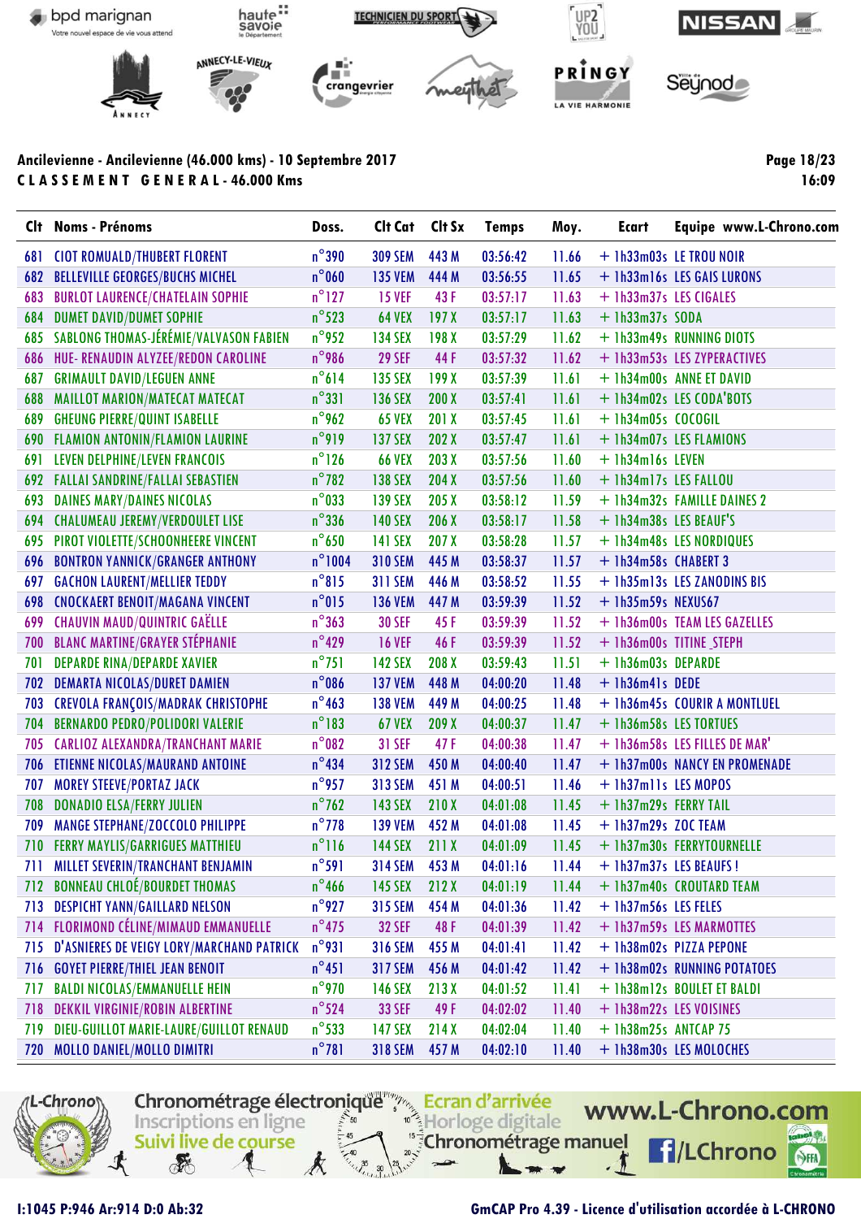## Ancilevienne - Ancilevienne (46.000 kms) - 10 Septembre 2017

**CLASSEMENT GENERAL - 46.000 Kms**

Page 18/23
16:09

| Clt | Noms - Prénoms | Doss. | Clt Cat | Clt Sx | Temps | Moy. | Ecart | Equipe www.L-Chrono.com |
|---|---|---|---|---|---|---|---|---|
| 681 | CIOT ROMUALD/THUBERT FLORENT | n°390 | 309 SEM | 443 M | 03:56:42 | 11.66 | + 1h33m03s | LE TROU NOIR |
| 682 | BELLEVILLE GEORGES/BUCHS MICHEL | n°060 | 135 VEM | 444 M | 03:56:55 | 11.65 | + 1h33m16s | LES GAIS LURONS |
| 683 | BURLOT LAURENCE/CHATELAIN SOPHIE | n°127 | 15 VEF | 43 F | 03:57:17 | 11.63 | + 1h33m37s | LES CIGALES |
| 684 | DUMET DAVID/DUMET SOPHIE | n°523 | 64 VEX | 197 X | 03:57:17 | 11.63 | + 1h33m37s | SODA |
| 685 | SABLONG THOMAS-JÉRÉMIE/VALVASON FABIEN | n°952 | 134 SEX | 198 X | 03:57:29 | 11.62 | + 1h33m49s | RUNNING DIOTS |
| 686 | HUE- RENAUDIN ALYZEE/REDON CAROLINE | n°986 | 29 SEF | 44 F | 03:57:32 | 11.62 | + 1h33m53s | LES ZYPERACTIVES |
| 687 | GRIMAULT DAVID/LEGUEN ANNE | n°614 | 135 SEX | 199 X | 03:57:39 | 11.61 | + 1h34m00s | ANNE ET DAVID |
| 688 | MAILLOT MARION/MATECAT MATECAT | n°331 | 136 SEX | 200 X | 03:57:41 | 11.61 | + 1h34m02s | LES CODA'BOTS |
| 689 | GHEUNG PIERRE/QUINT ISABELLE | n°962 | 65 VEX | 201 X | 03:57:45 | 11.61 | + 1h34m05s | COCOGIL |
| 690 | FLAMION ANTONIN/FLAMION LAURINE | n°919 | 137 SEX | 202 X | 03:57:47 | 11.61 | + 1h34m07s | LES FLAMIONS |
| 691 | LEVEN DELPHINE/LEVEN FRANCOIS | n°126 | 66 VEX | 203 X | 03:57:56 | 11.60 | + 1h34m16s | LEVEN |
| 692 | FALLAI SANDRINE/FALLAI SEBASTIEN | n°782 | 138 SEX | 204 X | 03:57:56 | 11.60 | + 1h34m17s | LES FALLOU |
| 693 | DAINES MARY/DAINES NICOLAS | n°033 | 139 SEX | 205 X | 03:58:12 | 11.59 | + 1h34m32s | FAMILLE DAINES 2 |
| 694 | CHALUMEAU JEREMY/VERDOULET LISE | n°336 | 140 SEX | 206 X | 03:58:17 | 11.58 | + 1h34m38s | LES BEAUF'S |
| 695 | PIROT VIOLETTE/SCHOONHEERE VINCENT | n°650 | 141 SEX | 207 X | 03:58:28 | 11.57 | + 1h34m48s | LES NORDIQUES |
| 696 | BONTRON YANNICK/GRANGER ANTHONY | n°1004 | 310 SEM | 445 M | 03:58:37 | 11.57 | + 1h34m58s | CHABERT 3 |
| 697 | GACHON LAURENT/MELLIER TEDDY | n°815 | 311 SEM | 446 M | 03:58:52 | 11.55 | + 1h35m13s | LES ZANODINS BIS |
| 698 | CNOCKAERT BENOIT/MAGANA VINCENT | n°015 | 136 VEM | 447 M | 03:59:39 | 11.52 | + 1h35m59s | NEXUS67 |
| 699 | CHAUVIN MAUD/QUINTRIC GAËLLE | n°363 | 30 SEF | 45 F | 03:59:39 | 11.52 | + 1h36m00s | TEAM LES GAZELLES |
| 700 | BLANC MARTINE/GRAYER STÉPHANIE | n°429 | 16 VEF | 46 F | 03:59:39 | 11.52 | + 1h36m00s | TITINE_STEPH |
| 701 | DEPARDE RINA/DEPARDE XAVIER | n°751 | 142 SEX | 208 X | 03:59:43 | 11.51 | + 1h36m03s | DEPARDE |
| 702 | DEMARTA NICOLAS/DURET DAMIEN | n°086 | 137 VEM | 448 M | 04:00:20 | 11.48 | + 1h36m41s | DEDE |
| 703 | CREVOLA FRANÇOIS/MADRAK CHRISTOPHE | n°463 | 138 VEM | 449 M | 04:00:25 | 11.48 | + 1h36m45s | COURIR A MONTLUEL |
| 704 | BERNARDO PEDRO/POLIDORI VALERIE | n°183 | 67 VEX | 209 X | 04:00:37 | 11.47 | + 1h36m58s | LES TORTUES |
| 705 | CARLIOZ ALEXANDRA/TRANCHANT MARIE | n°082 | 31 SEF | 47 F | 04:00:38 | 11.47 | + 1h36m58s | LES FILLES DE MAR' |
| 706 | ETIENNE NICOLAS/MAURAND ANTOINE | n°434 | 312 SEM | 450 M | 04:00:40 | 11.47 | + 1h37m00s | NANCY EN PROMENADE |
| 707 | MOREY STEEVE/PORTAZ JACK | n°957 | 313 SEM | 451 M | 04:00:51 | 11.46 | + 1h37m11s | LES MOPOS |
| 708 | DONADIO ELSA/FERRY JULIEN | n°762 | 143 SEX | 210 X | 04:01:08 | 11.45 | + 1h37m29s | FERRY TAIL |
| 709 | MANGE STEPHANE/ZOCCOLO PHILIPPE | n°778 | 139 VEM | 452 M | 04:01:08 | 11.45 | + 1h37m29s | ZOC TEAM |
| 710 | FERRY MAYLIS/GARRIGUES MATTHIEU | n°116 | 144 SEX | 211 X | 04:01:09 | 11.45 | + 1h37m30s | FERRYTOURNELLE |
| 711 | MILLET SEVERIN/TRANCHANT BENJAMIN | n°591 | 314 SEM | 453 M | 04:01:16 | 11.44 | + 1h37m37s | LES BEAUFS ! |
| 712 | BONNEAU CHLOÉ/BOURDET THOMAS | n°466 | 145 SEX | 212 X | 04:01:19 | 11.44 | + 1h37m40s | CROUTARD TEAM |
| 713 | DESPICHT YANN/GAILLARD NELSON | n°927 | 315 SEM | 454 M | 04:01:36 | 11.42 | + 1h37m56s | LES FELES |
| 714 | FLORIMOND CÉLINE/MIMAUD EMMANUELLE | n°475 | 32 SEF | 48 F | 04:01:39 | 11.42 | + 1h37m59s | LES MARMOTTES |
| 715 | D'ASNIERES DE VEIGY LORY/MARCHAND PATRICK | n°931 | 316 SEM | 455 M | 04:01:41 | 11.42 | + 1h38m02s | PIZZA PEPONE |
| 716 | GOYET PIERRE/THIEL JEAN BENOIT | n°451 | 317 SEM | 456 M | 04:01:42 | 11.42 | + 1h38m02s | RUNNING POTATOES |
| 717 | BALDI NICOLAS/EMMANUELLE HEIN | n°970 | 146 SEX | 213 X | 04:01:52 | 11.41 | + 1h38m12s | BOULET ET BALDI |
| 718 | DEKKIL VIRGINIE/ROBIN ALBERTINE | n°524 | 33 SEF | 49 F | 04:02:02 | 11.40 | + 1h38m22s | LES VOISINES |
| 719 | DIEU-GUILLOT MARIE-LAURE/GUILLOT RENAUD | n°533 | 147 SEX | 214 X | 04:02:04 | 11.40 | + 1h38m25s | ANTCAP 75 |
| 720 | MOLLO DANIEL/MOLLO DIMITRI | n°781 | 318 SEM | 457 M | 04:02:10 | 11.40 | + 1h38m30s | LES MOLOCHES |

I:1045 P:946 Ar:914 D:0 Ab:32

GmCAP Pro 4.39 - Licence d'utilisation accordée à L-CHRONO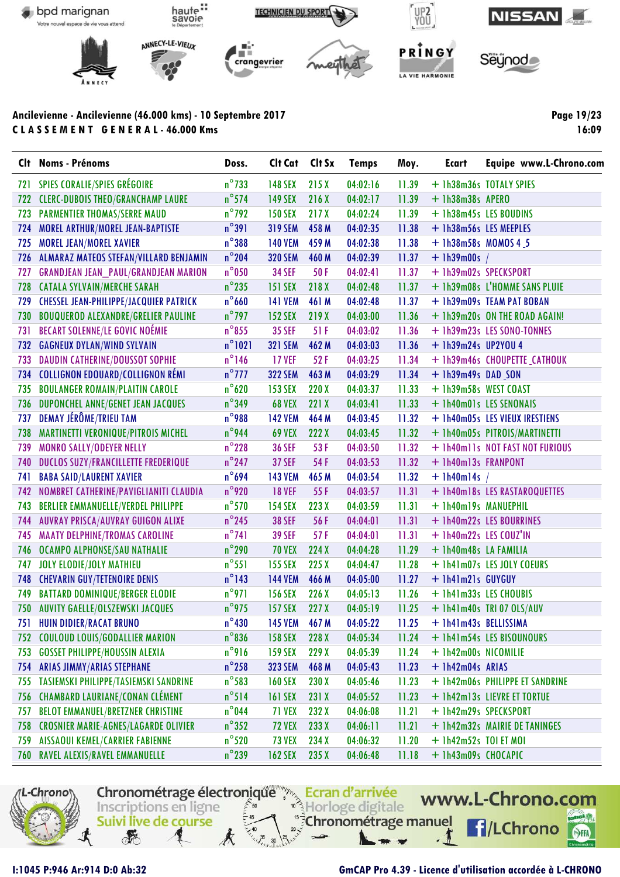Ancilevienne - Ancilevienne (46.000 kms) - 10 Septembre 2017

**CLASSEMENT GENERAL - 46.000 Kms**

16:09

| Clt | Noms - Prénoms | Doss. | Clt Cat | Clt Sx | Temps | Moy. | Ecart | Equipe www.L-Chrono.com |
|---|---|---|---|---|---|---|---|---|
| 721 | SPIES CORALIE/SPIES GRÉGOIRE | n°733 | 148 SEX | 215 X | 04:02:16 | 11.39 | + 1h38m36s | TOTALY SPIES |
| 722 | CLERC-DUBOIS THEO/GRANCHAMP LAURE | n°574 | 149 SEX | 216 X | 04:02:17 | 11.39 | + 1h38m38s | APERO |
| 723 | PARMENTIER THOMAS/SERRE MAUD | n°792 | 150 SEX | 217 X | 04:02:24 | 11.39 | + 1h38m45s | LES BOUDINS |
| 724 | MOREL ARTHUR/MOREL JEAN-BAPTISTE | n°391 | 319 SEM | 458 M | 04:02:35 | 11.38 | + 1h38m56s | LES MEEPLES |
| 725 | MOREL JEAN/MOREL XAVIER | n°388 | 140 VEM | 459 M | 04:02:38 | 11.38 | + 1h38m58s | MOMOS 4 _5 |
| 726 | ALMARAZ MATEOS STEFAN/VILLARD BENJAMIN | n°204 | 320 SEM | 460 M | 04:02:39 | 11.37 | + 1h39m00s | / |
| 727 | GRANDJEAN JEAN_PAUL/GRANDJEAN MARION | n°050 | 34 SEF | 50 F | 04:02:41 | 11.37 | + 1h39m02s | SPECKSPORT |
| 728 | CATALA SYLVAIN/MERCHE SARAH | n°235 | 151 SEX | 218 X | 04:02:48 | 11.37 | + 1h39m08s | L'HOMME SANS PLUIE |
| 729 | CHESSEL JEAN-PHILIPPE/JACQUIER PATRICK | n°660 | 141 VEM | 461 M | 04:02:48 | 11.37 | + 1h39m09s | TEAM PAT BOBAN |
| 730 | BOUQUEROD ALEXANDRE/GRELIER PAULINE | n°797 | 152 SEX | 219 X | 04:03:00 | 11.36 | + 1h39m20s | ON THE ROAD AGAIN! |
| 731 | BECART SOLENNE/LE GOVIC NOÉMIE | n°855 | 35 SEF | 51 F | 04:03:02 | 11.36 | + 1h39m23s | LES SONO-TONNES |
| 732 | GAGNEUX DYLAN/WIND SYLVAIN | n°1021 | 321 SEM | 462 M | 04:03:03 | 11.36 | + 1h39m24s | UP2YOU 4 |
| 733 | DAUDIN CATHERINE/DOUSSOT SOPHIE | n°146 | 17 VEF | 52 F | 04:03:25 | 11.34 | + 1h39m46s | CHOUPETTE _CATHOUK |
| 734 | COLLIGNON EDOUARD/COLLIGNON RÉMI | n°777 | 322 SEM | 463 M | 04:03:29 | 11.34 | + 1h39m49s | DAD _SON |
| 735 | BOULANGER ROMAIN/PLAITIN CAROLE | n°620 | 153 SEX | 220 X | 04:03:37 | 11.33 | + 1h39m58s | WEST COAST |
| 736 | DUPONCHEL ANNE/GENET JEAN JACQUES | n°349 | 68 VEX | 221 X | 04:03:41 | 11.33 | + 1h40m01s | LES SENONAIS |
| 737 | DEMAY JÉRÔME/TRIEU TAM | n°988 | 142 VEM | 464 M | 04:03:45 | 11.32 | + 1h40m05s | LES VIEUX IRESTIENS |
| 738 | MARTINETTI VERONIQUE/PITROIS MICHEL | n°944 | 69 VEX | 222 X | 04:03:45 | 11.32 | + 1h40m05s | PITROIS/MARTINETTI |
| 739 | MONRO SALLY/ODEYER NELLY | n°228 | 36 SEF | 53 F | 04:03:50 | 11.32 | + 1h40m11s | NOT FAST NOT FURIOUS |
| 740 | DUCLOS SUZY/FRANCILLETTE FREDERIQUE | n°247 | 37 SEF | 54 F | 04:03:53 | 11.32 | + 1h40m13s | FRANPONT |
| 741 | BABA SAID/LAURENT XAVIER | n°694 | 143 VEM | 465 M | 04:03:54 | 11.32 | + 1h40m14s | / |
| 742 | NOMBRET CATHERINE/PAVIGLIANITI CLAUDIA | n°920 | 18 VEF | 55 F | 04:03:57 | 11.31 | + 1h40m18s | LES RASTAROQUETTES |
| 743 | BERLIER EMMANUELLE/VERDEL PHILIPPE | n°570 | 154 SEX | 223 X | 04:03:59 | 11.31 | + 1h40m19s | MANUEPHIL |
| 744 | AUVRAY PRISCA/AUVRAY GUIGON ALIXE | n°245 | 38 SEF | 56 F | 04:04:01 | 11.31 | + 1h40m22s | LES BOURRINES |
| 745 | MAATY DELPHINE/TROMAS CAROLINE | n°741 | 39 SEF | 57 F | 04:04:01 | 11.31 | + 1h40m22s | LES COUZ'IN |
| 746 | OCAMPO ALPHONSE/SAU NATHALIE | n°290 | 70 VEX | 224 X | 04:04:28 | 11.29 | + 1h40m48s | LA FAMILIA |
| 747 | JOLY ELODIE/JOLY MATHIEU | n°551 | 155 SEX | 225 X | 04:04:47 | 11.28 | + 1h41m07s | LES JOLY COEURS |
| 748 | CHEVARIN GUY/TETENOIRE DENIS | n°143 | 144 VEM | 466 M | 04:05:00 | 11.27 | + 1h41m21s | GUYGUY |
| 749 | BATTARD DOMINIQUE/BERGER ELODIE | n°971 | 156 SEX | 226 X | 04:05:13 | 11.26 | + 1h41m33s | LES CHOUBIS |
| 750 | AUVITY GAELLE/OLSZEWSKI JACQUES | n°975 | 157 SEX | 227 X | 04:05:19 | 11.25 | + 1h41m40s | TRI 07 OLS/AUV |
| 751 | HUIN DIDIER/RACAT BRUNO | n°430 | 145 VEM | 467 M | 04:05:22 | 11.25 | + 1h41m43s | BELLISSIMA |
| 752 | COULOUD LOUIS/GODALLIER MARION | n°836 | 158 SEX | 228 X | 04:05:34 | 11.24 | + 1h41m54s | LES BISOUNOURS |
| 753 | GOSSET PHILIPPE/HOUSSIN ALEXIA | n°916 | 159 SEX | 229 X | 04:05:39 | 11.24 | + 1h42m00s | NICOMILIE |
| 754 | ARIAS JIMMY/ARIAS STEPHANE | n°258 | 323 SEM | 468 M | 04:05:43 | 11.23 | + 1h42m04s | ARIAS |
| 755 | TASIEMSKI PHILIPPE/TASIEMSKI SANDRINE | n°583 | 160 SEX | 230 X | 04:05:46 | 11.23 | + 1h42m06s | PHILIPPE ET SANDRINE |
| 756 | CHAMBARD LAURIANE/CONAN CLÉMENT | n°514 | 161 SEX | 231 X | 04:05:52 | 11.23 | + 1h42m13s | LIEVRE ET TORTUE |
| 757 | BELOT EMMANUEL/BRETZNER CHRISTINE | n°044 | 71 VEX | 232 X | 04:06:08 | 11.21 | + 1h42m29s | SPECKSPORT |
| 758 | CROSNIER MARIE-AGNES/LAGARDE OLIVIER | n°352 | 72 VEX | 233 X | 04:06:11 | 11.21 | + 1h42m32s | MAIRIE DE TANINGES |
| 759 | AISSAOUI KEMEL/CARRIER FABIENNE | n°520 | 73 VEX | 234 X | 04:06:32 | 11.20 | + 1h42m52s | TOI ET MOI |
| 760 | RAVEL ALEXIS/RAVEL EMMANUELLE | n°239 | 162 SEX | 235 X | 04:06:48 | 11.18 | + 1h43m09s | CHOCAPIC |

I:1045 P:946 Ar:914 D:0 Ab:32

GmCAP Pro 4.39 - Licence d'utilisation accordée à L-CHRONO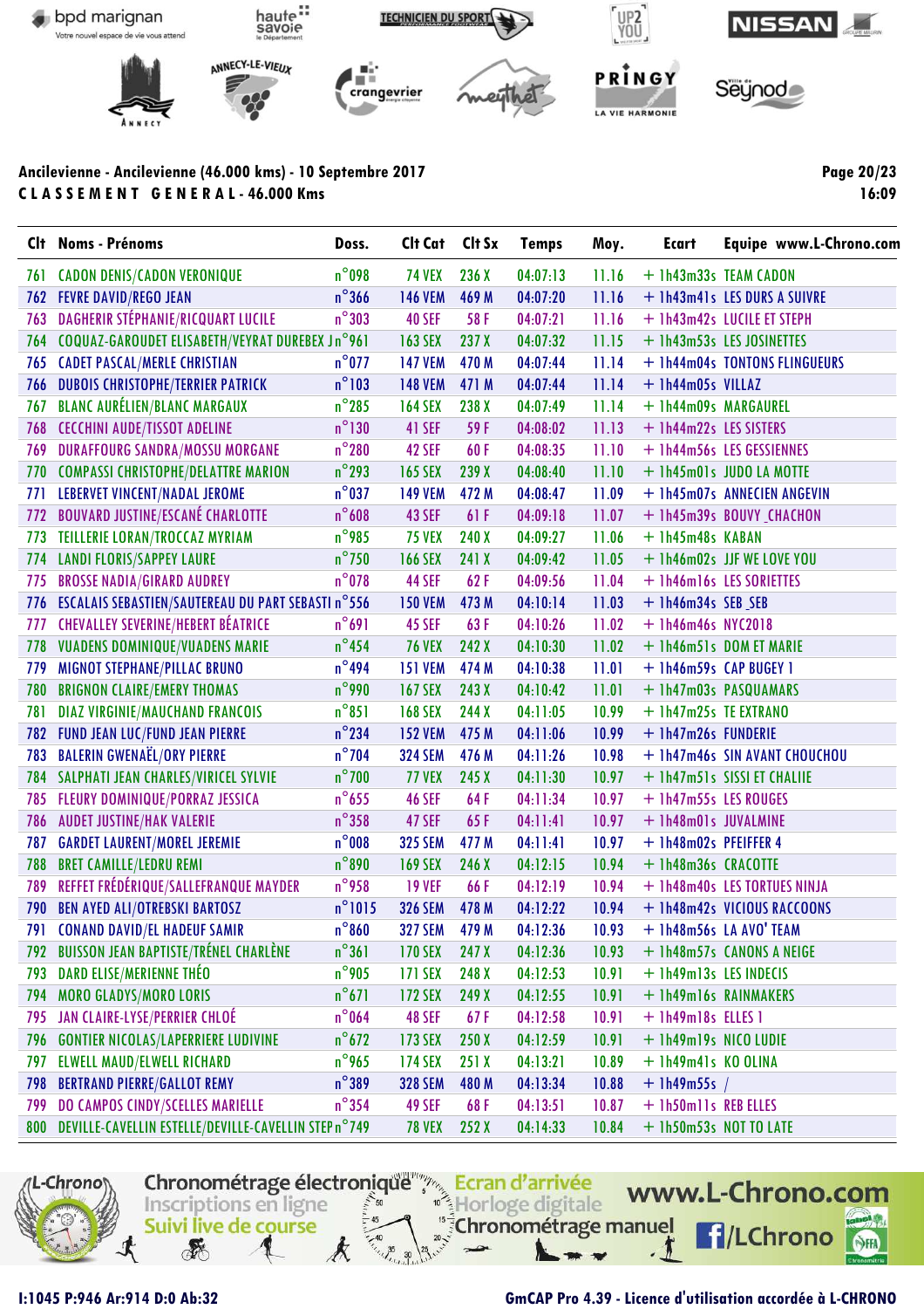Ancilevienne - Ancilevienne (46.000 kms) - 10 Septembre 2017

**C L A S S E M E N T   G E N E R A L - 46.000 Kms**

| Clt | Noms - Prénoms | Doss. | Clt Cat | Clt Sx | Temps | Moy. | Ecart | Equipe www.L-Chrono.com |
|---|---|---|---|---|---|---|---|---|
| 761 | CADON DENIS/CADON VERONIQUE | n°098 | 74 VEX | 236 X | 04:07:13 | 11.16 | + 1h43m33s | TEAM CADON |
| 762 | FEVRE DAVID/REGO JEAN | n°366 | 146 VEM | 469 M | 04:07:20 | 11.16 | + 1h43m41s | LES DURS A SUIVRE |
| 763 | DAGHERIR STÉPHANIE/RICQUART LUCILE | n°303 | 40 SEF | 58 F | 04:07:21 | 11.16 | + 1h43m42s | LUCILE ET STEPH |
| 764 | COQUAZ-GAROUDET ELISABETH/VEYRAT DUREBEX J | n°961 | 163 SEX | 237 X | 04:07:32 | 11.15 | + 1h43m53s | LES JOSINETTES |
| 765 | CADET PASCAL/MERLE CHRISTIAN | n°077 | 147 VEM | 470 M | 04:07:44 | 11.14 | + 1h44m04s | TONTONS FLINGUEURS |
| 766 | DUBOIS CHRISTOPHE/TERRIER PATRICK | n°103 | 148 VEM | 471 M | 04:07:44 | 11.14 | + 1h44m05s | VILLAZ |
| 767 | BLANC AURÉLIEN/BLANC MARGAUX | n°285 | 164 SEX | 238 X | 04:07:49 | 11.14 | + 1h44m09s | MARGAUREL |
| 768 | CECCHINI AUDE/TISSOT ADELINE | n°130 | 41 SEF | 59 F | 04:08:02 | 11.13 | + 1h44m22s | LES SISTERS |
| 769 | DURAFFOURG SANDRA/MOSSU MORGANE | n°280 | 42 SEF | 60 F | 04:08:35 | 11.10 | + 1h44m56s | LES GESSIENNES |
| 770 | COMPASSI CHRISTOPHE/DELATTRE MARION | n°293 | 165 SEX | 239 X | 04:08:40 | 11.10 | + 1h45m01s | JUDO LA MOTTE |
| 771 | LEBERVET VINCENT/NADAL JEROME | n°037 | 149 VEM | 472 M | 04:08:47 | 11.09 | + 1h45m07s | ANNECIEN ANGEVIN |
| 772 | BOUVARD JUSTINE/ESCANÉ CHARLOTTE | n°608 | 43 SEF | 61 F | 04:09:18 | 11.07 | + 1h45m39s | BOUVY _CHACHON |
| 773 | TEILLERIE LORAN/TROCCAZ MYRIAM | n°985 | 75 VEX | 240 X | 04:09:27 | 11.06 | + 1h45m48s | KABAN |
| 774 | LANDI FLORIS/SAPPEY LAURE | n°750 | 166 SEX | 241 X | 04:09:42 | 11.05 | + 1h46m02s | JJF WE LOVE YOU |
| 775 | BROSSE NADIA/GIRARD AUDREY | n°078 | 44 SEF | 62 F | 04:09:56 | 11.04 | + 1h46m16s | LES SORIETTES |
| 776 | ESCALAIS SEBASTIEN/SAUTEREAU DU PART SEBASTI | n°556 | 150 VEM | 473 M | 04:10:14 | 11.03 | + 1h46m34s | SEB _SEB |
| 777 | CHEVALLEY SEVERINE/HEBERT BÉATRICE | n°691 | 45 SEF | 63 F | 04:10:26 | 11.02 | + 1h46m46s | NYC2018 |
| 778 | VUADENS DOMINIQUE/VUADENS MARIE | n°454 | 76 VEX | 242 X | 04:10:30 | 11.02 | + 1h46m51s | DOM ET MARIE |
| 779 | MIGNOT STEPHANE/PILLAC BRUNO | n°494 | 151 VEM | 474 M | 04:10:38 | 11.01 | + 1h46m59s | CAP BUGEY 1 |
| 780 | BRIGNON CLAIRE/EMERY THOMAS | n°990 | 167 SEX | 243 X | 04:10:42 | 11.01 | + 1h47m03s | PASQUAMARS |
| 781 | DIAZ VIRGINIE/MAUCHAND FRANCOIS | n°851 | 168 SEX | 244 X | 04:11:05 | 10.99 | + 1h47m25s | TE EXTRANO |
| 782 | FUND JEAN LUC/FUND JEAN PIERRE | n°234 | 152 VEM | 475 M | 04:11:06 | 10.99 | + 1h47m26s | FUNDERIE |
| 783 | BALERIN GWENAËL/ORY PIERRE | n°704 | 324 SEM | 476 M | 04:11:26 | 10.98 | + 1h47m46s | SIN AVANT CHOUCHOU |
| 784 | SALPHATI JEAN CHARLES/VIRICEL SYLVIE | n°700 | 77 VEX | 245 X | 04:11:30 | 10.97 | + 1h47m51s | SISSI ET CHALIIE |
| 785 | FLEURY DOMINIQUE/PORRAZ JESSICA | n°655 | 46 SEF | 64 F | 04:11:34 | 10.97 | + 1h47m55s | LES ROUGES |
| 786 | AUDET JUSTINE/HAK VALERIE | n°358 | 47 SEF | 65 F | 04:11:41 | 10.97 | + 1h48m01s | JUVALMINE |
| 787 | GARDET LAURENT/MOREL JEREMIE | n°008 | 325 SEM | 477 M | 04:11:41 | 10.97 | + 1h48m02s | PFEIFFER 4 |
| 788 | BRET CAMILLE/LEDRU REMI | n°890 | 169 SEX | 246 X | 04:12:15 | 10.94 | + 1h48m36s | CRACOTTE |
| 789 | REFFET FRÉDÉRIQUE/SALLEFRANQUE MAYDER | n°958 | 19 VEF | 66 F | 04:12:19 | 10.94 | + 1h48m40s | LES TORTUES NINJA |
| 790 | BEN AYED ALI/OTREBSKI BARTOSZ | n°1015 | 326 SEM | 478 M | 04:12:22 | 10.94 | + 1h48m42s | VICIOUS RACCOONS |
| 791 | CONAND DAVID/EL HADEUF SAMIR | n°860 | 327 SEM | 479 M | 04:12:36 | 10.93 | + 1h48m56s | LA AVO' TEAM |
| 792 | BUISSON JEAN BAPTISTE/TRÉNEL CHARLÈNE | n°361 | 170 SEX | 247 X | 04:12:36 | 10.93 | + 1h48m57s | CANONS A NEIGE |
| 793 | DARD ELISE/MERIENNE THÉO | n°905 | 171 SEX | 248 X | 04:12:53 | 10.91 | + 1h49m13s | LES INDECIS |
| 794 | MORO GLADYS/MORO LORIS | n°671 | 172 SEX | 249 X | 04:12:55 | 10.91 | + 1h49m16s | RAINMAKERS |
| 795 | JAN CLAIRE-LYSE/PERRIER CHLOÉ | n°064 | 48 SEF | 67 F | 04:12:58 | 10.91 | + 1h49m18s | ELLES 1 |
| 796 | GONTIER NICOLAS/LAPERRIERE LUDIVINE | n°672 | 173 SEX | 250 X | 04:12:59 | 10.91 | + 1h49m19s | NICO LUDIE |
| 797 | ELWELL MAUD/ELWELL RICHARD | n°965 | 174 SEX | 251 X | 04:13:21 | 10.89 | + 1h49m41s | KO OLINA |
| 798 | BERTRAND PIERRE/GALLOT REMY | n°389 | 328 SEM | 480 M | 04:13:34 | 10.88 | + 1h49m55s | / |
| 799 | DO CAMPOS CINDY/SCELLES MARIELLE | n°354 | 49 SEF | 68 F | 04:13:51 | 10.87 | + 1h50m11s | REB ELLES |
| 800 | DEVILLE-CAVELLIN ESTELLE/DEVILLE-CAVELLIN STEP | n°749 | 78 VEX | 252 X | 04:14:33 | 10.84 | + 1h50m53s | NOT TO LATE |

I:1045 P:946 Ar:914 D:0 Ab:32

GmCAP Pro 4.39 - Licence d'utilisation accordée à L-CHRONO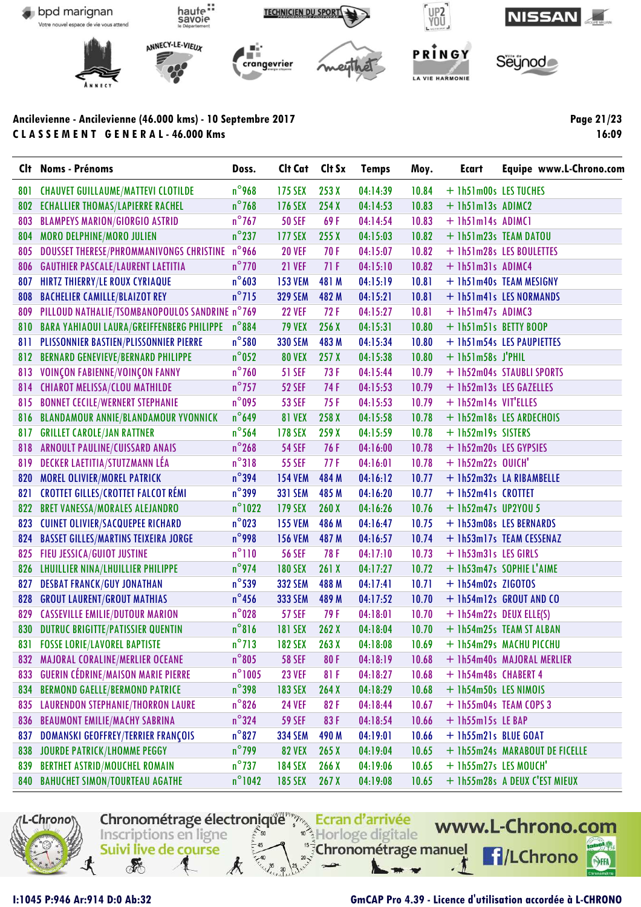Ancilevienne - Ancilevienne (46.000 kms) - 10 Septembre 2017

**C L A S S E M E N T   G E N E R A L - 46.000 Kms**

| Clt | Noms - Prénoms | Doss. | Clt Cat | Clt Sx | Temps | Moy. | Ecart | Equipe www.L-Chrono.com |
|---|---|---|---|---|---|---|---|---|
| 801 | CHAUVET GUILLAUME/MATTEVI CLOTILDE | n°968 | 175 SEX | 253 X | 04:14:39 | 10.84 | + 1h51m00s | LES TUCHES |
| 802 | ECHALLIER THOMAS/LAPIERRE RACHEL | n°768 | 176 SEX | 254 X | 04:14:53 | 10.83 | + 1h51m13s | ADIMC2 |
| 803 | BLAMPEYS MARION/GIORGIO ASTRID | n°767 | 50 SEF | 69 F | 04:14:54 | 10.83 | + 1h51m14s | ADIMC1 |
| 804 | MORO DELPHINE/MORO JULIEN | n°237 | 177 SEX | 255 X | 04:15:03 | 10.82 | + 1h51m23s | TEAM DATOU |
| 805 | DOUSSET THERESE/PHROMMANIVONGS CHRISTINE | n°966 | 20 VEF | 70 F | 04:15:07 | 10.82 | + 1h51m28s | LES BOULETTES |
| 806 | GAUTHIER PASCALE/LAURENT LAETITIA | n°770 | 21 VEF | 71 F | 04:15:10 | 10.82 | + 1h51m31s | ADIMC4 |
| 807 | HIRTZ THIERRY/LE ROUX CYRIAQUE | n°603 | 153 VEM | 481 M | 04:15:19 | 10.81 | + 1h51m40s | TEAM MESIGNY |
| 808 | BACHELIER CAMILLE/BLAIZOT REY | n°715 | 329 SEM | 482 M | 04:15:21 | 10.81 | + 1h51m41s | LES NORMANDS |
| 809 | PILLOUD NATHALIE/TSOMBANOPOULOS SANDRINE | n°769 | 22 VEF | 72 F | 04:15:27 | 10.81 | + 1h51m47s | ADIMC3 |
| 810 | BARA YAHIAOUI LAURA/GREIFFENBERG PHILIPPE | n°884 | 79 VEX | 256 X | 04:15:31 | 10.80 | + 1h51m51s | BETTY BOOP |
| 811 | PLISSONNIER BASTIEN/PLISSONNIER PIERRE | n°580 | 330 SEM | 483 M | 04:15:34 | 10.80 | + 1h51m54s | LES PAUPIETTES |
| 812 | BERNARD GENEVIEVE/BERNARD PHILIPPE | n°052 | 80 VEX | 257 X | 04:15:38 | 10.80 | + 1h51m58s | J'PHIL |
| 813 | VOINÇON FABIENNE/VOINÇON FANNY | n°760 | 51 SEF | 73 F | 04:15:44 | 10.79 | + 1h52m04s | STAUBLI SPORTS |
| 814 | CHIAROT MELISSA/CLOU MATHILDE | n°757 | 52 SEF | 74 F | 04:15:53 | 10.79 | + 1h52m13s | LES GAZELLES |
| 815 | BONNET CECILE/WERNERT STEPHANIE | n°095 | 53 SEF | 75 F | 04:15:53 | 10.79 | + 1h52m14s | VIT'ELLES |
| 816 | BLANDAMOUR ANNIE/BLANDAMOUR YVONNICK | n°649 | 81 VEX | 258 X | 04:15:58 | 10.78 | + 1h52m18s | LES ARDECHOIS |
| 817 | GRILLET CAROLE/JAN RATTNER | n°564 | 178 SEX | 259 X | 04:15:59 | 10.78 | + 1h52m19s | SISTERS |
| 818 | ARNOULT PAULINE/CUISSARD ANAIS | n°268 | 54 SEF | 76 F | 04:16:00 | 10.78 | + 1h52m20s | LES GYPSIES |
| 819 | DECKER LAETITIA/STUTZMANN LÉA | n°318 | 55 SEF | 77 F | 04:16:01 | 10.78 | + 1h52m22s | OUICH' |
| 820 | MOREL OLIVIER/MOREL PATRICK | n°394 | 154 VEM | 484 M | 04:16:12 | 10.77 | + 1h52m32s | LA RIBAMBELLE |
| 821 | CROTTET GILLES/CROTTET FALCOT RÉMI | n°399 | 331 SEM | 485 M | 04:16:20 | 10.77 | + 1h52m41s | CROTTET |
| 822 | BRET VANESSA/MORALES ALEJANDRO | n°1022 | 179 SEX | 260 X | 04:16:26 | 10.76 | + 1h52m47s | UP2YOU 5 |
| 823 | CUINET OLIVIER/SACQUEPEE RICHARD | n°023 | 155 VEM | 486 M | 04:16:47 | 10.75 | + 1h53m08s | LES BERNARDS |
| 824 | BASSET GILLES/MARTINS TEIXEIRA JORGE | n°998 | 156 VEM | 487 M | 04:16:57 | 10.74 | + 1h53m17s | TEAM CESSENAZ |
| 825 | FIEU JESSICA/GUIOT JUSTINE | n°110 | 56 SEF | 78 F | 04:17:10 | 10.73 | + 1h53m31s | LES GIRLS |
| 826 | LHUILLIER NINA/LHUILLIER PHILIPPE | n°974 | 180 SEX | 261 X | 04:17:27 | 10.72 | + 1h53m47s | SOPHIE L'AIME |
| 827 | DESBAT FRANCK/GUY JONATHAN | n°539 | 332 SEM | 488 M | 04:17:41 | 10.71 | + 1h54m02s | ZIGOTOS |
| 828 | GROUT LAURENT/GROUT MATHIAS | n°456 | 333 SEM | 489 M | 04:17:52 | 10.70 | + 1h54m12s | GROUT AND CO |
| 829 | CASSEVILLE EMILIE/DUTOUR MARION | n°028 | 57 SEF | 79 F | 04:18:01 | 10.70 | + 1h54m22s | DEUX ELLE(S) |
| 830 | DUTRUC BRIGITTE/PATISSIER QUENTIN | n°816 | 181 SEX | 262 X | 04:18:04 | 10.70 | + 1h54m25s | TEAM ST ALBAN |
| 831 | FOSSE LORIE/LAVOREL BAPTISTE | n°713 | 182 SEX | 263 X | 04:18:08 | 10.69 | + 1h54m29s | MACHU PICCHU |
| 832 | MAJORAL CORALINE/MERLIER OCEANE | n°805 | 58 SEF | 80 F | 04:18:19 | 10.68 | + 1h54m40s | MAJORAL MERLIER |
| 833 | GUERIN CÉDRINE/MAISON MARIE PIERRE | n°1005 | 23 VEF | 81 F | 04:18:27 | 10.68 | + 1h54m48s | CHABERT 4 |
| 834 | BERMOND GAELLE/BERMOND PATRICE | n°398 | 183 SEX | 264 X | 04:18:29 | 10.68 | + 1h54m50s | LES NIMOIS |
| 835 | LAURENDON STEPHANIE/THORRON LAURE | n°826 | 24 VEF | 82 F | 04:18:44 | 10.67 | + 1h55m04s | TEAM COPS 3 |
| 836 | BEAUMONT EMILIE/MACHY SABRINA | n°324 | 59 SEF | 83 F | 04:18:54 | 10.66 | + 1h55m15s | LE BAP |
| 837 | DOMANSKI GEOFFREY/TERRIER FRANÇOIS | n°827 | 334 SEM | 490 M | 04:19:01 | 10.66 | + 1h55m21s | BLUE GOAT |
| 838 | JOURDE PATRICK/LHOMME PEGGY | n°799 | 82 VEX | 265 X | 04:19:04 | 10.65 | + 1h55m24s | MARABOUT DE FICELLE |
| 839 | BERTHET ASTRID/MOUCHEL ROMAIN | n°737 | 184 SEX | 266 X | 04:19:06 | 10.65 | + 1h55m27s | LES MOUCH' |
| 840 | BAHUCHET SIMON/TOURTEAU AGATHE | n°1042 | 185 SEX | 267 X | 04:19:08 | 10.65 | + 1h55m28s | A DEUX C'EST MIEUX |

I:1045 P:946 Ar:914 D:0 Ab:32

GmCAP Pro 4.39 - Licence d'utilisation accordée à L-CHRONO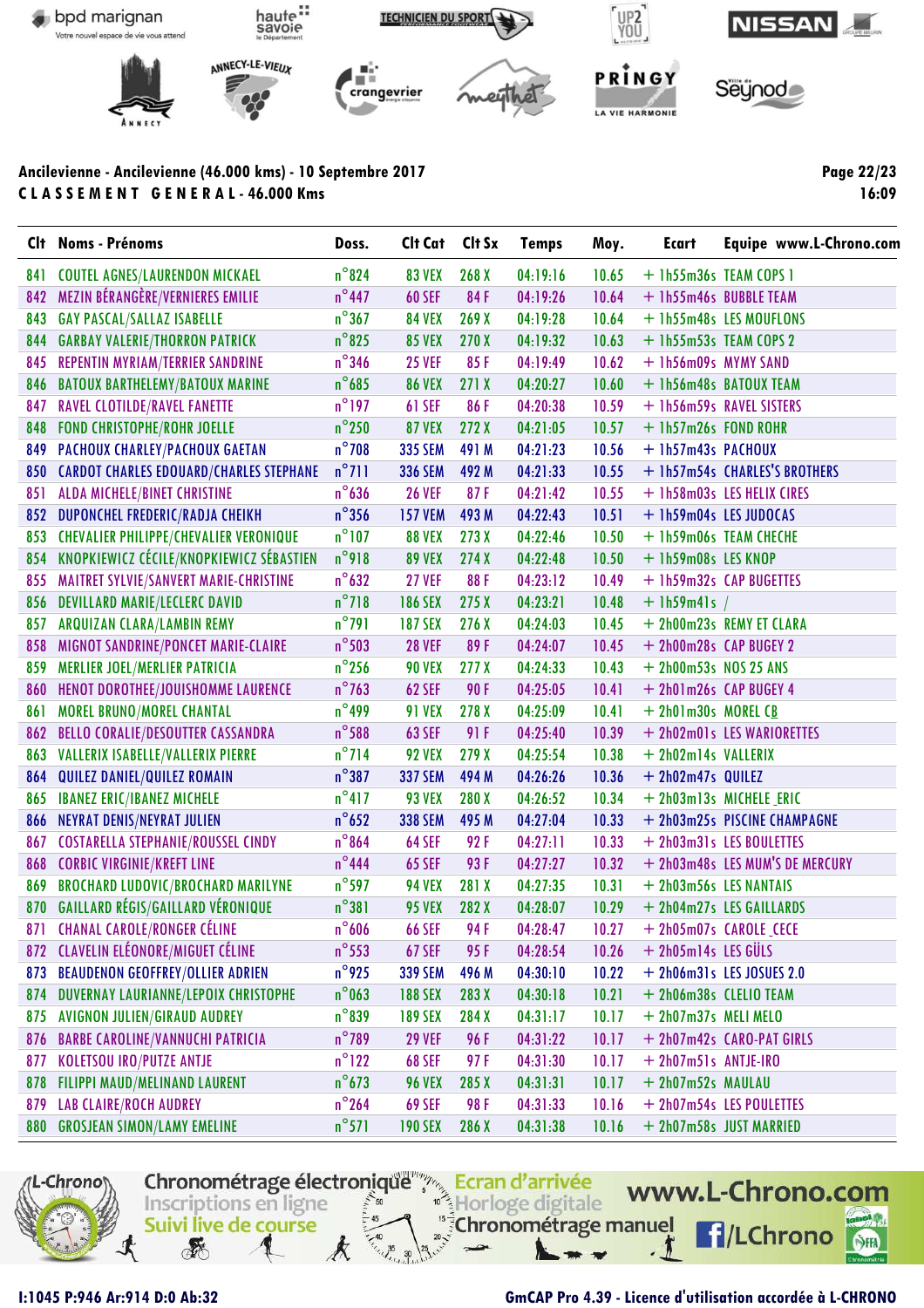Ancilevienne - Ancilevienne (46.000 kms) - 10 Septembre 2017

**C L A S S E M E N T   G E N E R A L - 46.000 Kms**

| Clt | Noms - Prénoms | Doss. | Clt Cat | Clt Sx | Temps | Moy. | Ecart | Equipe www.L-Chrono.com |
|---|---|---|---|---|---|---|---|---|
| 841 | COUTEL AGNES/LAURENDON MICKAEL | n°824 | 83 VEX | 268 X | 04:19:16 | 10.65 | + 1h55m36s | TEAM COPS 1 |
| 842 | MEZIN BÉRANGÈRE/VERNIERES EMILIE | n°447 | 60 SEF | 84 F | 04:19:26 | 10.64 | + 1h55m46s | BUBBLE TEAM |
| 843 | GAY PASCAL/SALLAZ ISABELLE | n°367 | 84 VEX | 269 X | 04:19:28 | 10.64 | + 1h55m48s | LES MOUFLONS |
| 844 | GARBAY VALERIE/THORRON PATRICK | n°825 | 85 VEX | 270 X | 04:19:32 | 10.63 | + 1h55m53s | TEAM COPS 2 |
| 845 | REPENTIN MYRIAM/TERRIER SANDRINE | n°346 | 25 VEF | 85 F | 04:19:49 | 10.62 | + 1h56m09s | MYMY SAND |
| 846 | BATOUX BARTHELEMY/BATOUX MARINE | n°685 | 86 VEX | 271 X | 04:20:27 | 10.60 | + 1h56m48s | BATOUX TEAM |
| 847 | RAVEL CLOTILDE/RAVEL FANETTE | n°197 | 61 SEF | 86 F | 04:20:38 | 10.59 | + 1h56m59s | RAVEL SISTERS |
| 848 | FOND CHRISTOPHE/ROHR JOELLE | n°250 | 87 VEX | 272 X | 04:21:05 | 10.57 | + 1h57m26s | FOND ROHR |
| 849 | PACHOUX CHARLEY/PACHOUX GAETAN | n°708 | 335 SEM | 491 M | 04:21:23 | 10.56 | + 1h57m43s | PACHOUX |
| 850 | CARDOT CHARLES EDOUARD/CHARLES STEPHANE | n°711 | 336 SEM | 492 M | 04:21:33 | 10.55 | + 1h57m54s | CHARLES'S BROTHERS |
| 851 | ALDA MICHELE/BINET CHRISTINE | n°636 | 26 VEF | 87 F | 04:21:42 | 10.55 | + 1h58m03s | LES HELIX CIRES |
| 852 | DUPONCHEL FREDERIC/RADJA CHEIKH | n°356 | 157 VEM | 493 M | 04:22:43 | 10.51 | + 1h59m04s | LES JUDOCAS |
| 853 | CHEVALIER PHILIPPE/CHEVALIER VERONIQUE | n°107 | 88 VEX | 273 X | 04:22:46 | 10.50 | + 1h59m06s | TEAM CHECHE |
| 854 | KNOPKIEWICZ CÉCILE/KNOPKIEWICZ SÉBASTIEN | n°918 | 89 VEX | 274 X | 04:22:48 | 10.50 | + 1h59m08s | LES KNOP |
| 855 | MAITRET SYLVIE/SANVERT MARIE-CHRISTINE | n°632 | 27 VEF | 88 F | 04:23:12 | 10.49 | + 1h59m32s | CAP BUGETTES |
| 856 | DEVILLARD MARIE/LECLERC DAVID | n°718 | 186 SEX | 275 X | 04:23:21 | 10.48 | + 1h59m41s | / |
| 857 | ARQUIZAN CLARA/LAMBIN REMY | n°791 | 187 SEX | 276 X | 04:24:03 | 10.45 | + 2h00m23s | REMY ET CLARA |
| 858 | MIGNOT SANDRINE/PONCET MARIE-CLAIRE | n°503 | 28 VEF | 89 F | 04:24:07 | 10.45 | + 2h00m28s | CAP BUGEY 2 |
| 859 | MERLIER JOEL/MERLIER PATRICIA | n°256 | 90 VEX | 277 X | 04:24:33 | 10.43 | + 2h00m53s | NOS 25 ANS |
| 860 | HENOT DOROTHEE/JOUISHOMME LAURENCE | n°763 | 62 SEF | 90 F | 04:25:05 | 10.41 | + 2h01m26s | CAP BUGEY 4 |
| 861 | MOREL BRUNO/MOREL CHANTAL | n°499 | 91 VEX | 278 X | 04:25:09 | 10.41 | + 2h01m30s | MOREL CB |
| 862 | BELLO CORALIE/DESOUTTER CASSANDRA | n°588 | 63 SEF | 91 F | 04:25:40 | 10.39 | + 2h02m01s | LES WARIORETTES |
| 863 | VALLERIX ISABELLE/VALLERIX PIERRE | n°714 | 92 VEX | 279 X | 04:25:54 | 10.38 | + 2h02m14s | VALLERIX |
| 864 | QUILEZ DANIEL/QUILEZ ROMAIN | n°387 | 337 SEM | 494 M | 04:26:26 | 10.36 | + 2h02m47s | QUILEZ |
| 865 | IBANEZ ERIC/IBANEZ MICHELE | n°417 | 93 VEX | 280 X | 04:26:52 | 10.34 | + 2h03m13s | MICHELE_ERIC |
| 866 | NEYRAT DENIS/NEYRAT JULIEN | n°652 | 338 SEM | 495 M | 04:27:04 | 10.33 | + 2h03m25s | PISCINE CHAMPAGNE |
| 867 | COSTARELLA STEPHANIE/ROUSSEL CINDY | n°864 | 64 SEF | 92 F | 04:27:11 | 10.33 | + 2h03m31s | LES BOULETTES |
| 868 | CORBIC VIRGINIE/KREFT LINE | n°444 | 65 SEF | 93 F | 04:27:27 | 10.32 | + 2h03m48s | LES MUM'S DE MERCURY |
| 869 | BROCHARD LUDOVIC/BROCHARD MARILYNE | n°597 | 94 VEX | 281 X | 04:27:35 | 10.31 | + 2h03m56s | LES NANTAIS |
| 870 | GAILLARD RÉGIS/GAILLARD VÉRONIQUE | n°381 | 95 VEX | 282 X | 04:28:07 | 10.29 | + 2h04m27s | LES GAILLARDS |
| 871 | CHANAL CAROLE/RONGER CÉLINE | n°606 | 66 SEF | 94 F | 04:28:47 | 10.27 | + 2h05m07s | CAROLE_CECE |
| 872 | CLAVELIN ELÉONORE/MIGUET CÉLINE | n°553 | 67 SEF | 95 F | 04:28:54 | 10.26 | + 2h05m14s | LES GÜLS |
| 873 | BEAUDENON GEOFFREY/OLLIER ADRIEN | n°925 | 339 SEM | 496 M | 04:30:10 | 10.22 | + 2h06m31s | LES JOSUES 2.0 |
| 874 | DUVERNAY LAURIANNE/LEPOIX CHRISTOPHE | n°063 | 188 SEX | 283 X | 04:30:18 | 10.21 | + 2h06m38s | CLELIO TEAM |
| 875 | AVIGNON JULIEN/GIRAUD AUDREY | n°839 | 189 SEX | 284 X | 04:31:17 | 10.17 | + 2h07m37s | MELI MELO |
| 876 | BARBE CAROLINE/VANNUCHI PATRICIA | n°789 | 29 VEF | 96 F | 04:31:22 | 10.17 | + 2h07m42s | CARO-PAT GIRLS |
| 877 | KOLETSOU IRO/PUTZE ANTJE | n°122 | 68 SEF | 97 F | 04:31:30 | 10.17 | + 2h07m51s | ANTJE-IRO |
| 878 | FILIPPI MAUD/MELINAND LAURENT | n°673 | 96 VEX | 285 X | 04:31:31 | 10.17 | + 2h07m52s | MAULAU |
| 879 | LAB CLAIRE/ROCH AUDREY | n°264 | 69 SEF | 98 F | 04:31:33 | 10.16 | + 2h07m54s | LES POULETTES |
| 880 | GROSJEAN SIMON/LAMY EMELINE | n°571 | 190 SEX | 286 X | 04:31:38 | 10.16 | + 2h07m58s | JUST MARRIED |

I:1045 P:946 Ar:914 D:0 Ab:32

GmCAP Pro 4.39 - Licence d'utilisation accordée à L-CHRONO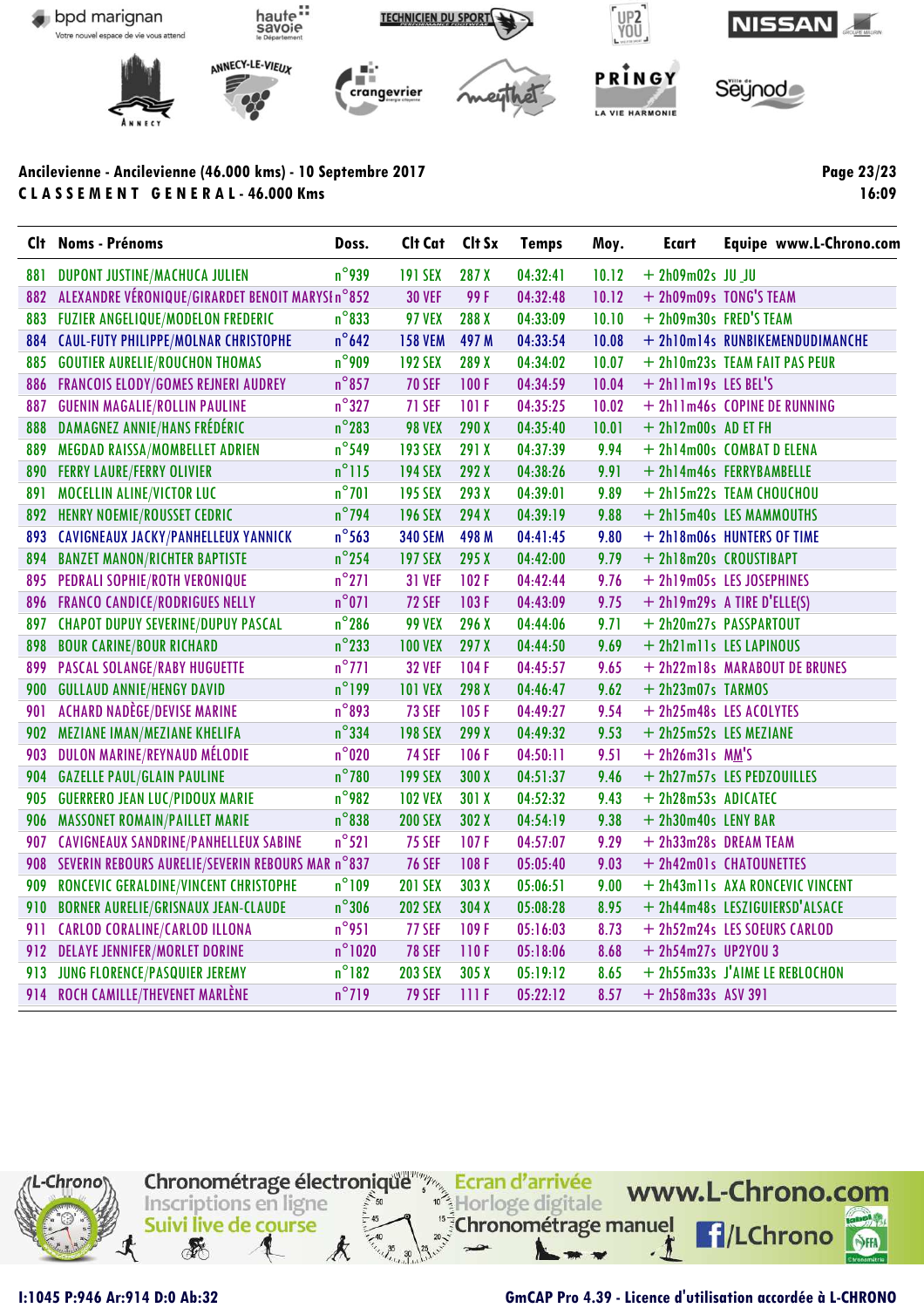Ancilevienne - Ancilevienne (46.000 kms) - 10 Septembre 2017

**CLASSEMENT GENERAL - 46.000 Kms**

16:09

| Clt | Noms - Prénoms | Doss. | Clt Cat | Clt Sx | Temps | Moy. | Ecart | Equipe www.L-Chrono.com |
|---|---|---|---|---|---|---|---|---|
| 881 | DUPONT JUSTINE/MACHUCA JULIEN | n°939 | 191 SEX | 287 X | 04:32:41 | 10.12 | + 2h09m02s | JU_JU |
| 882 | ALEXANDRE VÉRONIQUE/GIRARDET BENOIT MARYSE | n°852 | 30 VEF | 99 F | 04:32:48 | 10.12 | + 2h09m09s | TONG'S TEAM |
| 883 | FUZIER ANGELIQUE/MODELON FREDERIC | n°833 | 97 VEX | 288 X | 04:33:09 | 10.10 | + 2h09m30s | FRED'S TEAM |
| 884 | CAUL-FUTY PHILIPPE/MOLNAR CHRISTOPHE | n°642 | 158 VEM | 497 M | 04:33:54 | 10.08 | + 2h10m14s | RUNBIKEMENDUDIMANCHE |
| 885 | GOUTIER AURELIE/ROUCHON THOMAS | n°909 | 192 SEX | 289 X | 04:34:02 | 10.07 | + 2h10m23s | TEAM FAIT PAS PEUR |
| 886 | FRANCOIS ELODY/GOMES REJNERI AUDREY | n°857 | 70 SEF | 100 F | 04:34:59 | 10.04 | + 2h11m19s | LES BEL'S |
| 887 | GUENIN MAGALIE/ROLLIN PAULINE | n°327 | 71 SEF | 101 F | 04:35:25 | 10.02 | + 2h11m46s | COPINE DE RUNNING |
| 888 | DAMAGNEZ ANNIE/HANS FRÉDÉRIC | n°283 | 98 VEX | 290 X | 04:35:40 | 10.01 | + 2h12m00s | AD ET FH |
| 889 | MEGDAD RAISSA/MOMBELLET ADRIEN | n°549 | 193 SEX | 291 X | 04:37:39 | 9.94 | + 2h14m00s | COMBAT D ELENA |
| 890 | FERRY LAURE/FERRY OLIVIER | n°115 | 194 SEX | 292 X | 04:38:26 | 9.91 | + 2h14m46s | FERRYBAMBELLE |
| 891 | MOCELLIN ALINE/VICTOR LUC | n°701 | 195 SEX | 293 X | 04:39:01 | 9.89 | + 2h15m22s | TEAM CHOUCHOU |
| 892 | HENRY NOEMIE/ROUSSET CEDRIC | n°794 | 196 SEX | 294 X | 04:39:19 | 9.88 | + 2h15m40s | LES MAMMOUTHS |
| 893 | CAVIGNEAUX JACKY/PANHELLEUX YANNICK | n°563 | 340 SEM | 498 M | 04:41:45 | 9.80 | + 2h18m06s | HUNTERS OF TIME |
| 894 | BANZET MANON/RICHTER BAPTISTE | n°254 | 197 SEX | 295 X | 04:42:00 | 9.79 | + 2h18m20s | CROUSTIBAPT |
| 895 | PEDRALI SOPHIE/ROTH VERONIQUE | n°271 | 31 VEF | 102 F | 04:42:44 | 9.76 | + 2h19m05s | LES JOSEPHINES |
| 896 | FRANCO CANDICE/RODRIGUES NELLY | n°071 | 72 SEF | 103 F | 04:43:09 | 9.75 | + 2h19m29s | A TIRE D'ELLE(S) |
| 897 | CHAPOT DUPUY SEVERINE/DUPUY PASCAL | n°286 | 99 VEX | 296 X | 04:44:06 | 9.71 | + 2h20m27s | PASSPARTOUT |
| 898 | BOUR CARINE/BOUR RICHARD | n°233 | 100 VEX | 297 X | 04:44:50 | 9.69 | + 2h21m11s | LES LAPINOUS |
| 899 | PASCAL SOLANGE/RABY HUGUETTE | n°771 | 32 VEF | 104 F | 04:45:57 | 9.65 | + 2h22m18s | MARABOUT DE BRUNES |
| 900 | GULLAUD ANNIE/HENGY DAVID | n°199 | 101 VEX | 298 X | 04:46:47 | 9.62 | + 2h23m07s | TARMOS |
| 901 | ACHARD NADÈGE/DEVISE MARINE | n°893 | 73 SEF | 105 F | 04:49:27 | 9.54 | + 2h25m48s | LES ACOLYTES |
| 902 | MEZIANE IMAN/MEZIANE KHELIFA | n°334 | 198 SEX | 299 X | 04:49:32 | 9.53 | + 2h25m52s | LES MEZIANE |
| 903 | DULON MARINE/REYNAUD MÉLODIE | n°020 | 74 SEF | 106 F | 04:50:11 | 9.51 | + 2h26m31s | MM'S |
| 904 | GAZELLE PAUL/GLAIN PAULINE | n°780 | 199 SEX | 300 X | 04:51:37 | 9.46 | + 2h27m57s | LES PEDZOUILLES |
| 905 | GUERRERO JEAN LUC/PIDOUX MARIE | n°982 | 102 VEX | 301 X | 04:52:32 | 9.43 | + 2h28m53s | ADICATEC |
| 906 | MASSONET ROMAIN/PAILLET MARIE | n°838 | 200 SEX | 302 X | 04:54:19 | 9.38 | + 2h30m40s | LENY BAR |
| 907 | CAVIGNEAUX SANDRINE/PANHELLEUX SABINE | n°521 | 75 SEF | 107 F | 04:57:07 | 9.29 | + 2h33m28s | DREAM TEAM |
| 908 | SEVERIN REBOURS AURELIE/SEVERIN REBOURS MAR | n°837 | 76 SEF | 108 F | 05:05:40 | 9.03 | + 2h42m01s | CHATOUNETTES |
| 909 | RONCEVIC GERALDINE/VINCENT CHRISTOPHE | n°109 | 201 SEX | 303 X | 05:06:51 | 9.00 | + 2h43m11s | AXA RONCEVIC VINCENT |
| 910 | BORNER AURELIE/GRISNAUX JEAN-CLAUDE | n°306 | 202 SEX | 304 X | 05:08:28 | 8.95 | + 2h44m48s | LESZIGUIERSD'ALSACE |
| 911 | CARLOD CORALINE/CARLOD ILLONA | n°951 | 77 SEF | 109 F | 05:16:03 | 8.73 | + 2h52m24s | LES SOEURS CARLOD |
| 912 | DELAYE JENNIFER/MORLET DORINE | n°1020 | 78 SEF | 110 F | 05:18:06 | 8.68 | + 2h54m27s | UP2YOU 3 |
| 913 | JUNG FLORENCE/PASQUIER JEREMY | n°182 | 203 SEX | 305 X | 05:19:12 | 8.65 | + 2h55m33s | J'AIME LE REBLOCHON |
| 914 | ROCH CAMILLE/THEVENET MARLÈNE | n°719 | 79 SEF | 111 F | 05:22:12 | 8.57 | + 2h58m33s | ASV 391 |

I:1045 P:946 Ar:914 D:0 Ab:32

GmCAP Pro 4.39 - Licence d'utilisation accordée à L-CHRONO